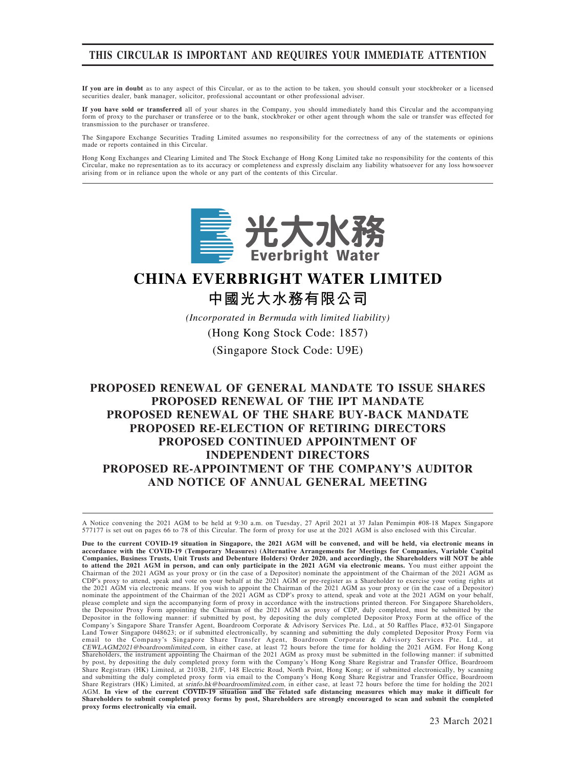# THIS CIRCULAR IS IMPORTANT AND REQUIRES YOUR IMMEDIATE ATTENTION

**If you are in doubt** as to any aspect of this Circular, or as to the action to be taken, you should consult your stockbroker or a licensed securities dealer, bank manager, solicitor, professional accountant or other professional adviser.

**If you have sold or transferred** all of your shares in the Company, you should immediately hand this Circular and the accompanying form of proxy to the purchaser or transferee or to the bank, stockbroker or other agent through whom the sale or transfer was effected for transmission to the purchaser or transferee.

The Singapore Exchange Securities Trading Limited assumes no responsibility for the correctness of any of the statements or opinions made or reports contained in this Circular.

Hong Kong Exchanges and Clearing Limited and The Stock Exchange of Hong Kong Limited take no responsibility for the contents of this Circular, make no representation as to its accuracy or completeness and expressly disclaim any liability whatsoever for any loss howsoever arising from or in reliance upon the whole or any part of the contents of this Circular.

光大水務
Everbright Water

# CHINA EVERBRIGHT WATER LIMITED
# 中國光大水務有限公司

*(Incorporated in Bermuda with limited liability)*

(Hong Kong Stock Code: 1857)

(Singapore Stock Code: U9E)

## PROPOSED RENEWAL OF GENERAL MANDATE TO ISSUE SHARES
## PROPOSED RENEWAL OF THE IPT MANDATE
## PROPOSED RENEWAL OF THE SHARE BUY-BACK MANDATE
## PROPOSED RE-ELECTION OF RETIRING DIRECTORS
## PROPOSED CONTINUED APPOINTMENT OF INDEPENDENT DIRECTORS
## PROPOSED RE-APPOINTMENT OF THE COMPANY'S AUDITOR AND NOTICE OF ANNUAL GENERAL MEETING

A Notice convening the 2021 AGM to be held at 9:30 a.m. on Tuesday, 27 April 2021 at 37 Jalan Pemimpin #08-18 Mapex Singapore 577177 is set out on pages 66 to 78 of this Circular. The form of proxy for use at the 2021 AGM is also enclosed with this Circular.

**Due to the current COVID-19 situation in Singapore, the 2021 AGM will be convened, and will be held, via electronic means in accordance with the COVID-19 (Temporary Measures) (Alternative Arrangements for Meetings for Companies, Variable Capital Companies, Business Trusts, Unit Trusts and Debenture Holders) Order 2020, and accordingly, the Shareholders will NOT be able to attend the 2021 AGM in person, and can only participate in the 2021 AGM via electronic means.** You must either appoint the Chairman of the 2021 AGM as your proxy or (in the case of a Depositor) nominate the appointment of the Chairman of the 2021 AGM as CDP's proxy to attend, speak and vote on your behalf at the 2021 AGM or pre-register as a Shareholder to exercise your voting rights at the 2021 AGM via electronic means. If you wish to appoint the Chairman of the 2021 AGM as your proxy or (in the case of a Depositor) nominate the appointment of the Chairman of the 2021 AGM as CDP's proxy to attend, speak and vote at the 2021 AGM on your behalf, please complete and sign the accompanying form of proxy in accordance with the instructions printed thereon. For Singapore Shareholders, the Depositor Proxy Form appointing the Chairman of the 2021 AGM as proxy of CDP, duly completed, must be submitted by the Depositor in the following manner: if submitted by post, by depositing the duly completed Depositor Proxy Form at the office of the Company's Singapore Share Transfer Agent, Boardroom Corporate & Advisory Services Pte. Ltd., at 50 Raffles Place, #32-01 Singapore Land Tower Singapore 048623; or if submitted electronically, by scanning and submitting the duly completed Depositor Proxy Form via email to the Company's Singapore Share Transfer Agent, Boardroom Corporate & Advisory Services Pte. Ltd., at *CEWLAGM2021@boardroomlimited.com*, in either case, at least 72 hours before the time for holding the 2021 AGM. For Hong Kong Shareholders, the instrument appointing the Chairman of the 2021 AGM as proxy must be submitted in the following manner: if submitted by post, by depositing the duly completed proxy form with the Company's Hong Kong Share Registrar and Transfer Office, Boardroom Share Registrars (HK) Limited, at 2103B, 21/F, 148 Electric Road, North Point, Hong Kong; or if submitted electronically, by scanning and submitting the duly completed proxy form via email to the Company's Hong Kong Share Registrar and Transfer Office, Boardroom Share Registrars (HK) Limited, at *srinfo.hk@boardroomlimited.com*, in either case, at least 72 hours before the time for holding the 2021 AGM. **In view of the current COVID-19 situation and the related safe distancing measures which may make it difficult for Shareholders to submit completed proxy forms by post, Shareholders are strongly encouraged to scan and submit the completed proxy forms electronically via email.**

23 March 2021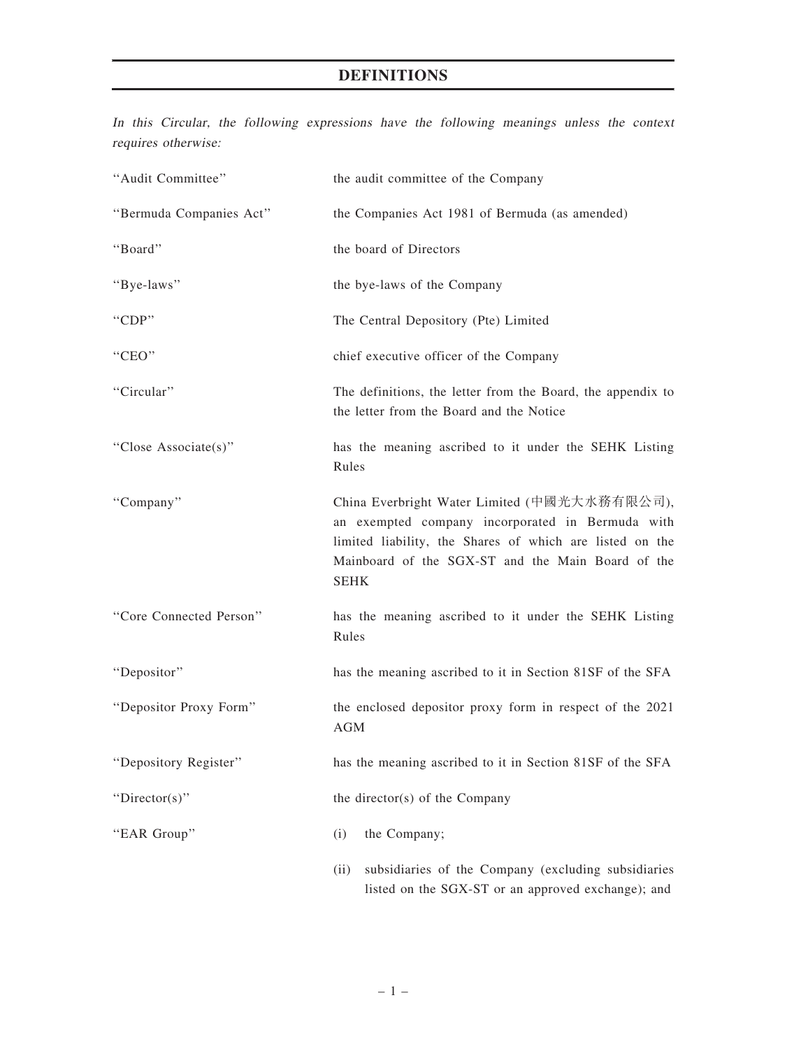# DEFINITIONS

*In this Circular, the following expressions have the following meanings unless the context requires otherwise:*

| | |
|---|---|
| "Audit Committee" | the audit committee of the Company |
| "Bermuda Companies Act" | the Companies Act 1981 of Bermuda (as amended) |
| "Board" | the board of Directors |
| "Bye-laws" | the bye-laws of the Company |
| "CDP" | The Central Depository (Pte) Limited |
| "CEO" | chief executive officer of the Company |
| "Circular" | The definitions, the letter from the Board, the appendix to the letter from the Board and the Notice |
| "Close Associate(s)" | has the meaning ascribed to it under the SEHK Listing Rules |
| "Company" | China Everbright Water Limited (中國光大水務有限公司), an exempted company incorporated in Bermuda with limited liability, the Shares of which are listed on the Mainboard of the SGX-ST and the Main Board of the SEHK |
| "Core Connected Person" | has the meaning ascribed to it under the SEHK Listing Rules |
| "Depositor" | has the meaning ascribed to it in Section 81SF of the SFA |
| "Depositor Proxy Form" | the enclosed depositor proxy form in respect of the 2021 AGM |
| "Depository Register" | has the meaning ascribed to it in Section 81SF of the SFA |
| "Director(s)" | the director(s) of the Company |
| "EAR Group" | (i) the Company;<br>(ii) subsidiaries of the Company (excluding subsidiaries listed on the SGX-ST or an approved exchange); and |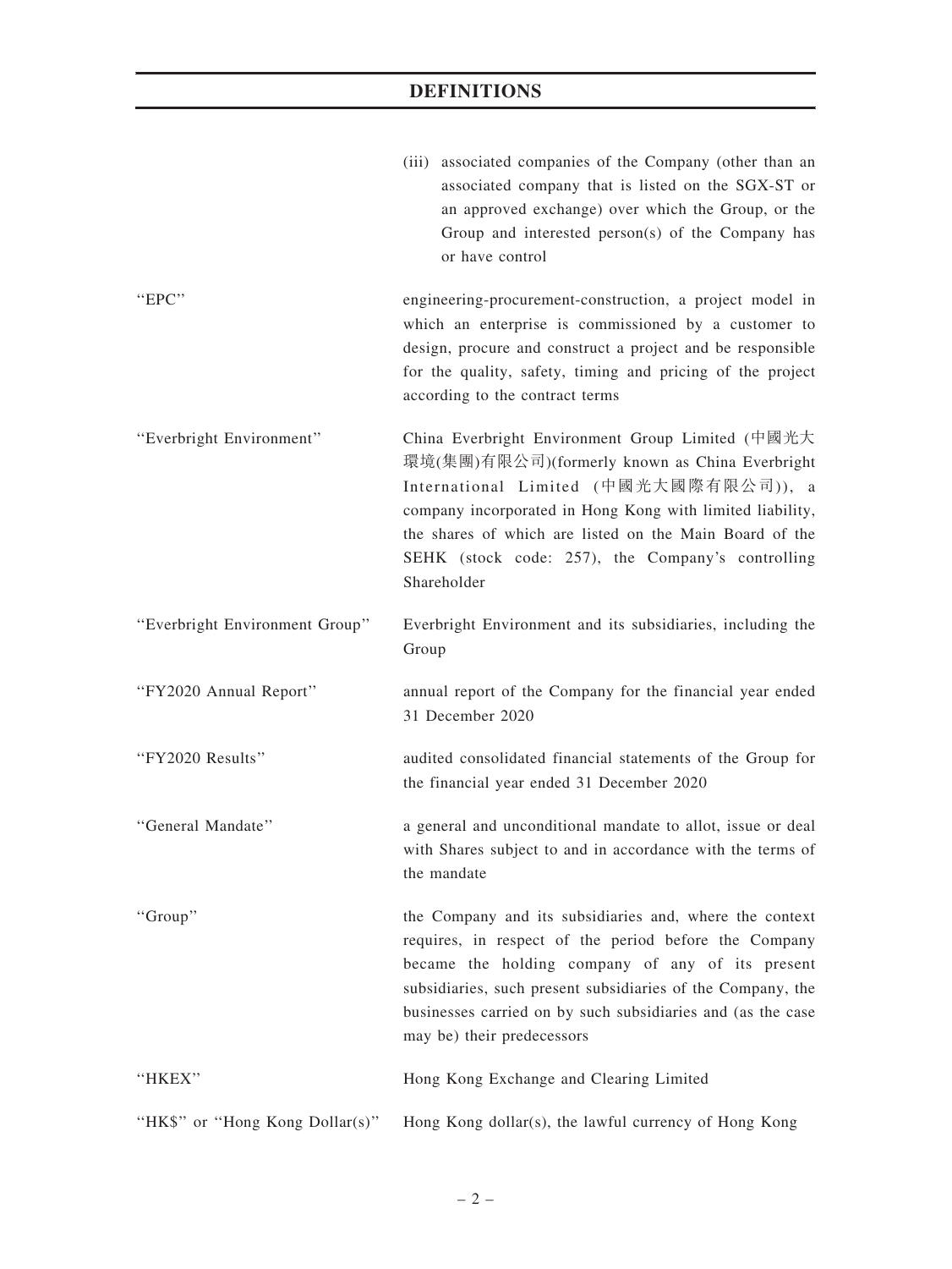## DEFINITIONS

| | |
|---|---|
| | (iii) associated companies of the Company (other than an associated company that is listed on the SGX-ST or an approved exchange) over which the Group, or the Group and interested person(s) of the Company has or have control |
| "EPC" | engineering-procurement-construction, a project model in which an enterprise is commissioned by a customer to design, procure and construct a project and be responsible for the quality, safety, timing and pricing of the project according to the contract terms |
| "Everbright Environment" | China Everbright Environment Group Limited (中國光大環境(集團)有限公司)(formerly known as China Everbright International Limited (中國光大國際有限公司)), a company incorporated in Hong Kong with limited liability, the shares of which are listed on the Main Board of the SEHK (stock code: 257), the Company's controlling Shareholder |
| "Everbright Environment Group" | Everbright Environment and its subsidiaries, including the Group |
| "FY2020 Annual Report" | annual report of the Company for the financial year ended 31 December 2020 |
| "FY2020 Results" | audited consolidated financial statements of the Group for the financial year ended 31 December 2020 |
| "General Mandate" | a general and unconditional mandate to allot, issue or deal with Shares subject to and in accordance with the terms of the mandate |
| "Group" | the Company and its subsidiaries and, where the context requires, in respect of the period before the Company became the holding company of any of its present subsidiaries, such present subsidiaries of the Company, the businesses carried on by such subsidiaries and (as the case may be) their predecessors |
| "HKEX" | Hong Kong Exchange and Clearing Limited |
| "HK$" or "Hong Kong Dollar(s)" | Hong Kong dollar(s), the lawful currency of Hong Kong |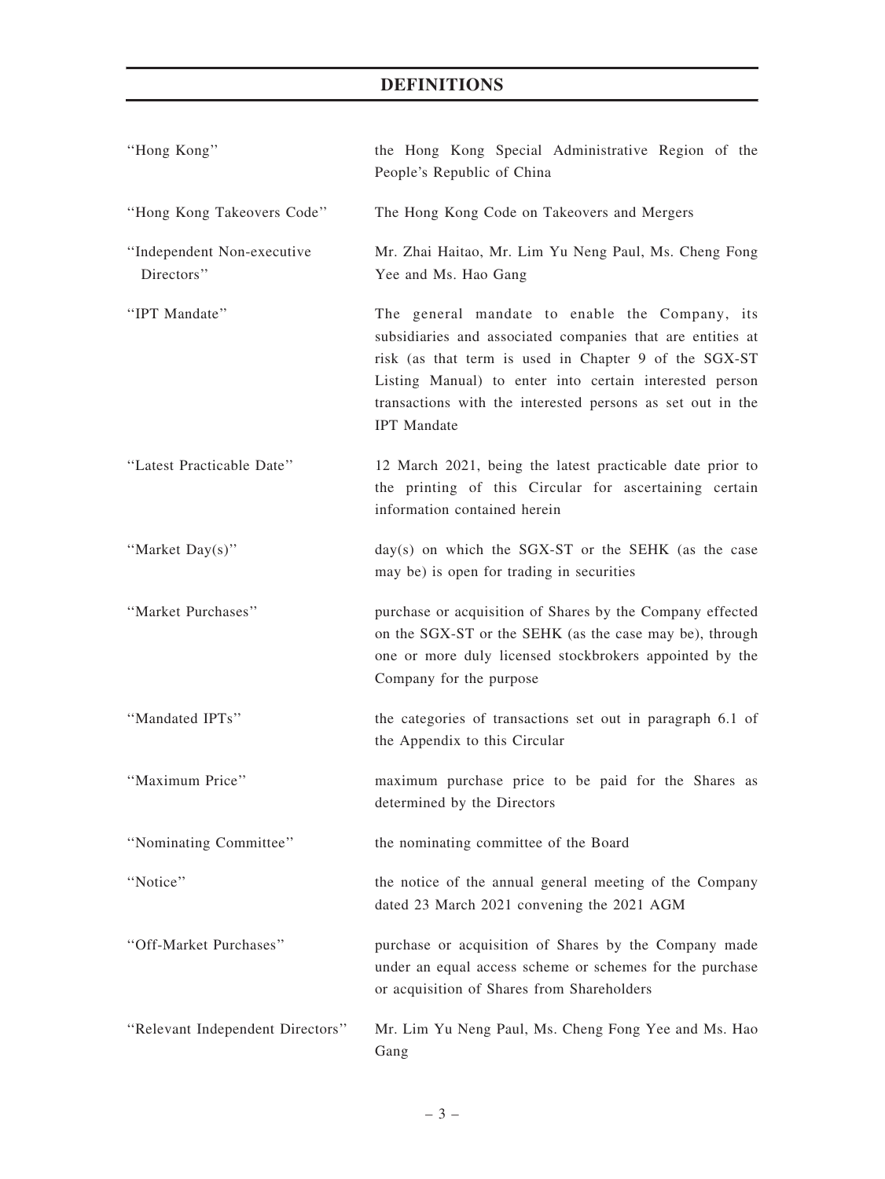# DEFINITIONS

| | |
|---|---|
| "Hong Kong" | the Hong Kong Special Administrative Region of the People's Republic of China |
| "Hong Kong Takeovers Code" | The Hong Kong Code on Takeovers and Mergers |
| "Independent Non-executive Directors" | Mr. Zhai Haitao, Mr. Lim Yu Neng Paul, Ms. Cheng Fong Yee and Ms. Hao Gang |
| "IPT Mandate" | The general mandate to enable the Company, its subsidiaries and associated companies that are entities at risk (as that term is used in Chapter 9 of the SGX-ST Listing Manual) to enter into certain interested person transactions with the interested persons as set out in the IPT Mandate |
| "Latest Practicable Date" | 12 March 2021, being the latest practicable date prior to the printing of this Circular for ascertaining certain information contained herein |
| "Market Day(s)" | day(s) on which the SGX-ST or the SEHK (as the case may be) is open for trading in securities |
| "Market Purchases" | purchase or acquisition of Shares by the Company effected on the SGX-ST or the SEHK (as the case may be), through one or more duly licensed stockbrokers appointed by the Company for the purpose |
| "Mandated IPTs" | the categories of transactions set out in paragraph 6.1 of the Appendix to this Circular |
| "Maximum Price" | maximum purchase price to be paid for the Shares as determined by the Directors |
| "Nominating Committee" | the nominating committee of the Board |
| "Notice" | the notice of the annual general meeting of the Company dated 23 March 2021 convening the 2021 AGM |
| "Off-Market Purchases" | purchase or acquisition of Shares by the Company made under an equal access scheme or schemes for the purchase or acquisition of Shares from Shareholders |
| "Relevant Independent Directors" | Mr. Lim Yu Neng Paul, Ms. Cheng Fong Yee and Ms. Hao Gang |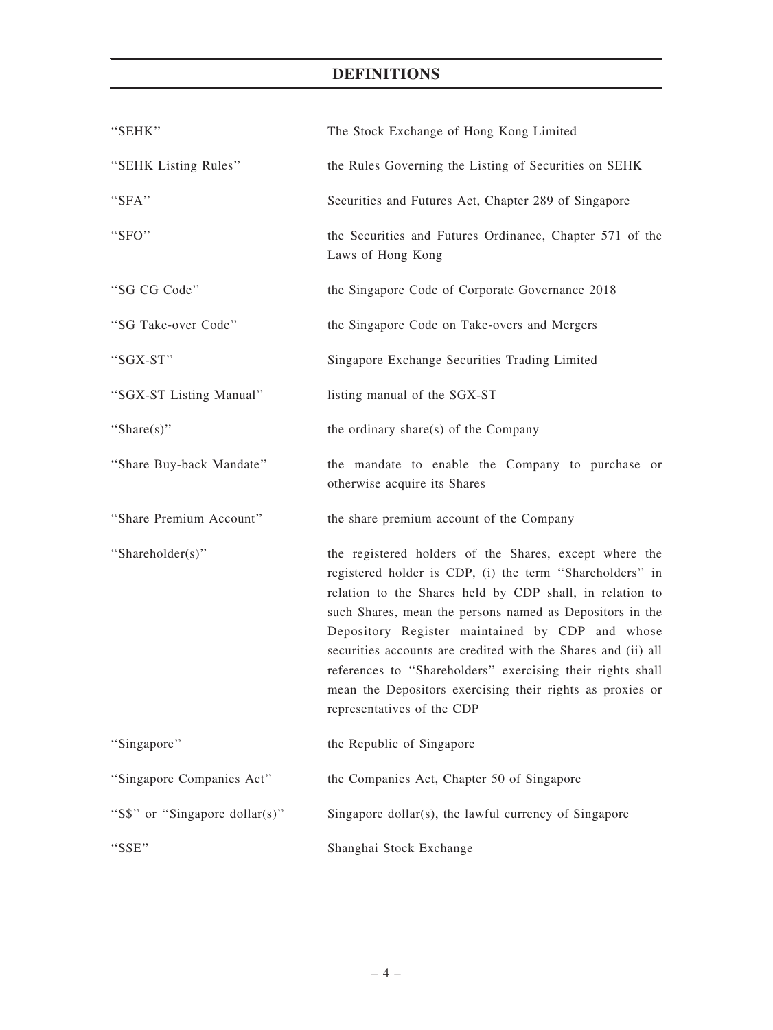# DEFINITIONS

| | |
|---|---|
| "SEHK" | The Stock Exchange of Hong Kong Limited |
| "SEHK Listing Rules" | the Rules Governing the Listing of Securities on SEHK |
| "SFA" | Securities and Futures Act, Chapter 289 of Singapore |
| "SFO" | the Securities and Futures Ordinance, Chapter 571 of the Laws of Hong Kong |
| "SG CG Code" | the Singapore Code of Corporate Governance 2018 |
| "SG Take-over Code" | the Singapore Code on Take-overs and Mergers |
| "SGX-ST" | Singapore Exchange Securities Trading Limited |
| "SGX-ST Listing Manual" | listing manual of the SGX-ST |
| "Share(s)" | the ordinary share(s) of the Company |
| "Share Buy-back Mandate" | the mandate to enable the Company to purchase or otherwise acquire its Shares |
| "Share Premium Account" | the share premium account of the Company |
| "Shareholder(s)" | the registered holders of the Shares, except where the registered holder is CDP, (i) the term "Shareholders" in relation to the Shares held by CDP shall, in relation to such Shares, mean the persons named as Depositors in the Depository Register maintained by CDP and whose securities accounts are credited with the Shares and (ii) all references to "Shareholders" exercising their rights shall mean the Depositors exercising their rights as proxies or representatives of the CDP |
| "Singapore" | the Republic of Singapore |
| "Singapore Companies Act" | the Companies Act, Chapter 50 of Singapore |
| "S$" or "Singapore dollar(s)" | Singapore dollar(s), the lawful currency of Singapore |
| "SSE" | Shanghai Stock Exchange |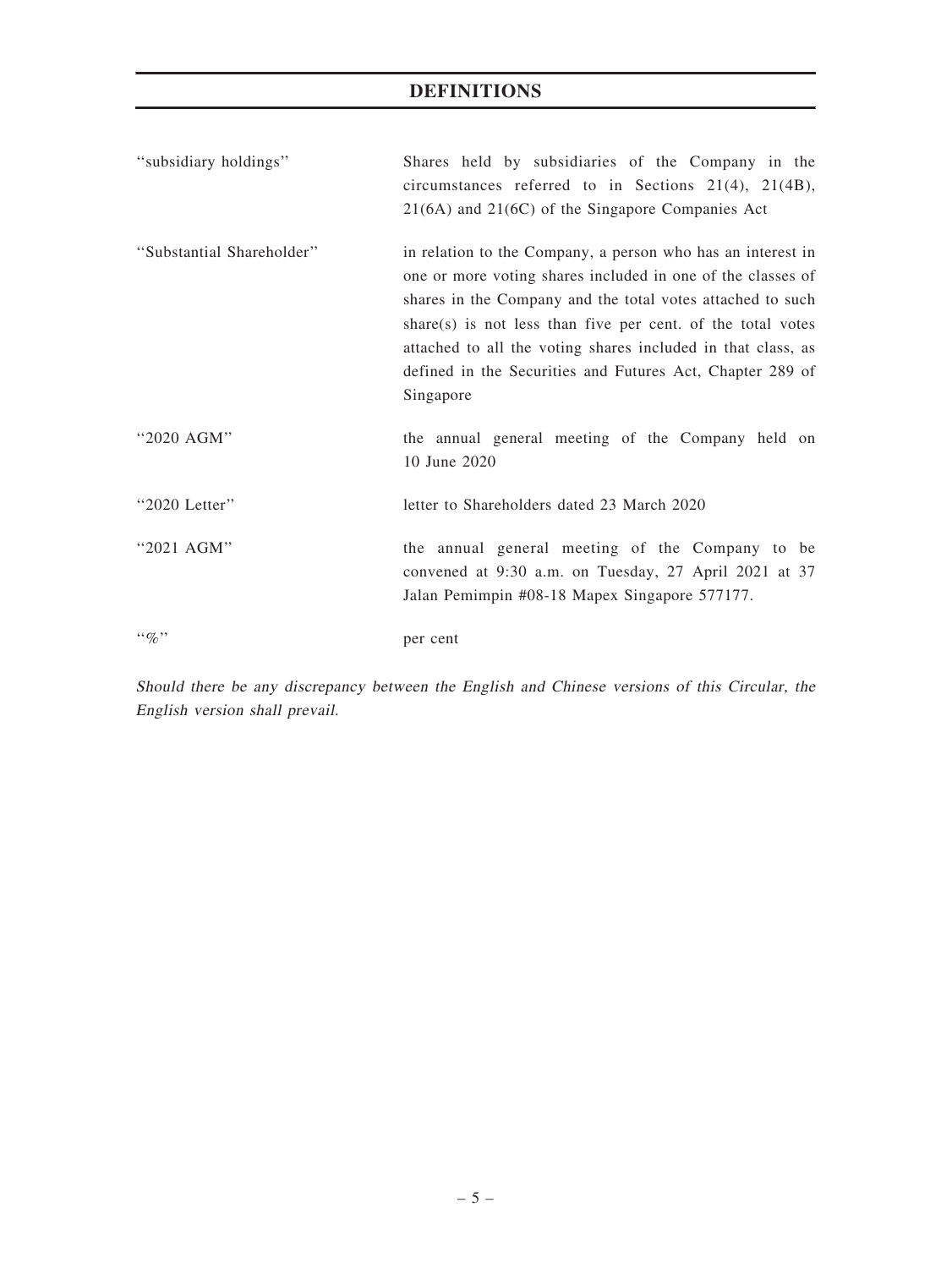# DEFINITIONS

| | |
|---|---|
| "subsidiary holdings" | Shares held by subsidiaries of the Company in the circumstances referred to in Sections 21(4), 21(4B), 21(6A) and 21(6C) of the Singapore Companies Act |
| "Substantial Shareholder" | in relation to the Company, a person who has an interest in one or more voting shares included in one of the classes of shares in the Company and the total votes attached to such share(s) is not less than five per cent. of the total votes attached to all the voting shares included in that class, as defined in the Securities and Futures Act, Chapter 289 of Singapore |
| "2020 AGM" | the annual general meeting of the Company held on 10 June 2020 |
| "2020 Letter" | letter to Shareholders dated 23 March 2020 |
| "2021 AGM" | the annual general meeting of the Company to be convened at 9:30 a.m. on Tuesday, 27 April 2021 at 37 Jalan Pemimpin #08-18 Mapex Singapore 577177. |
| "%" | per cent |

*Should there be any discrepancy between the English and Chinese versions of this Circular, the English version shall prevail.*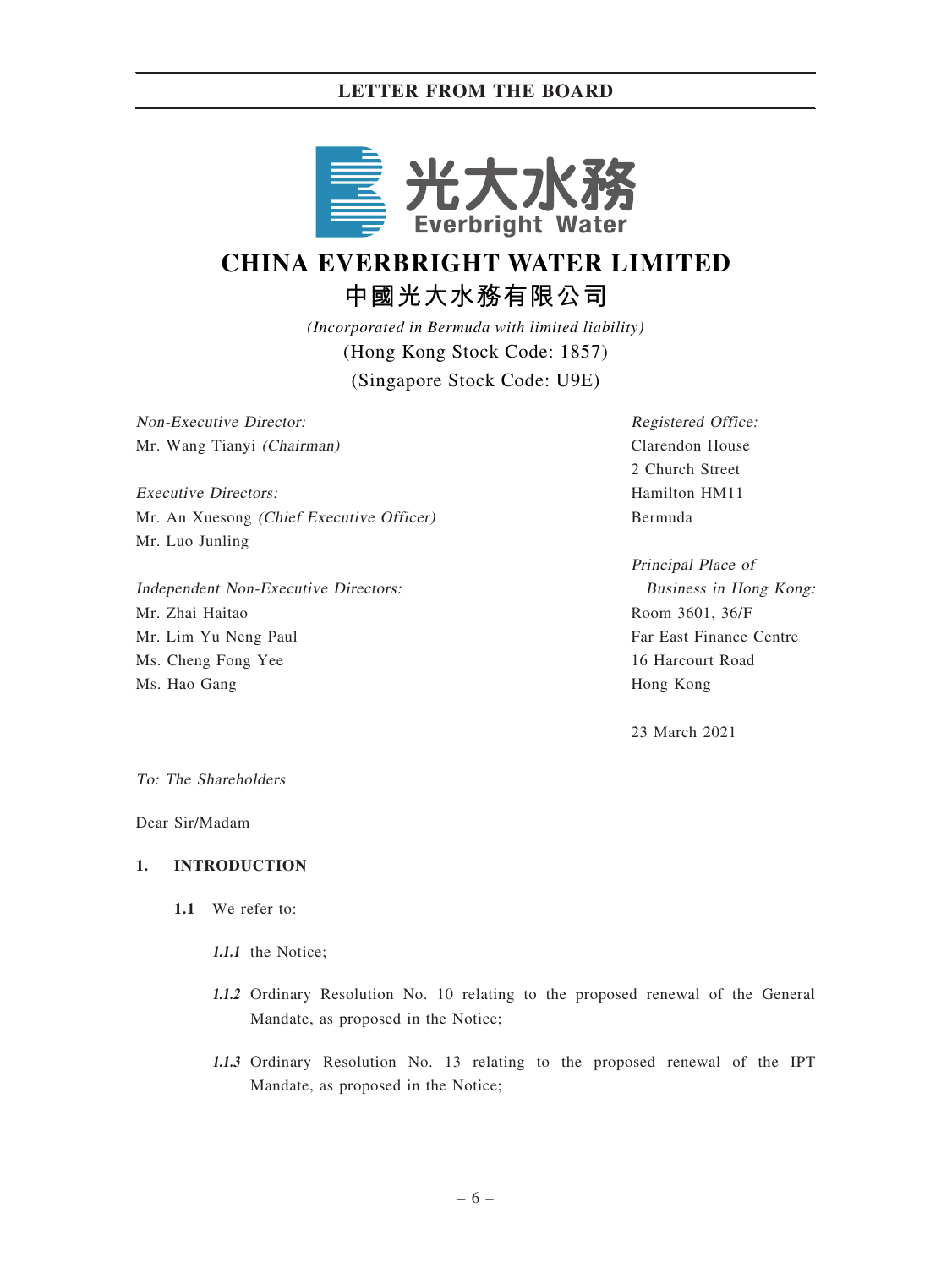# CHINA EVERBRIGHT WATER LIMITED

# 中國光大水務有限公司

*(Incorporated in Bermuda with limited liability)*

(Hong Kong Stock Code: 1857)

(Singapore Stock Code: U9E)

*Non-Executive Director:*
Mr. Wang Tianyi *(Chairman)*

*Executive Directors:*
Mr. An Xuesong *(Chief Executive Officer)*
Mr. Luo Junling

*Independent Non-Executive Directors:*
Mr. Zhai Haitao
Mr. Lim Yu Neng Paul
Ms. Cheng Fong Yee
Ms. Hao Gang

*Registered Office:*
Clarendon House
2 Church Street
Hamilton HM11
Bermuda

*Principal Place of Business in Hong Kong:*
Room 3601, 36/F
Far East Finance Centre
16 Harcourt Road
Hong Kong

23 March 2021

*To: The Shareholders*

Dear Sir/Madam

## 1. INTRODUCTION

**1.1** We refer to:

***1.1.1*** the Notice;

***1.1.2*** Ordinary Resolution No. 10 relating to the proposed renewal of the General Mandate, as proposed in the Notice;

***1.1.3*** Ordinary Resolution No. 13 relating to the proposed renewal of the IPT Mandate, as proposed in the Notice;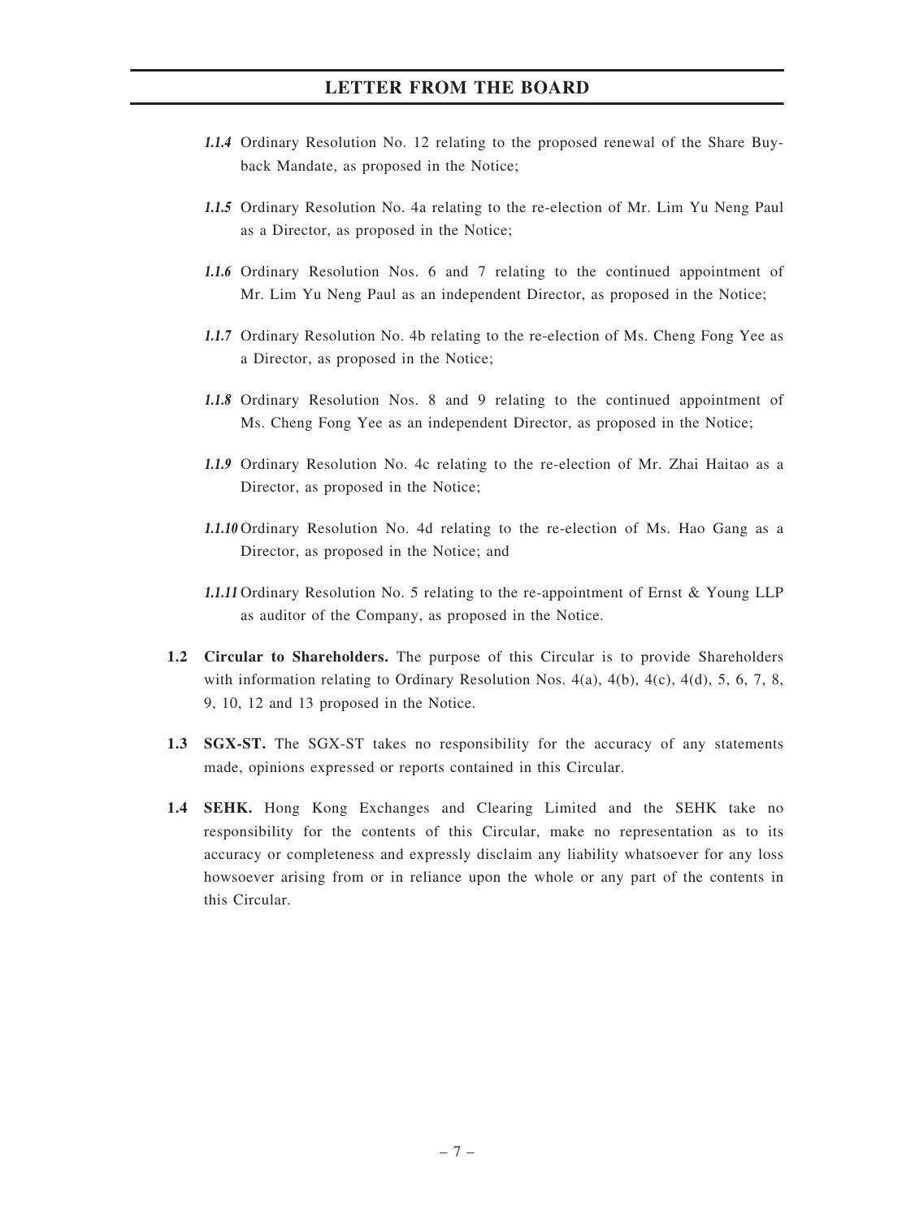*1.1.4* Ordinary Resolution No. 12 relating to the proposed renewal of the Share Buy-back Mandate, as proposed in the Notice;

*1.1.5* Ordinary Resolution No. 4a relating to the re-election of Mr. Lim Yu Neng Paul as a Director, as proposed in the Notice;

*1.1.6* Ordinary Resolution Nos. 6 and 7 relating to the continued appointment of Mr. Lim Yu Neng Paul as an independent Director, as proposed in the Notice;

*1.1.7* Ordinary Resolution No. 4b relating to the re-election of Ms. Cheng Fong Yee as a Director, as proposed in the Notice;

*1.1.8* Ordinary Resolution Nos. 8 and 9 relating to the continued appointment of Ms. Cheng Fong Yee as an independent Director, as proposed in the Notice;

*1.1.9* Ordinary Resolution No. 4c relating to the re-election of Mr. Zhai Haitao as a Director, as proposed in the Notice;

*1.1.10* Ordinary Resolution No. 4d relating to the re-election of Ms. Hao Gang as a Director, as proposed in the Notice; and

*1.1.11* Ordinary Resolution No. 5 relating to the re-appointment of Ernst & Young LLP as auditor of the Company, as proposed in the Notice.

**1.2 Circular to Shareholders.** The purpose of this Circular is to provide Shareholders with information relating to Ordinary Resolution Nos. 4(a), 4(b), 4(c), 4(d), 5, 6, 7, 8, 9, 10, 12 and 13 proposed in the Notice.

**1.3 SGX-ST.** The SGX-ST takes no responsibility for the accuracy of any statements made, opinions expressed or reports contained in this Circular.

**1.4 SEHK.** Hong Kong Exchanges and Clearing Limited and the SEHK take no responsibility for the contents of this Circular, make no representation as to its accuracy or completeness and expressly disclaim any liability whatsoever for any loss howsoever arising from or in reliance upon the whole or any part of the contents in this Circular.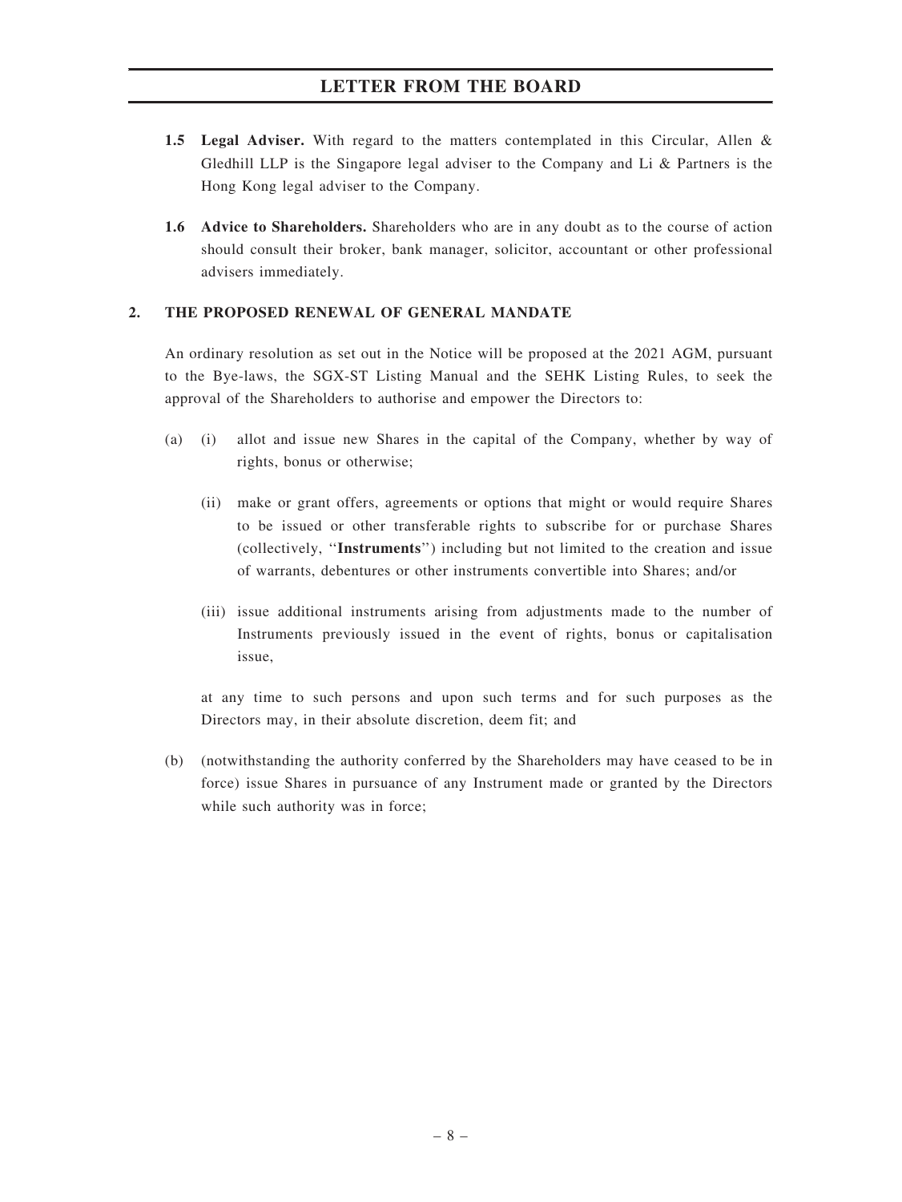**1.5 Legal Adviser.** With regard to the matters contemplated in this Circular, Allen & Gledhill LLP is the Singapore legal adviser to the Company and Li & Partners is the Hong Kong legal adviser to the Company.

**1.6 Advice to Shareholders.** Shareholders who are in any doubt as to the course of action should consult their broker, bank manager, solicitor, accountant or other professional advisers immediately.

## 2. THE PROPOSED RENEWAL OF GENERAL MANDATE

An ordinary resolution as set out in the Notice will be proposed at the 2021 AGM, pursuant to the Bye-laws, the SGX-ST Listing Manual and the SEHK Listing Rules, to seek the approval of the Shareholders to authorise and empower the Directors to:

(a) (i) allot and issue new Shares in the capital of the Company, whether by way of rights, bonus or otherwise;

(ii) make or grant offers, agreements or options that might or would require Shares to be issued or other transferable rights to subscribe for or purchase Shares (collectively, "**Instruments**") including but not limited to the creation and issue of warrants, debentures or other instruments convertible into Shares; and/or

(iii) issue additional instruments arising from adjustments made to the number of Instruments previously issued in the event of rights, bonus or capitalisation issue,

at any time to such persons and upon such terms and for such purposes as the Directors may, in their absolute discretion, deem fit; and

(b) (notwithstanding the authority conferred by the Shareholders may have ceased to be in force) issue Shares in pursuance of any Instrument made or granted by the Directors while such authority was in force;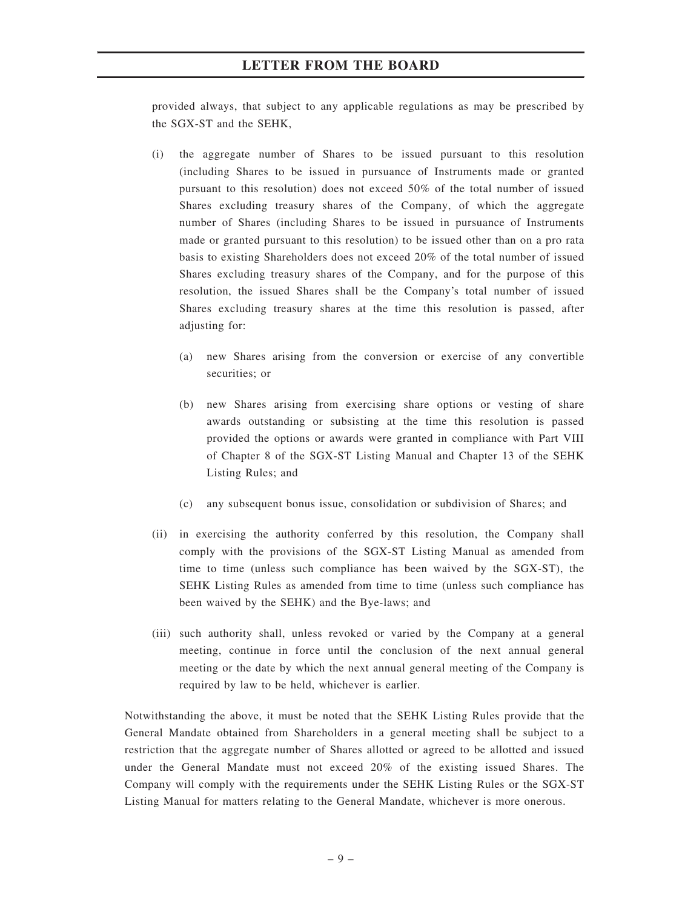provided always, that subject to any applicable regulations as may be prescribed by the SGX-ST and the SEHK,

(i) the aggregate number of Shares to be issued pursuant to this resolution (including Shares to be issued in pursuance of Instruments made or granted pursuant to this resolution) does not exceed 50% of the total number of issued Shares excluding treasury shares of the Company, of which the aggregate number of Shares (including Shares to be issued in pursuance of Instruments made or granted pursuant to this resolution) to be issued other than on a pro rata basis to existing Shareholders does not exceed 20% of the total number of issued Shares excluding treasury shares of the Company, and for the purpose of this resolution, the issued Shares shall be the Company's total number of issued Shares excluding treasury shares at the time this resolution is passed, after adjusting for:

   (a) new Shares arising from the conversion or exercise of any convertible securities; or

   (b) new Shares arising from exercising share options or vesting of share awards outstanding or subsisting at the time this resolution is passed provided the options or awards were granted in compliance with Part VIII of Chapter 8 of the SGX-ST Listing Manual and Chapter 13 of the SEHK Listing Rules; and

   (c) any subsequent bonus issue, consolidation or subdivision of Shares; and

(ii) in exercising the authority conferred by this resolution, the Company shall comply with the provisions of the SGX-ST Listing Manual as amended from time to time (unless such compliance has been waived by the SGX-ST), the SEHK Listing Rules as amended from time to time (unless such compliance has been waived by the SEHK) and the Bye-laws; and

(iii) such authority shall, unless revoked or varied by the Company at a general meeting, continue in force until the conclusion of the next annual general meeting or the date by which the next annual general meeting of the Company is required by law to be held, whichever is earlier.

Notwithstanding the above, it must be noted that the SEHK Listing Rules provide that the General Mandate obtained from Shareholders in a general meeting shall be subject to a restriction that the aggregate number of Shares allotted or agreed to be allotted and issued under the General Mandate must not exceed 20% of the existing issued Shares. The Company will comply with the requirements under the SEHK Listing Rules or the SGX-ST Listing Manual for matters relating to the General Mandate, whichever is more onerous.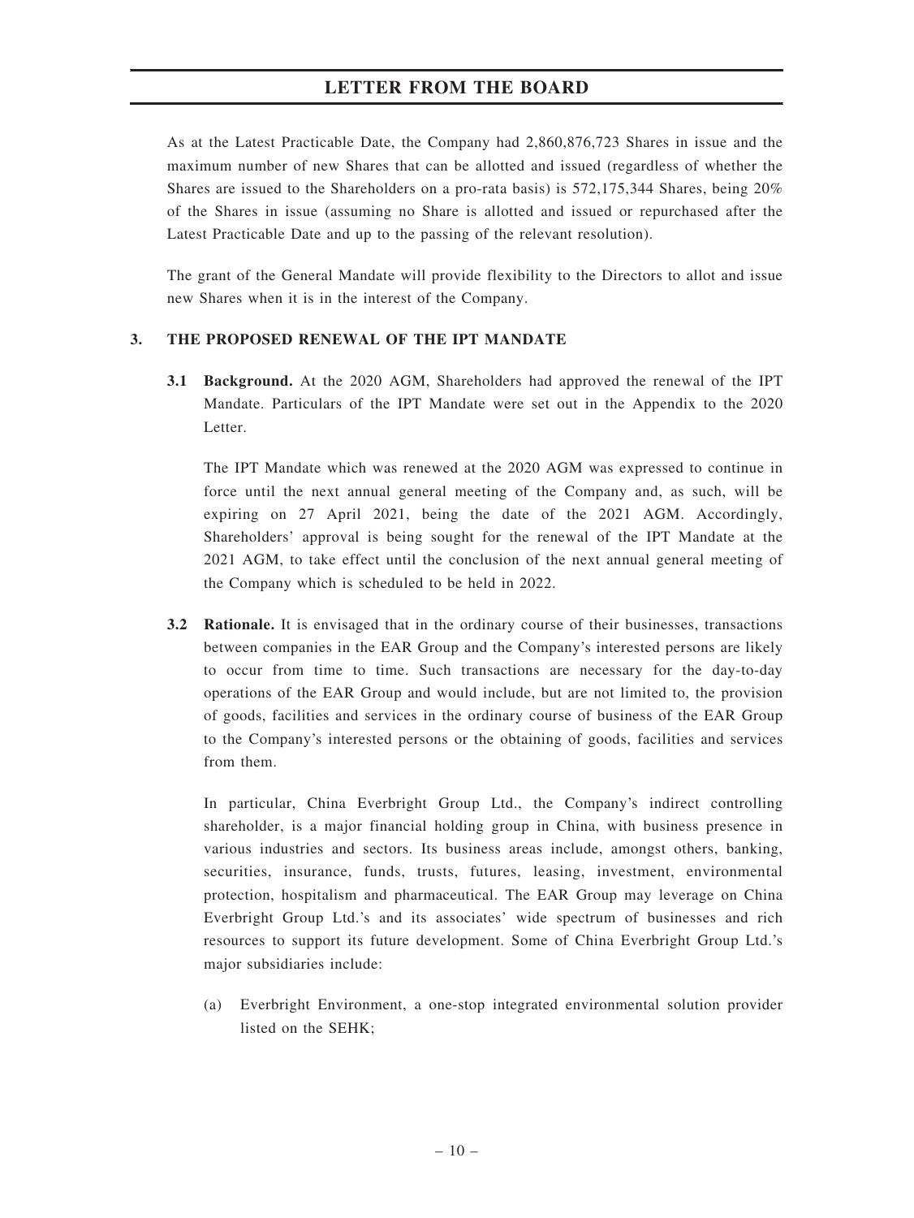As at the Latest Practicable Date, the Company had 2,860,876,723 Shares in issue and the maximum number of new Shares that can be allotted and issued (regardless of whether the Shares are issued to the Shareholders on a pro-rata basis) is 572,175,344 Shares, being 20% of the Shares in issue (assuming no Share is allotted and issued or repurchased after the Latest Practicable Date and up to the passing of the relevant resolution).

The grant of the General Mandate will provide flexibility to the Directors to allot and issue new Shares when it is in the interest of the Company.

## 3. THE PROPOSED RENEWAL OF THE IPT MANDATE

**3.1 Background.** At the 2020 AGM, Shareholders had approved the renewal of the IPT Mandate. Particulars of the IPT Mandate were set out in the Appendix to the 2020 Letter.

The IPT Mandate which was renewed at the 2020 AGM was expressed to continue in force until the next annual general meeting of the Company and, as such, will be expiring on 27 April 2021, being the date of the 2021 AGM. Accordingly, Shareholders' approval is being sought for the renewal of the IPT Mandate at the 2021 AGM, to take effect until the conclusion of the next annual general meeting of the Company which is scheduled to be held in 2022.

**3.2 Rationale.** It is envisaged that in the ordinary course of their businesses, transactions between companies in the EAR Group and the Company's interested persons are likely to occur from time to time. Such transactions are necessary for the day-to-day operations of the EAR Group and would include, but are not limited to, the provision of goods, facilities and services in the ordinary course of business of the EAR Group to the Company's interested persons or the obtaining of goods, facilities and services from them.

In particular, China Everbright Group Ltd., the Company's indirect controlling shareholder, is a major financial holding group in China, with business presence in various industries and sectors. Its business areas include, amongst others, banking, securities, insurance, funds, trusts, futures, leasing, investment, environmental protection, hospitalism and pharmaceutical. The EAR Group may leverage on China Everbright Group Ltd.'s and its associates' wide spectrum of businesses and rich resources to support its future development. Some of China Everbright Group Ltd.'s major subsidiaries include:

(a) Everbright Environment, a one-stop integrated environmental solution provider listed on the SEHK;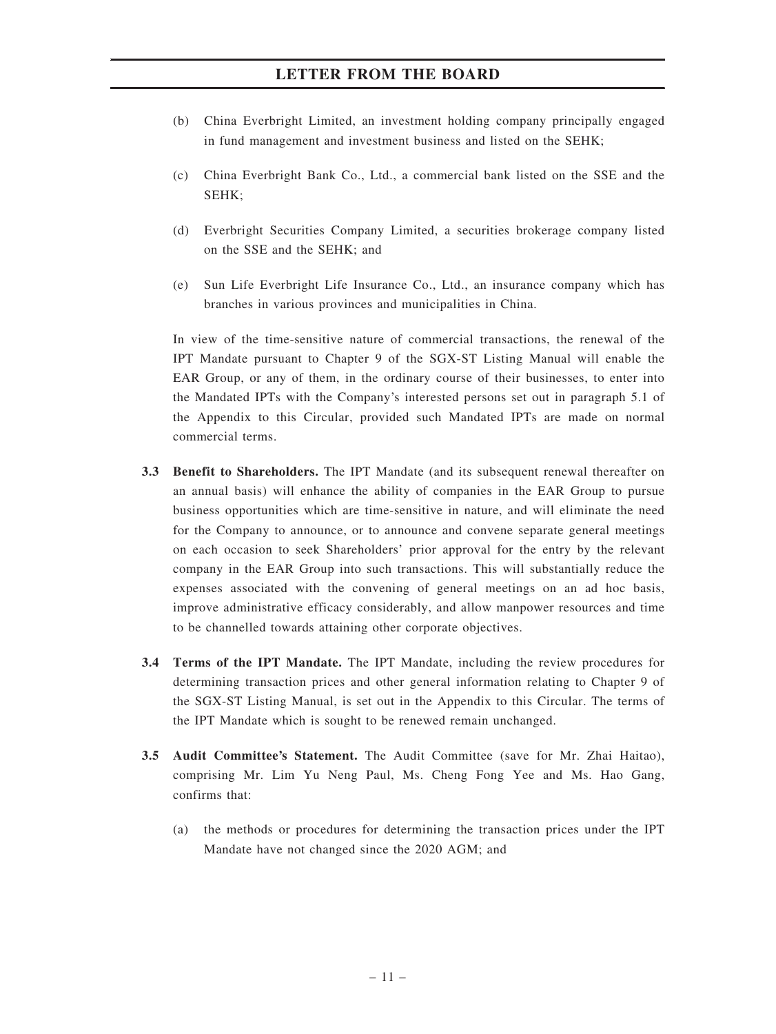(b) China Everbright Limited, an investment holding company principally engaged in fund management and investment business and listed on the SEHK;

(c) China Everbright Bank Co., Ltd., a commercial bank listed on the SSE and the SEHK;

(d) Everbright Securities Company Limited, a securities brokerage company listed on the SSE and the SEHK; and

(e) Sun Life Everbright Life Insurance Co., Ltd., an insurance company which has branches in various provinces and municipalities in China.

In view of the time-sensitive nature of commercial transactions, the renewal of the IPT Mandate pursuant to Chapter 9 of the SGX-ST Listing Manual will enable the EAR Group, or any of them, in the ordinary course of their businesses, to enter into the Mandated IPTs with the Company's interested persons set out in paragraph 5.1 of the Appendix to this Circular, provided such Mandated IPTs are made on normal commercial terms.

**3.3 Benefit to Shareholders.** The IPT Mandate (and its subsequent renewal thereafter on an annual basis) will enhance the ability of companies in the EAR Group to pursue business opportunities which are time-sensitive in nature, and will eliminate the need for the Company to announce, or to announce and convene separate general meetings on each occasion to seek Shareholders' prior approval for the entry by the relevant company in the EAR Group into such transactions. This will substantially reduce the expenses associated with the convening of general meetings on an ad hoc basis, improve administrative efficacy considerably, and allow manpower resources and time to be channelled towards attaining other corporate objectives.

**3.4 Terms of the IPT Mandate.** The IPT Mandate, including the review procedures for determining transaction prices and other general information relating to Chapter 9 of the SGX-ST Listing Manual, is set out in the Appendix to this Circular. The terms of the IPT Mandate which is sought to be renewed remain unchanged.

**3.5 Audit Committee's Statement.** The Audit Committee (save for Mr. Zhai Haitao), comprising Mr. Lim Yu Neng Paul, Ms. Cheng Fong Yee and Ms. Hao Gang, confirms that:

(a) the methods or procedures for determining the transaction prices under the IPT Mandate have not changed since the 2020 AGM; and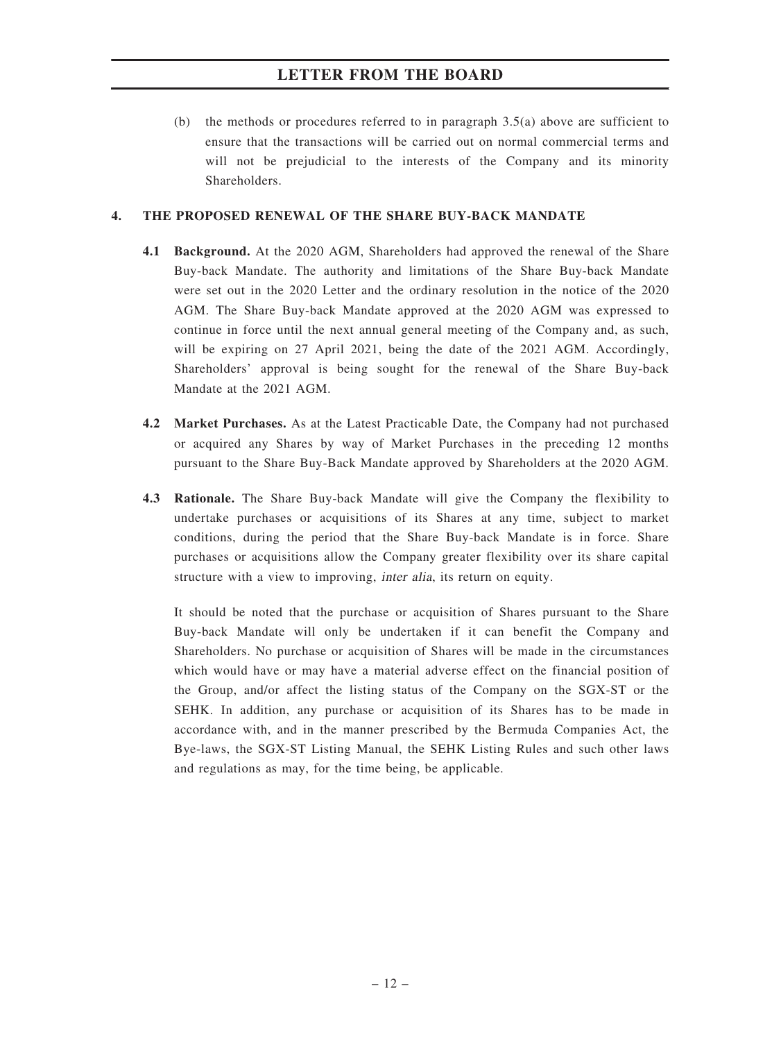(b) the methods or procedures referred to in paragraph 3.5(a) above are sufficient to ensure that the transactions will be carried out on normal commercial terms and will not be prejudicial to the interests of the Company and its minority Shareholders.

## 4. THE PROPOSED RENEWAL OF THE SHARE BUY-BACK MANDATE

**4.1 Background.** At the 2020 AGM, Shareholders had approved the renewal of the Share Buy-back Mandate. The authority and limitations of the Share Buy-back Mandate were set out in the 2020 Letter and the ordinary resolution in the notice of the 2020 AGM. The Share Buy-back Mandate approved at the 2020 AGM was expressed to continue in force until the next annual general meeting of the Company and, as such, will be expiring on 27 April 2021, being the date of the 2021 AGM. Accordingly, Shareholders' approval is being sought for the renewal of the Share Buy-back Mandate at the 2021 AGM.

**4.2 Market Purchases.** As at the Latest Practicable Date, the Company had not purchased or acquired any Shares by way of Market Purchases in the preceding 12 months pursuant to the Share Buy-Back Mandate approved by Shareholders at the 2020 AGM.

**4.3 Rationale.** The Share Buy-back Mandate will give the Company the flexibility to undertake purchases or acquisitions of its Shares at any time, subject to market conditions, during the period that the Share Buy-back Mandate is in force. Share purchases or acquisitions allow the Company greater flexibility over its share capital structure with a view to improving, *inter alia*, its return on equity.

It should be noted that the purchase or acquisition of Shares pursuant to the Share Buy-back Mandate will only be undertaken if it can benefit the Company and Shareholders. No purchase or acquisition of Shares will be made in the circumstances which would have or may have a material adverse effect on the financial position of the Group, and/or affect the listing status of the Company on the SGX-ST or the SEHK. In addition, any purchase or acquisition of its Shares has to be made in accordance with, and in the manner prescribed by the Bermuda Companies Act, the Bye-laws, the SGX-ST Listing Manual, the SEHK Listing Rules and such other laws and regulations as may, for the time being, be applicable.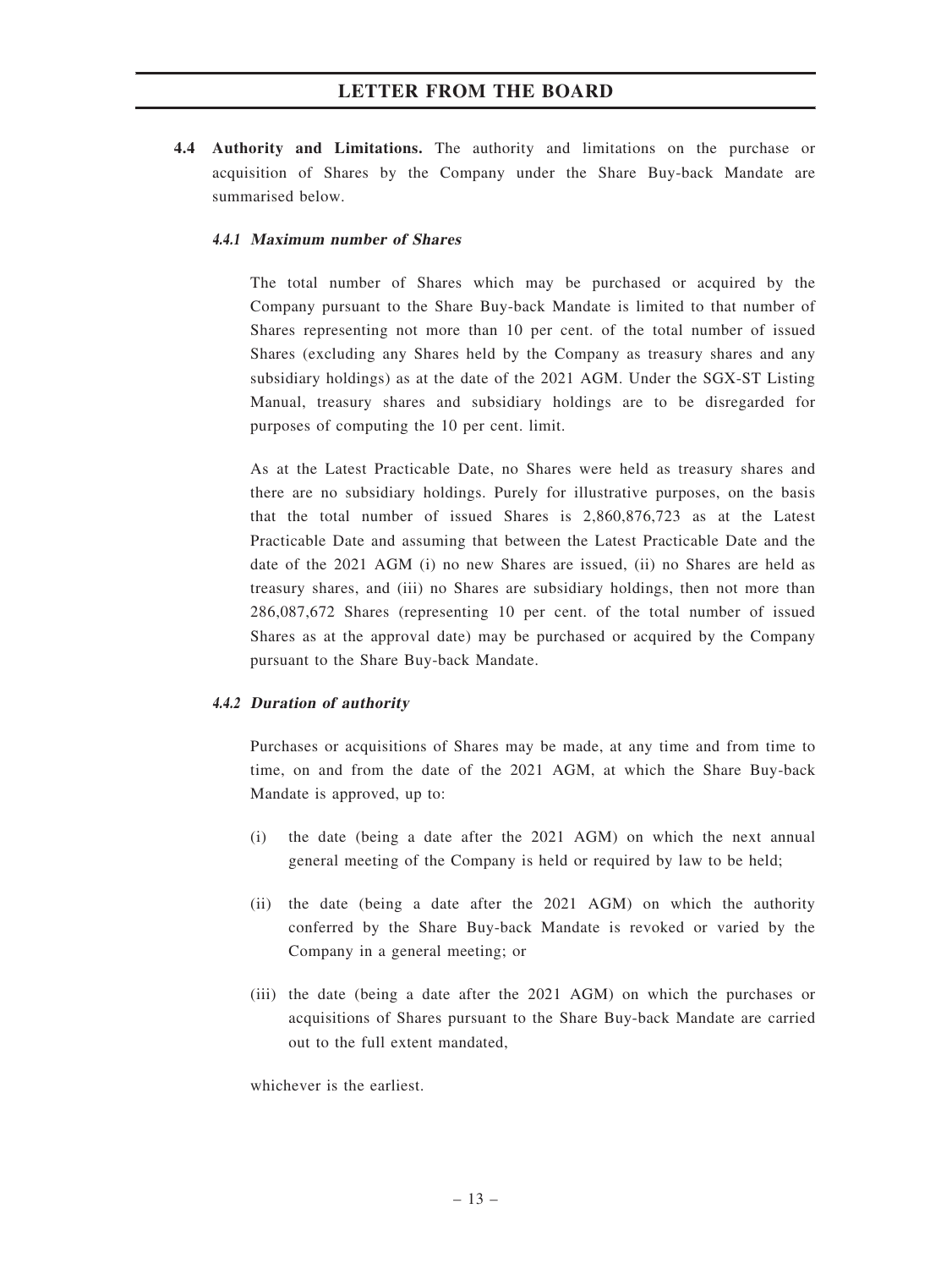**4.4 Authority and Limitations.** The authority and limitations on the purchase or acquisition of Shares by the Company under the Share Buy-back Mandate are summarised below.

***4.4.1 Maximum number of Shares***

The total number of Shares which may be purchased or acquired by the Company pursuant to the Share Buy-back Mandate is limited to that number of Shares representing not more than 10 per cent. of the total number of issued Shares (excluding any Shares held by the Company as treasury shares and any subsidiary holdings) as at the date of the 2021 AGM. Under the SGX-ST Listing Manual, treasury shares and subsidiary holdings are to be disregarded for purposes of computing the 10 per cent. limit.

As at the Latest Practicable Date, no Shares were held as treasury shares and there are no subsidiary holdings. Purely for illustrative purposes, on the basis that the total number of issued Shares is 2,860,876,723 as at the Latest Practicable Date and assuming that between the Latest Practicable Date and the date of the 2021 AGM (i) no new Shares are issued, (ii) no Shares are held as treasury shares, and (iii) no Shares are subsidiary holdings, then not more than 286,087,672 Shares (representing 10 per cent. of the total number of issued Shares as at the approval date) may be purchased or acquired by the Company pursuant to the Share Buy-back Mandate.

***4.4.2 Duration of authority***

Purchases or acquisitions of Shares may be made, at any time and from time to time, on and from the date of the 2021 AGM, at which the Share Buy-back Mandate is approved, up to:

(i) the date (being a date after the 2021 AGM) on which the next annual general meeting of the Company is held or required by law to be held;

(ii) the date (being a date after the 2021 AGM) on which the authority conferred by the Share Buy-back Mandate is revoked or varied by the Company in a general meeting; or

(iii) the date (being a date after the 2021 AGM) on which the purchases or acquisitions of Shares pursuant to the Share Buy-back Mandate are carried out to the full extent mandated,

whichever is the earliest.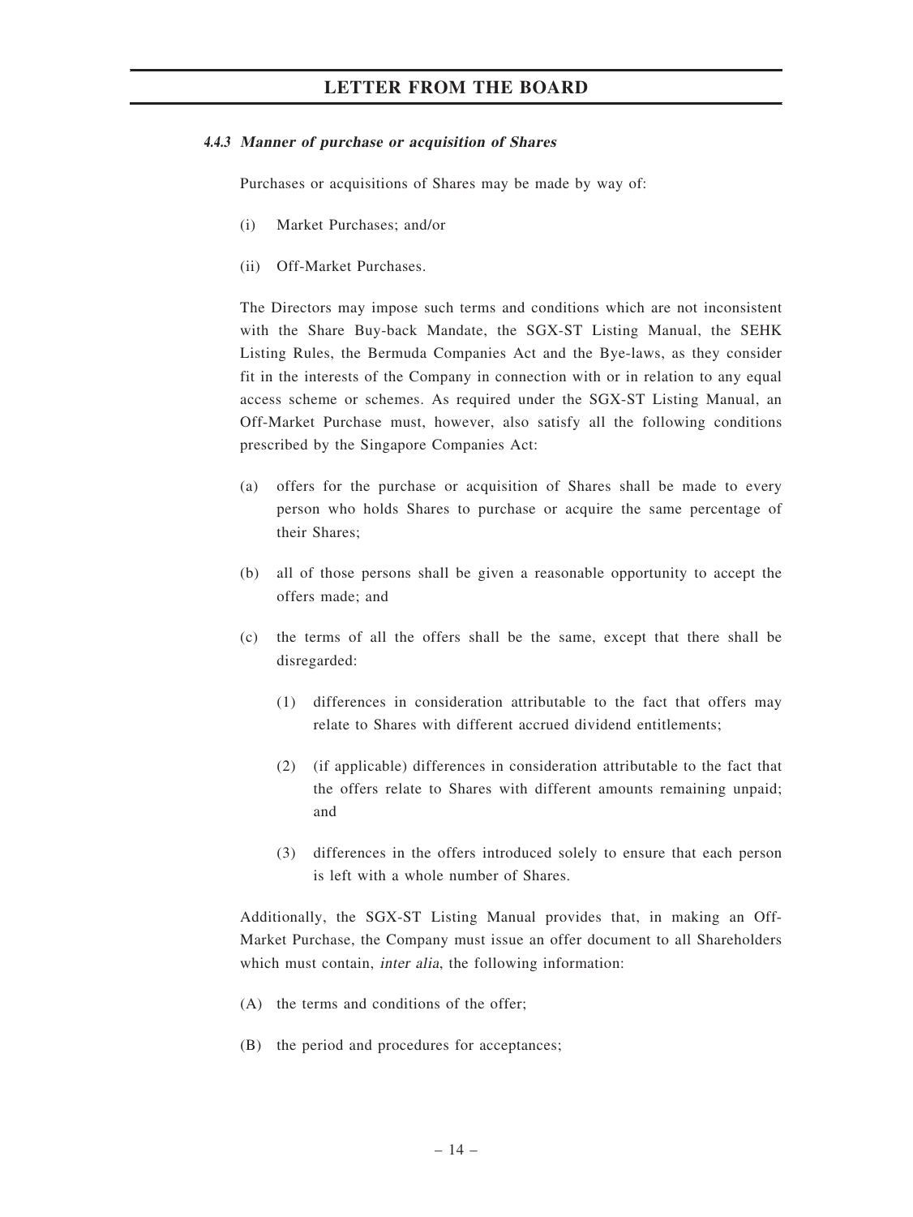#### *4.4.3 Manner of purchase or acquisition of Shares*

Purchases or acquisitions of Shares may be made by way of:

(i) Market Purchases; and/or

(ii) Off-Market Purchases.

The Directors may impose such terms and conditions which are not inconsistent with the Share Buy-back Mandate, the SGX-ST Listing Manual, the SEHK Listing Rules, the Bermuda Companies Act and the Bye-laws, as they consider fit in the interests of the Company in connection with or in relation to any equal access scheme or schemes. As required under the SGX-ST Listing Manual, an Off-Market Purchase must, however, also satisfy all the following conditions prescribed by the Singapore Companies Act:

(a) offers for the purchase or acquisition of Shares shall be made to every person who holds Shares to purchase or acquire the same percentage of their Shares;

(b) all of those persons shall be given a reasonable opportunity to accept the offers made; and

(c) the terms of all the offers shall be the same, except that there shall be disregarded:

   (1) differences in consideration attributable to the fact that offers may relate to Shares with different accrued dividend entitlements;

   (2) (if applicable) differences in consideration attributable to the fact that the offers relate to Shares with different amounts remaining unpaid; and

   (3) differences in the offers introduced solely to ensure that each person is left with a whole number of Shares.

Additionally, the SGX-ST Listing Manual provides that, in making an Off-Market Purchase, the Company must issue an offer document to all Shareholders which must contain, *inter alia*, the following information:

(A) the terms and conditions of the offer;

(B) the period and procedures for acceptances;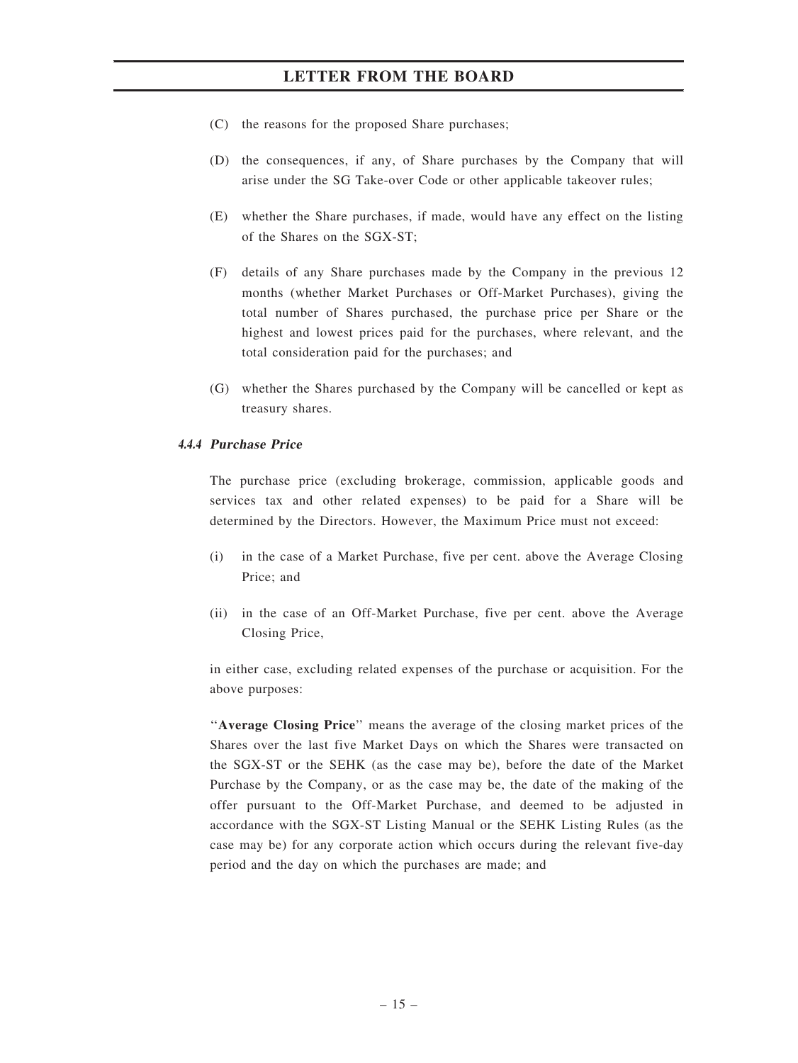(C) the reasons for the proposed Share purchases;

(D) the consequences, if any, of Share purchases by the Company that will arise under the SG Take-over Code or other applicable takeover rules;

(E) whether the Share purchases, if made, would have any effect on the listing of the Shares on the SGX-ST;

(F) details of any Share purchases made by the Company in the previous 12 months (whether Market Purchases or Off-Market Purchases), giving the total number of Shares purchased, the purchase price per Share or the highest and lowest prices paid for the purchases, where relevant, and the total consideration paid for the purchases; and

(G) whether the Shares purchased by the Company will be cancelled or kept as treasury shares.

#### *4.4.4 Purchase Price*

The purchase price (excluding brokerage, commission, applicable goods and services tax and other related expenses) to be paid for a Share will be determined by the Directors. However, the Maximum Price must not exceed:

(i) in the case of a Market Purchase, five per cent. above the Average Closing Price; and

(ii) in the case of an Off-Market Purchase, five per cent. above the Average Closing Price,

in either case, excluding related expenses of the purchase or acquisition. For the above purposes:

"**Average Closing Price**" means the average of the closing market prices of the Shares over the last five Market Days on which the Shares were transacted on the SGX-ST or the SEHK (as the case may be), before the date of the Market Purchase by the Company, or as the case may be, the date of the making of the offer pursuant to the Off-Market Purchase, and deemed to be adjusted in accordance with the SGX-ST Listing Manual or the SEHK Listing Rules (as the case may be) for any corporate action which occurs during the relevant five-day period and the day on which the purchases are made; and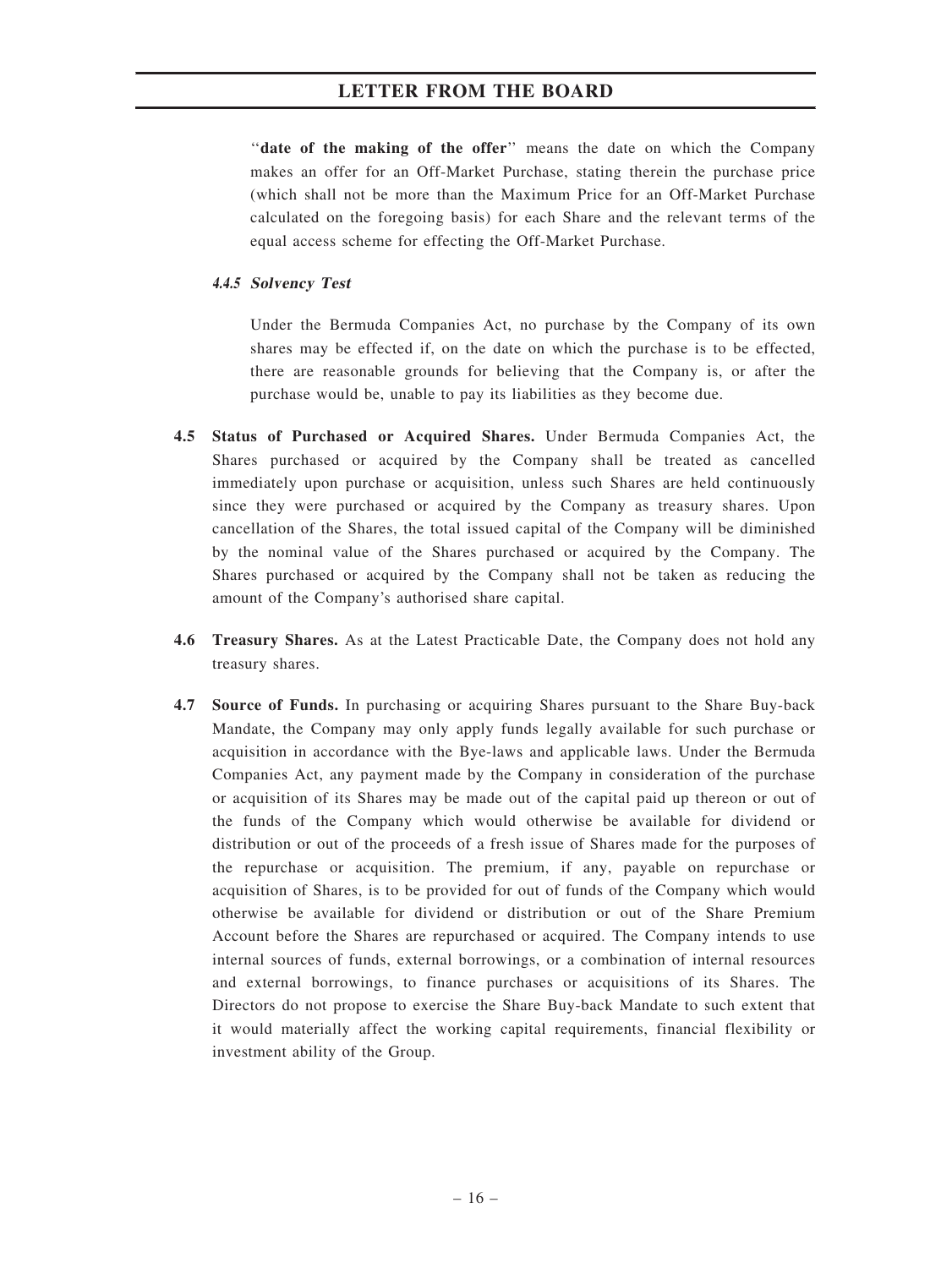"**date of the making of the offer**" means the date on which the Company makes an offer for an Off-Market Purchase, stating therein the purchase price (which shall not be more than the Maximum Price for an Off-Market Purchase calculated on the foregoing basis) for each Share and the relevant terms of the equal access scheme for effecting the Off-Market Purchase.

#### *4.4.5 Solvency Test*

Under the Bermuda Companies Act, no purchase by the Company of its own shares may be effected if, on the date on which the purchase is to be effected, there are reasonable grounds for believing that the Company is, or after the purchase would be, unable to pay its liabilities as they become due.

**4.5 Status of Purchased or Acquired Shares.** Under Bermuda Companies Act, the Shares purchased or acquired by the Company shall be treated as cancelled immediately upon purchase or acquisition, unless such Shares are held continuously since they were purchased or acquired by the Company as treasury shares. Upon cancellation of the Shares, the total issued capital of the Company will be diminished by the nominal value of the Shares purchased or acquired by the Company. The Shares purchased or acquired by the Company shall not be taken as reducing the amount of the Company's authorised share capital.

**4.6 Treasury Shares.** As at the Latest Practicable Date, the Company does not hold any treasury shares.

**4.7 Source of Funds.** In purchasing or acquiring Shares pursuant to the Share Buy-back Mandate, the Company may only apply funds legally available for such purchase or acquisition in accordance with the Bye-laws and applicable laws. Under the Bermuda Companies Act, any payment made by the Company in consideration of the purchase or acquisition of its Shares may be made out of the capital paid up thereon or out of the funds of the Company which would otherwise be available for dividend or distribution or out of the proceeds of a fresh issue of Shares made for the purposes of the repurchase or acquisition. The premium, if any, payable on repurchase or acquisition of Shares, is to be provided for out of funds of the Company which would otherwise be available for dividend or distribution or out of the Share Premium Account before the Shares are repurchased or acquired. The Company intends to use internal sources of funds, external borrowings, or a combination of internal resources and external borrowings, to finance purchases or acquisitions of its Shares. The Directors do not propose to exercise the Share Buy-back Mandate to such extent that it would materially affect the working capital requirements, financial flexibility or investment ability of the Group.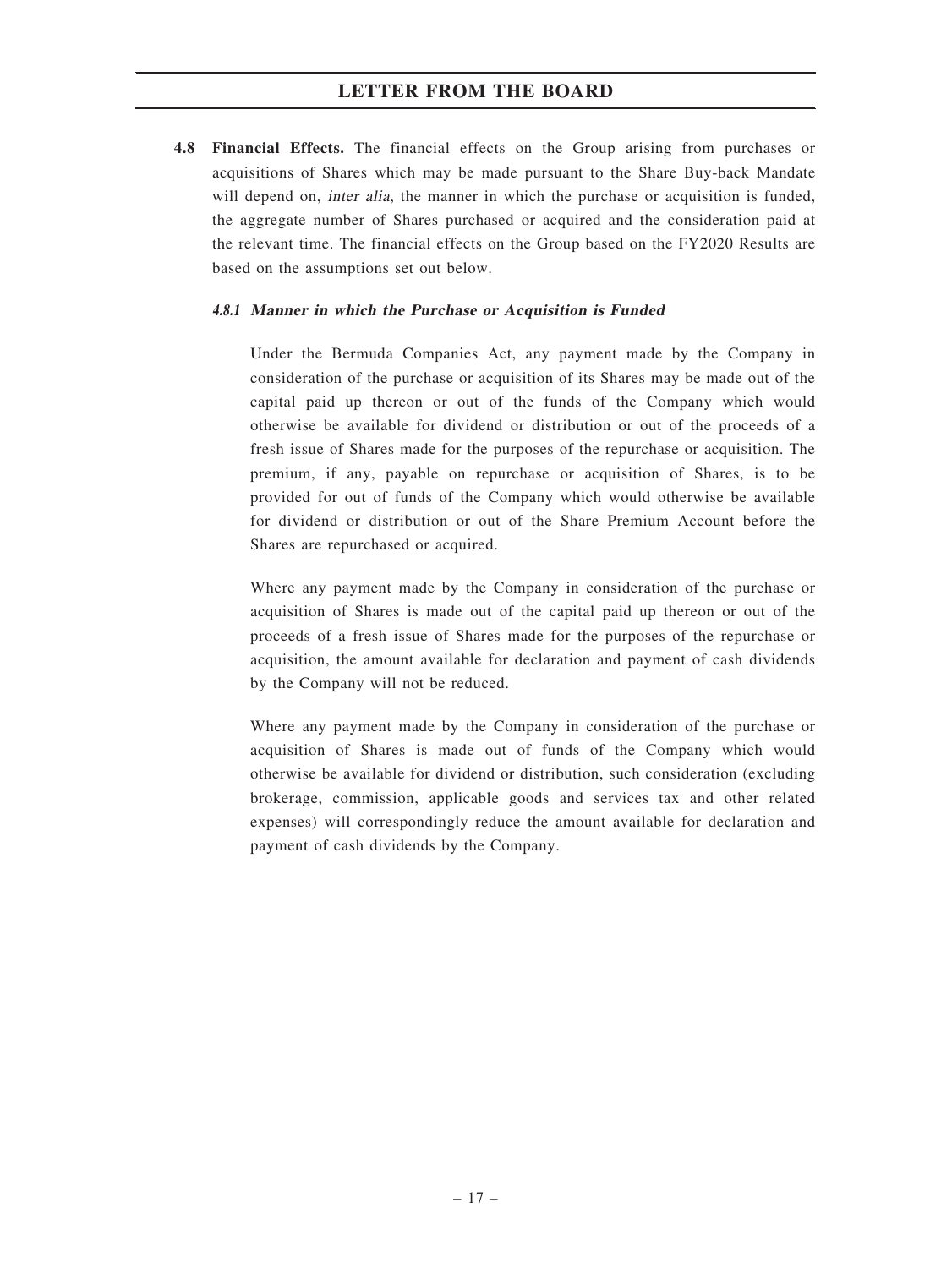**4.8 Financial Effects.** The financial effects on the Group arising from purchases or acquisitions of Shares which may be made pursuant to the Share Buy-back Mandate will depend on, *inter alia*, the manner in which the purchase or acquisition is funded, the aggregate number of Shares purchased or acquired and the consideration paid at the relevant time. The financial effects on the Group based on the FY2020 Results are based on the assumptions set out below.

***4.8.1 Manner in which the Purchase or Acquisition is Funded***

Under the Bermuda Companies Act, any payment made by the Company in consideration of the purchase or acquisition of its Shares may be made out of the capital paid up thereon or out of the funds of the Company which would otherwise be available for dividend or distribution or out of the proceeds of a fresh issue of Shares made for the purposes of the repurchase or acquisition. The premium, if any, payable on repurchase or acquisition of Shares, is to be provided for out of funds of the Company which would otherwise be available for dividend or distribution or out of the Share Premium Account before the Shares are repurchased or acquired.

Where any payment made by the Company in consideration of the purchase or acquisition of Shares is made out of the capital paid up thereon or out of the proceeds of a fresh issue of Shares made for the purposes of the repurchase or acquisition, the amount available for declaration and payment of cash dividends by the Company will not be reduced.

Where any payment made by the Company in consideration of the purchase or acquisition of Shares is made out of funds of the Company which would otherwise be available for dividend or distribution, such consideration (excluding brokerage, commission, applicable goods and services tax and other related expenses) will correspondingly reduce the amount available for declaration and payment of cash dividends by the Company.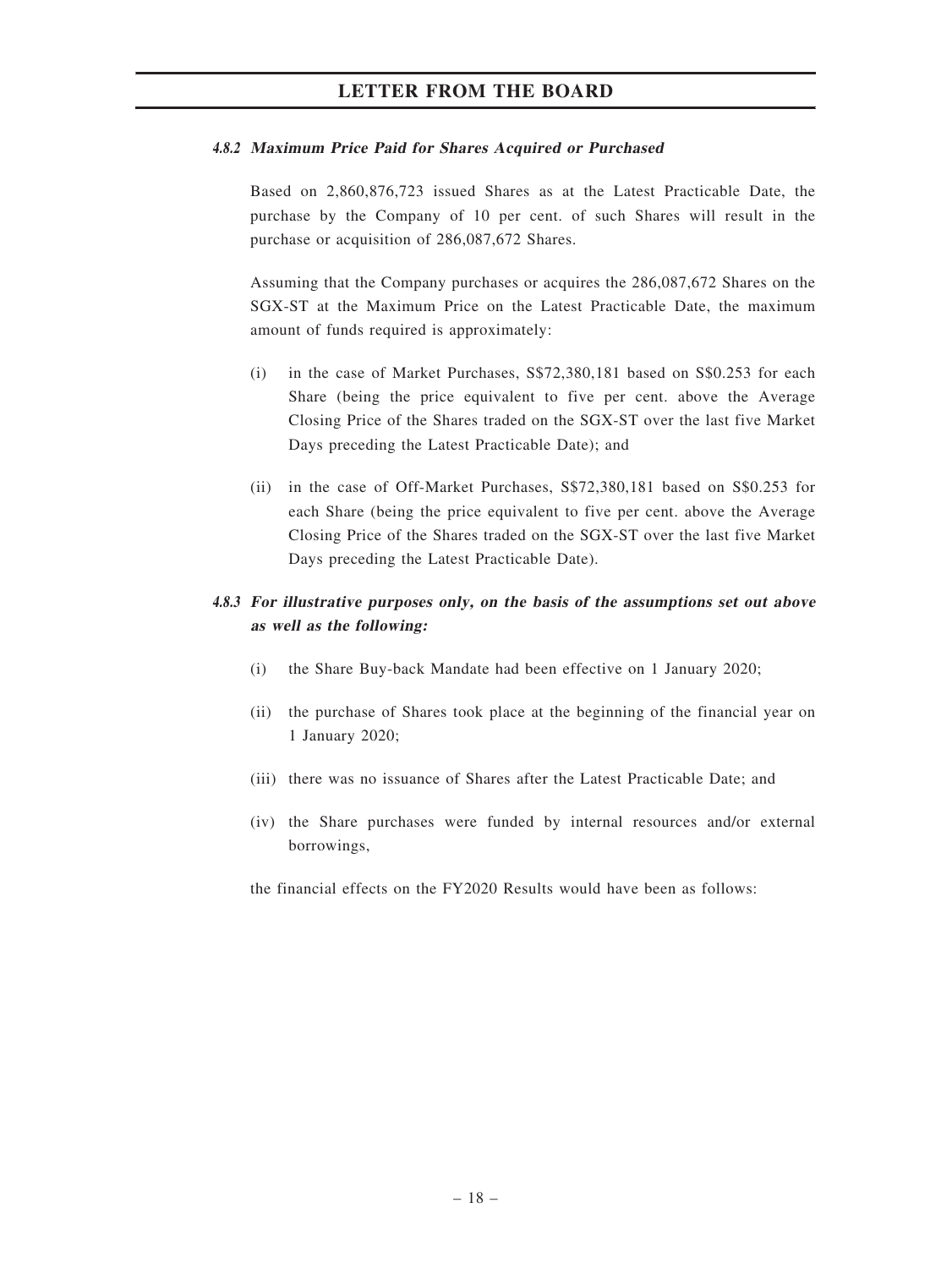#### *4.8.2 Maximum Price Paid for Shares Acquired or Purchased*

Based on 2,860,876,723 issued Shares as at the Latest Practicable Date, the purchase by the Company of 10 per cent. of such Shares will result in the purchase or acquisition of 286,087,672 Shares.

Assuming that the Company purchases or acquires the 286,087,672 Shares on the SGX-ST at the Maximum Price on the Latest Practicable Date, the maximum amount of funds required is approximately:

(i) in the case of Market Purchases, S$72,380,181 based on S$0.253 for each Share (being the price equivalent to five per cent. above the Average Closing Price of the Shares traded on the SGX-ST over the last five Market Days preceding the Latest Practicable Date); and

(ii) in the case of Off-Market Purchases, S$72,380,181 based on S$0.253 for each Share (being the price equivalent to five per cent. above the Average Closing Price of the Shares traded on the SGX-ST over the last five Market Days preceding the Latest Practicable Date).

#### *4.8.3 For illustrative purposes only, on the basis of the assumptions set out above as well as the following:*

(i) the Share Buy-back Mandate had been effective on 1 January 2020;

(ii) the purchase of Shares took place at the beginning of the financial year on 1 January 2020;

(iii) there was no issuance of Shares after the Latest Practicable Date; and

(iv) the Share purchases were funded by internal resources and/or external borrowings,

the financial effects on the FY2020 Results would have been as follows: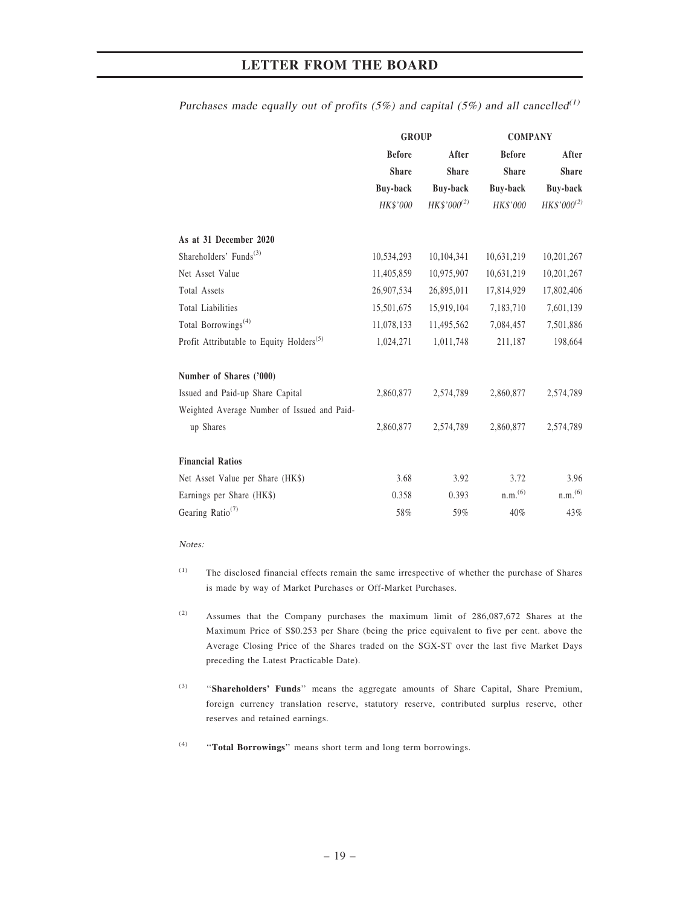*Purchases made equally out of profits (5%) and capital (5%) and all cancelled*[(1)]

| | GROUP | | COMPANY | |
|---|---|---|---|---|
| | **Before Share Buy-back** | **After Share Buy-back** | **Before Share Buy-back** | **After Share Buy-back** |
| | *HK$'000* | *HK$'000*[(2)] | *HK$'000* | *HK$'000*[(2)] |
| **As at 31 December 2020** | | | | |
| Shareholders' Funds[(3)] | 10,534,293 | 10,104,341 | 10,631,219 | 10,201,267 |
| Net Asset Value | 11,405,859 | 10,975,907 | 10,631,219 | 10,201,267 |
| Total Assets | 26,907,534 | 26,895,011 | 17,814,929 | 17,802,406 |
| Total Liabilities | 15,501,675 | 15,919,104 | 7,183,710 | 7,601,139 |
| Total Borrowings[(4)] | 11,078,133 | 11,495,562 | 7,084,457 | 7,501,886 |
| Profit Attributable to Equity Holders[(5)] | 1,024,271 | 1,011,748 | 211,187 | 198,664 |
| **Number of Shares ('000)** | | | | |
| Issued and Paid-up Share Capital | 2,860,877 | 2,574,789 | 2,860,877 | 2,574,789 |
| Weighted Average Number of Issued and Paid-up Shares | 2,860,877 | 2,574,789 | 2,860,877 | 2,574,789 |
| **Financial Ratios** | | | | |
| Net Asset Value per Share (HK$) | 3.68 | 3.92 | 3.72 | 3.96 |
| Earnings per Share (HK$) | 0.358 | 0.393 | n.m.[(6)] | n.m.[(6)] |
| Gearing Ratio[(7)] | 58% | 59% | 40% | 43% |

*Notes:*

(1) The disclosed financial effects remain the same irrespective of whether the purchase of Shares is made by way of Market Purchases or Off-Market Purchases.

(2) Assumes that the Company purchases the maximum limit of 286,087,672 Shares at the Maximum Price of S$0.253 per Share (being the price equivalent to five per cent. above the Average Closing Price of the Shares traded on the SGX-ST over the last five Market Days preceding the Latest Practicable Date).

(3) "**Shareholders' Funds**" means the aggregate amounts of Share Capital, Share Premium, foreign currency translation reserve, statutory reserve, contributed surplus reserve, other reserves and retained earnings.

(4) "**Total Borrowings**" means short term and long term borrowings.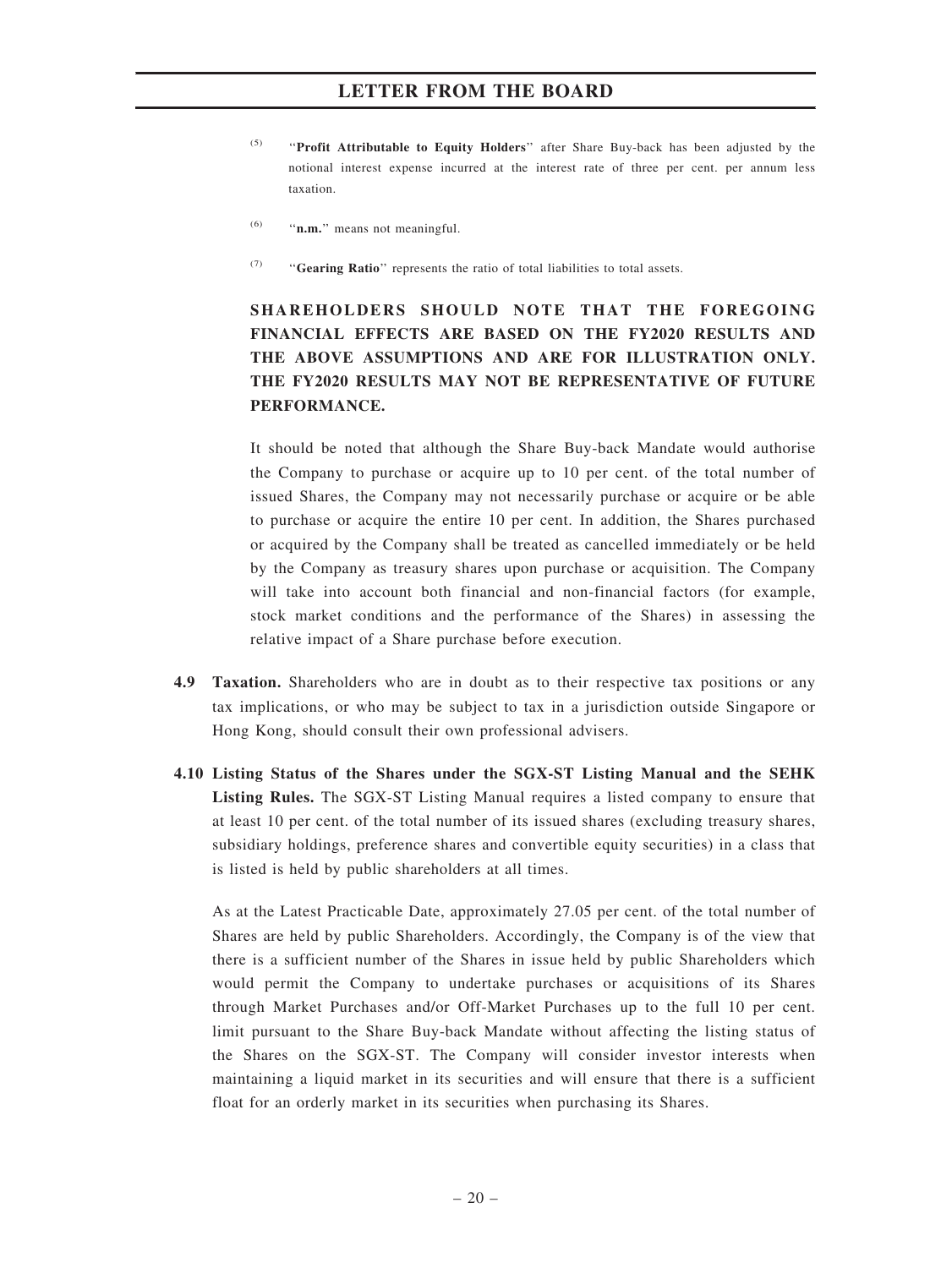(5) "**Profit Attributable to Equity Holders**" after Share Buy-back has been adjusted by the notional interest expense incurred at the interest rate of three per cent. per annum less taxation.

(6) "**n.m.**" means not meaningful.

(7) "**Gearing Ratio**" represents the ratio of total liabilities to total assets.

**SHAREHOLDERS SHOULD NOTE THAT THE FOREGOING FINANCIAL EFFECTS ARE BASED ON THE FY2020 RESULTS AND THE ABOVE ASSUMPTIONS AND ARE FOR ILLUSTRATION ONLY. THE FY2020 RESULTS MAY NOT BE REPRESENTATIVE OF FUTURE PERFORMANCE.**

It should be noted that although the Share Buy-back Mandate would authorise the Company to purchase or acquire up to 10 per cent. of the total number of issued Shares, the Company may not necessarily purchase or acquire or be able to purchase or acquire the entire 10 per cent. In addition, the Shares purchased or acquired by the Company shall be treated as cancelled immediately or be held by the Company as treasury shares upon purchase or acquisition. The Company will take into account both financial and non-financial factors (for example, stock market conditions and the performance of the Shares) in assessing the relative impact of a Share purchase before execution.

**4.9 Taxation.** Shareholders who are in doubt as to their respective tax positions or any tax implications, or who may be subject to tax in a jurisdiction outside Singapore or Hong Kong, should consult their own professional advisers.

**4.10 Listing Status of the Shares under the SGX-ST Listing Manual and the SEHK Listing Rules.** The SGX-ST Listing Manual requires a listed company to ensure that at least 10 per cent. of the total number of its issued shares (excluding treasury shares, subsidiary holdings, preference shares and convertible equity securities) in a class that is listed is held by public shareholders at all times.

As at the Latest Practicable Date, approximately 27.05 per cent. of the total number of Shares are held by public Shareholders. Accordingly, the Company is of the view that there is a sufficient number of the Shares in issue held by public Shareholders which would permit the Company to undertake purchases or acquisitions of its Shares through Market Purchases and/or Off-Market Purchases up to the full 10 per cent. limit pursuant to the Share Buy-back Mandate without affecting the listing status of the Shares on the SGX-ST. The Company will consider investor interests when maintaining a liquid market in its securities and will ensure that there is a sufficient float for an orderly market in its securities when purchasing its Shares.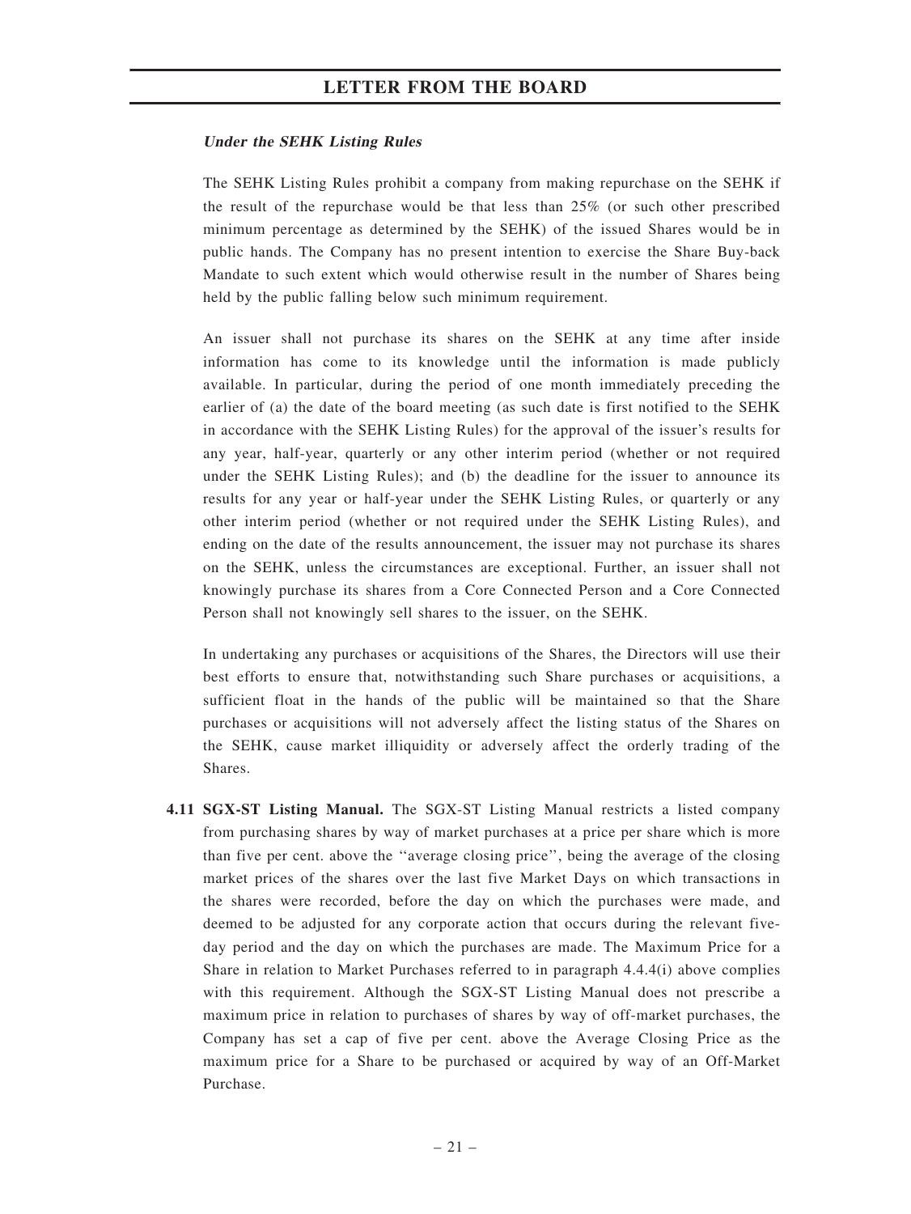***Under the SEHK Listing Rules***

The SEHK Listing Rules prohibit a company from making repurchase on the SEHK if the result of the repurchase would be that less than 25% (or such other prescribed minimum percentage as determined by the SEHK) of the issued Shares would be in public hands. The Company has no present intention to exercise the Share Buy-back Mandate to such extent which would otherwise result in the number of Shares being held by the public falling below such minimum requirement.

An issuer shall not purchase its shares on the SEHK at any time after inside information has come to its knowledge until the information is made publicly available. In particular, during the period of one month immediately preceding the earlier of (a) the date of the board meeting (as such date is first notified to the SEHK in accordance with the SEHK Listing Rules) for the approval of the issuer's results for any year, half-year, quarterly or any other interim period (whether or not required under the SEHK Listing Rules); and (b) the deadline for the issuer to announce its results for any year or half-year under the SEHK Listing Rules, or quarterly or any other interim period (whether or not required under the SEHK Listing Rules), and ending on the date of the results announcement, the issuer may not purchase its shares on the SEHK, unless the circumstances are exceptional. Further, an issuer shall not knowingly purchase its shares from a Core Connected Person and a Core Connected Person shall not knowingly sell shares to the issuer, on the SEHK.

In undertaking any purchases or acquisitions of the Shares, the Directors will use their best efforts to ensure that, notwithstanding such Share purchases or acquisitions, a sufficient float in the hands of the public will be maintained so that the Share purchases or acquisitions will not adversely affect the listing status of the Shares on the SEHK, cause market illiquidity or adversely affect the orderly trading of the Shares.

**4.11 SGX-ST Listing Manual.** The SGX-ST Listing Manual restricts a listed company from purchasing shares by way of market purchases at a price per share which is more than five per cent. above the ''average closing price'', being the average of the closing market prices of the shares over the last five Market Days on which transactions in the shares were recorded, before the day on which the purchases were made, and deemed to be adjusted for any corporate action that occurs during the relevant five-day period and the day on which the purchases are made. The Maximum Price for a Share in relation to Market Purchases referred to in paragraph 4.4.4(i) above complies with this requirement. Although the SGX-ST Listing Manual does not prescribe a maximum price in relation to purchases of shares by way of off-market purchases, the Company has set a cap of five per cent. above the Average Closing Price as the maximum price for a Share to be purchased or acquired by way of an Off-Market Purchase.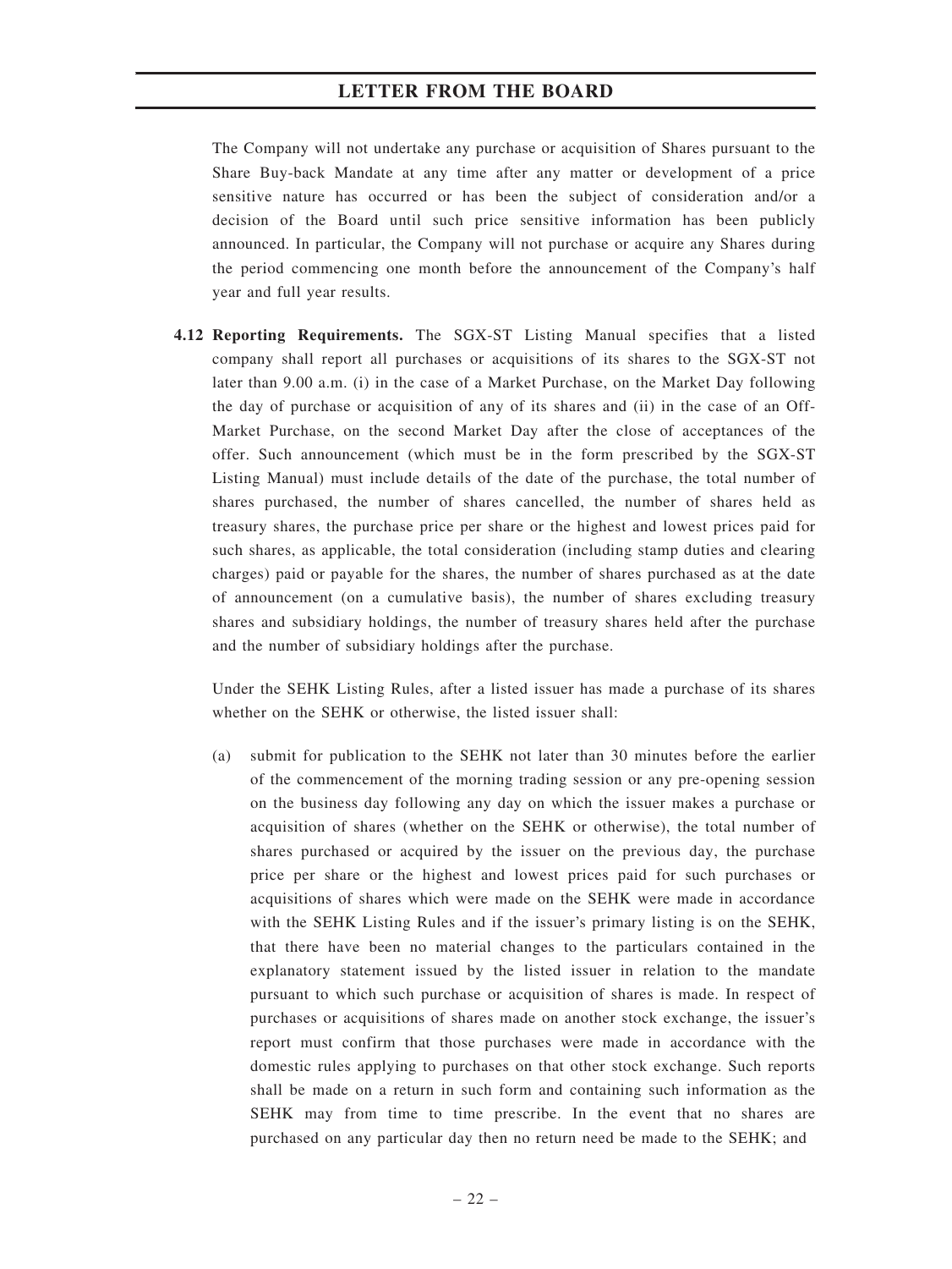The Company will not undertake any purchase or acquisition of Shares pursuant to the Share Buy-back Mandate at any time after any matter or development of a price sensitive nature has occurred or has been the subject of consideration and/or a decision of the Board until such price sensitive information has been publicly announced. In particular, the Company will not purchase or acquire any Shares during the period commencing one month before the announcement of the Company's half year and full year results.

**4.12 Reporting Requirements.** The SGX-ST Listing Manual specifies that a listed company shall report all purchases or acquisitions of its shares to the SGX-ST not later than 9.00 a.m. (i) in the case of a Market Purchase, on the Market Day following the day of purchase or acquisition of any of its shares and (ii) in the case of an Off-Market Purchase, on the second Market Day after the close of acceptances of the offer. Such announcement (which must be in the form prescribed by the SGX-ST Listing Manual) must include details of the date of the purchase, the total number of shares purchased, the number of shares cancelled, the number of shares held as treasury shares, the purchase price per share or the highest and lowest prices paid for such shares, as applicable, the total consideration (including stamp duties and clearing charges) paid or payable for the shares, the number of shares purchased as at the date of announcement (on a cumulative basis), the number of shares excluding treasury shares and subsidiary holdings, the number of treasury shares held after the purchase and the number of subsidiary holdings after the purchase.

Under the SEHK Listing Rules, after a listed issuer has made a purchase of its shares whether on the SEHK or otherwise, the listed issuer shall:

(a) submit for publication to the SEHK not later than 30 minutes before the earlier of the commencement of the morning trading session or any pre-opening session on the business day following any day on which the issuer makes a purchase or acquisition of shares (whether on the SEHK or otherwise), the total number of shares purchased or acquired by the issuer on the previous day, the purchase price per share or the highest and lowest prices paid for such purchases or acquisitions of shares which were made on the SEHK were made in accordance with the SEHK Listing Rules and if the issuer's primary listing is on the SEHK, that there have been no material changes to the particulars contained in the explanatory statement issued by the listed issuer in relation to the mandate pursuant to which such purchase or acquisition of shares is made. In respect of purchases or acquisitions of shares made on another stock exchange, the issuer's report must confirm that those purchases were made in accordance with the domestic rules applying to purchases on that other stock exchange. Such reports shall be made on a return in such form and containing such information as the SEHK may from time to time prescribe. In the event that no shares are purchased on any particular day then no return need be made to the SEHK; and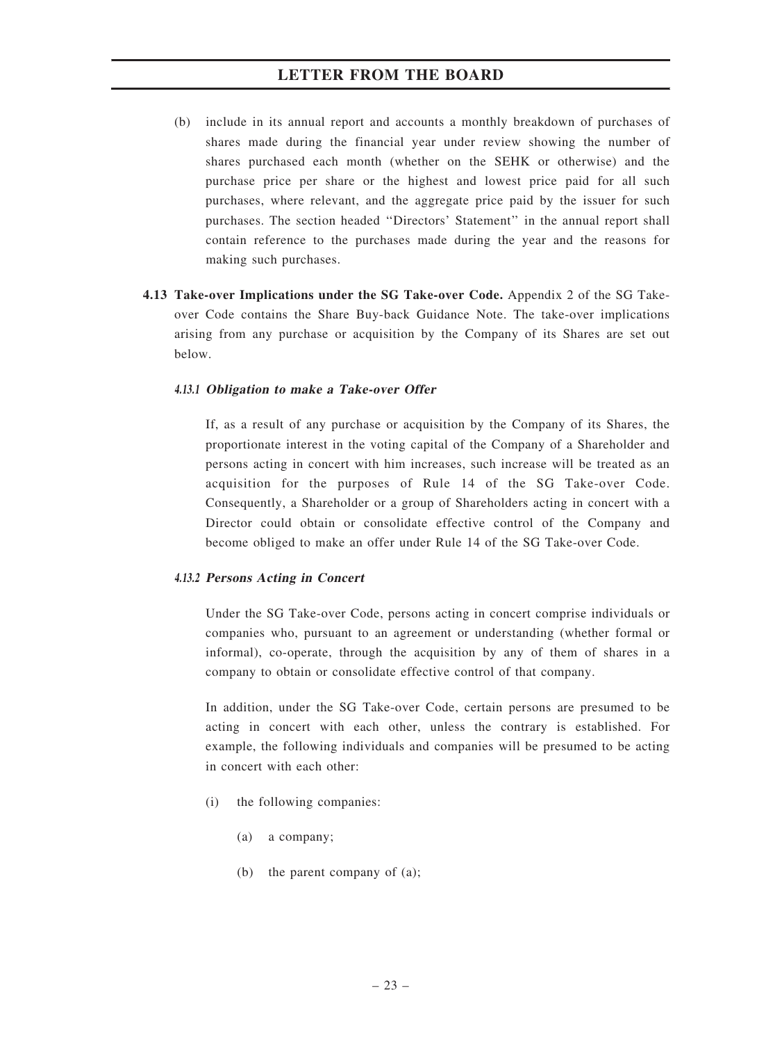(b) include in its annual report and accounts a monthly breakdown of purchases of shares made during the financial year under review showing the number of shares purchased each month (whether on the SEHK or otherwise) and the purchase price per share or the highest and lowest price paid for all such purchases, where relevant, and the aggregate price paid by the issuer for such purchases. The section headed ''Directors' Statement'' in the annual report shall contain reference to the purchases made during the year and the reasons for making such purchases.

**4.13 Take-over Implications under the SG Take-over Code.** Appendix 2 of the SG Take-over Code contains the Share Buy-back Guidance Note. The take-over implications arising from any purchase or acquisition by the Company of its Shares are set out below.

#### *4.13.1 Obligation to make a Take-over Offer*

If, as a result of any purchase or acquisition by the Company of its Shares, the proportionate interest in the voting capital of the Company of a Shareholder and persons acting in concert with him increases, such increase will be treated as an acquisition for the purposes of Rule 14 of the SG Take-over Code. Consequently, a Shareholder or a group of Shareholders acting in concert with a Director could obtain or consolidate effective control of the Company and become obliged to make an offer under Rule 14 of the SG Take-over Code.

#### *4.13.2 Persons Acting in Concert*

Under the SG Take-over Code, persons acting in concert comprise individuals or companies who, pursuant to an agreement or understanding (whether formal or informal), co-operate, through the acquisition by any of them of shares in a company to obtain or consolidate effective control of that company.

In addition, under the SG Take-over Code, certain persons are presumed to be acting in concert with each other, unless the contrary is established. For example, the following individuals and companies will be presumed to be acting in concert with each other:

(i) the following companies:

(a) a company;

(b) the parent company of (a);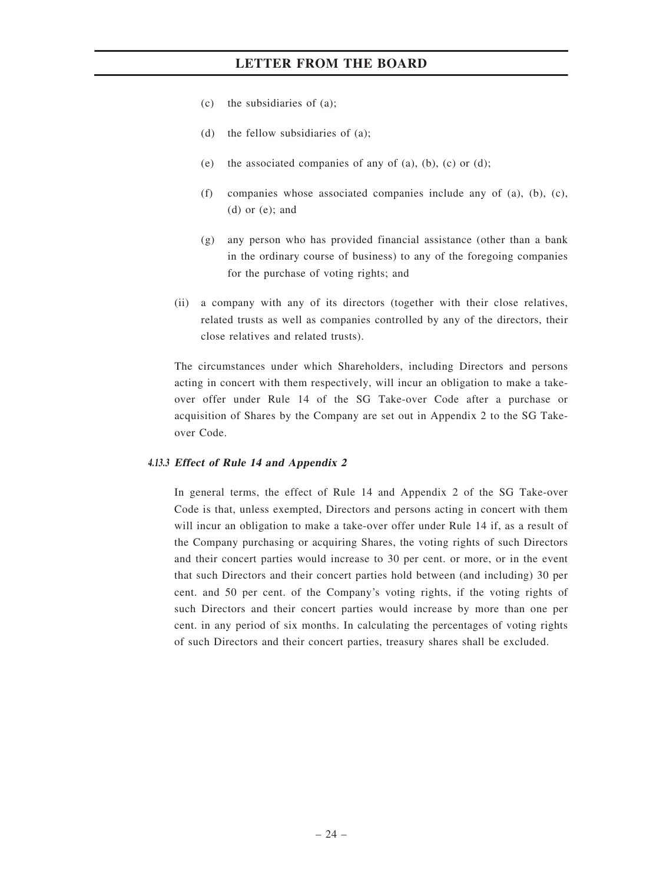(c) the subsidiaries of (a);

(d) the fellow subsidiaries of (a);

(e) the associated companies of any of (a), (b), (c) or (d);

(f) companies whose associated companies include any of (a), (b), (c), (d) or (e); and

(g) any person who has provided financial assistance (other than a bank in the ordinary course of business) to any of the foregoing companies for the purchase of voting rights; and

(ii) a company with any of its directors (together with their close relatives, related trusts as well as companies controlled by any of the directors, their close relatives and related trusts).

The circumstances under which Shareholders, including Directors and persons acting in concert with them respectively, will incur an obligation to make a take-over offer under Rule 14 of the SG Take-over Code after a purchase or acquisition of Shares by the Company are set out in Appendix 2 to the SG Take-over Code.

#### 4.13.3 *Effect of Rule 14 and Appendix 2*

In general terms, the effect of Rule 14 and Appendix 2 of the SG Take-over Code is that, unless exempted, Directors and persons acting in concert with them will incur an obligation to make a take-over offer under Rule 14 if, as a result of the Company purchasing or acquiring Shares, the voting rights of such Directors and their concert parties would increase to 30 per cent. or more, or in the event that such Directors and their concert parties hold between (and including) 30 per cent. and 50 per cent. of the Company's voting rights, if the voting rights of such Directors and their concert parties would increase by more than one per cent. in any period of six months. In calculating the percentages of voting rights of such Directors and their concert parties, treasury shares shall be excluded.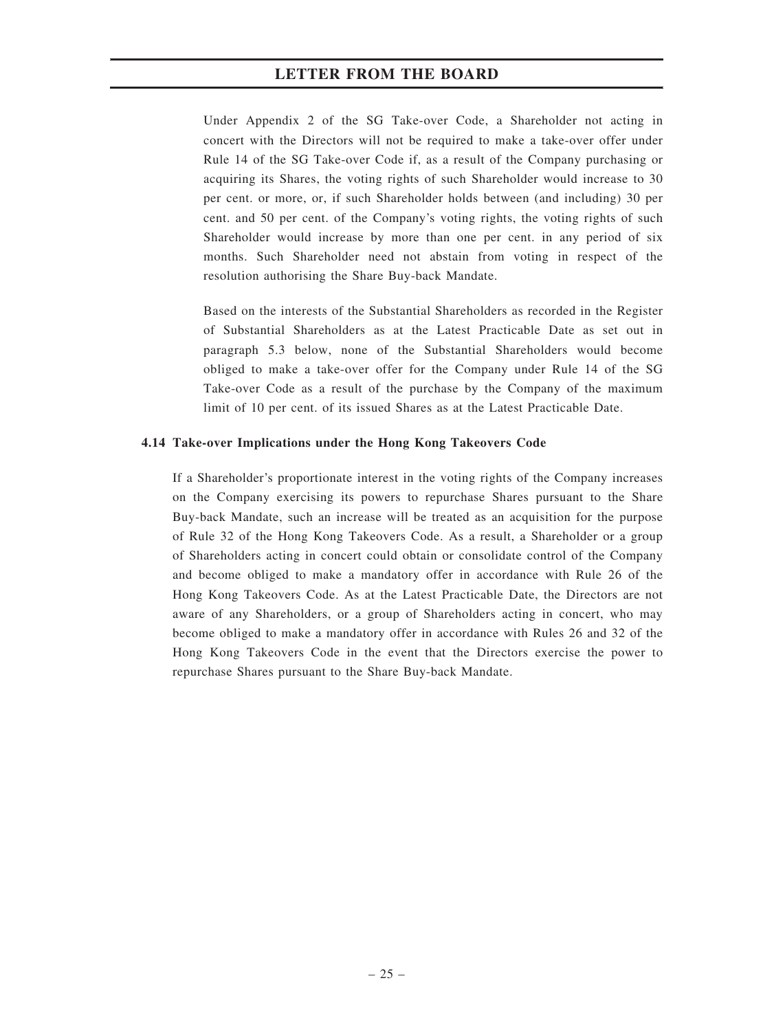Under Appendix 2 of the SG Take-over Code, a Shareholder not acting in concert with the Directors will not be required to make a take-over offer under Rule 14 of the SG Take-over Code if, as a result of the Company purchasing or acquiring its Shares, the voting rights of such Shareholder would increase to 30 per cent. or more, or, if such Shareholder holds between (and including) 30 per cent. and 50 per cent. of the Company's voting rights, the voting rights of such Shareholder would increase by more than one per cent. in any period of six months. Such Shareholder need not abstain from voting in respect of the resolution authorising the Share Buy-back Mandate.

Based on the interests of the Substantial Shareholders as recorded in the Register of Substantial Shareholders as at the Latest Practicable Date as set out in paragraph 5.3 below, none of the Substantial Shareholders would become obliged to make a take-over offer for the Company under Rule 14 of the SG Take-over Code as a result of the purchase by the Company of the maximum limit of 10 per cent. of its issued Shares as at the Latest Practicable Date.

**4.14 Take-over Implications under the Hong Kong Takeovers Code**

If a Shareholder's proportionate interest in the voting rights of the Company increases on the Company exercising its powers to repurchase Shares pursuant to the Share Buy-back Mandate, such an increase will be treated as an acquisition for the purpose of Rule 32 of the Hong Kong Takeovers Code. As a result, a Shareholder or a group of Shareholders acting in concert could obtain or consolidate control of the Company and become obliged to make a mandatory offer in accordance with Rule 26 of the Hong Kong Takeovers Code. As at the Latest Practicable Date, the Directors are not aware of any Shareholders, or a group of Shareholders acting in concert, who may become obliged to make a mandatory offer in accordance with Rules 26 and 32 of the Hong Kong Takeovers Code in the event that the Directors exercise the power to repurchase Shares pursuant to the Share Buy-back Mandate.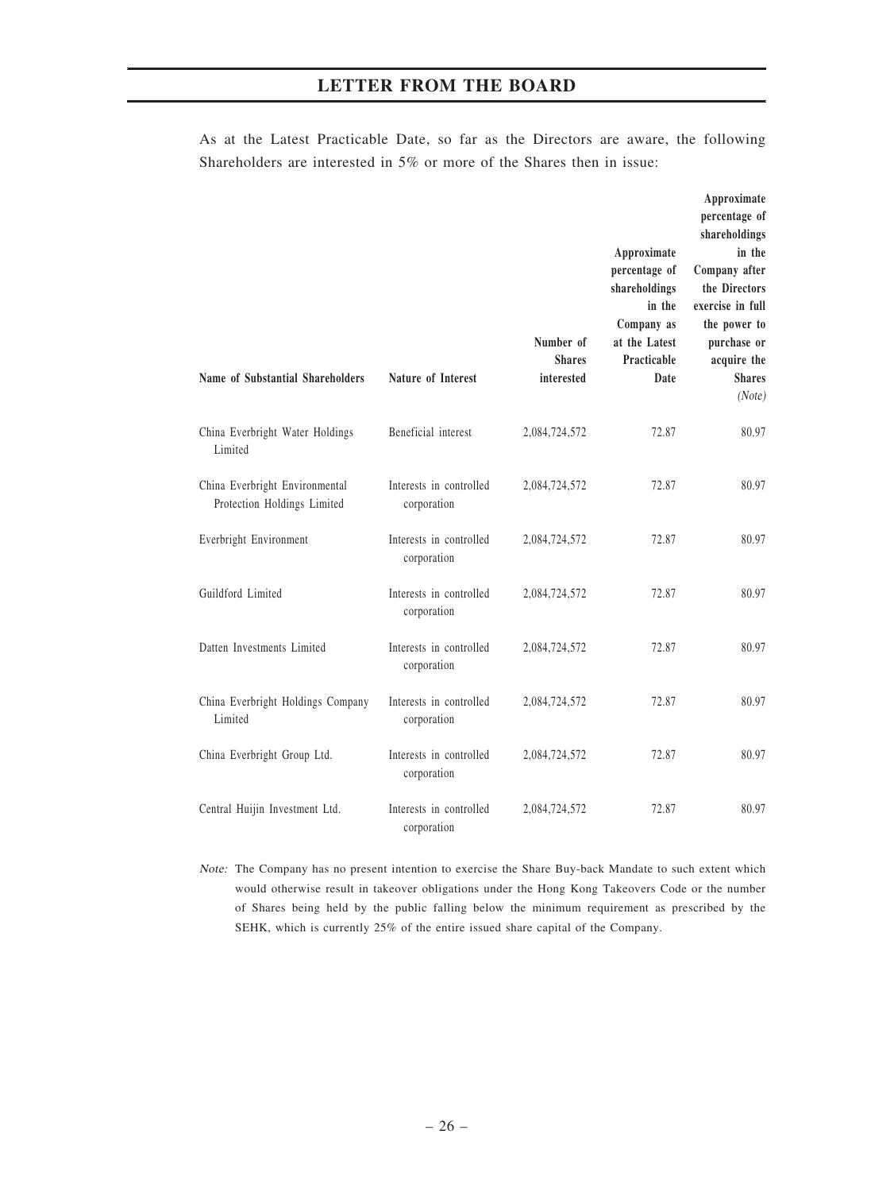As at the Latest Practicable Date, so far as the Directors are aware, the following Shareholders are interested in 5% or more of the Shares then in issue:

| Name of Substantial Shareholders | Nature of Interest | Number of Shares interested | Approximate percentage of shareholdings in the Company as at the Latest Practicable Date | Approximate percentage of shareholdings in the Company after the Directors exercise in full the power to purchase or acquire the Shares *(Note)* |
|---|---|---|---|---|
| China Everbright Water Holdings Limited | Beneficial interest | 2,084,724,572 | 72.87 | 80.97 |
| China Everbright Environmental Protection Holdings Limited | Interests in controlled corporation | 2,084,724,572 | 72.87 | 80.97 |
| Everbright Environment | Interests in controlled corporation | 2,084,724,572 | 72.87 | 80.97 |
| Guildford Limited | Interests in controlled corporation | 2,084,724,572 | 72.87 | 80.97 |
| Datten Investments Limited | Interests in controlled corporation | 2,084,724,572 | 72.87 | 80.97 |
| China Everbright Holdings Company Limited | Interests in controlled corporation | 2,084,724,572 | 72.87 | 80.97 |
| China Everbright Group Ltd. | Interests in controlled corporation | 2,084,724,572 | 72.87 | 80.97 |
| Central Huijin Investment Ltd. | Interests in controlled corporation | 2,084,724,572 | 72.87 | 80.97 |

*Note:* The Company has no present intention to exercise the Share Buy-back Mandate to such extent which would otherwise result in takeover obligations under the Hong Kong Takeovers Code or the number of Shares being held by the public falling below the minimum requirement as prescribed by the SEHK, which is currently 25% of the entire issued share capital of the Company.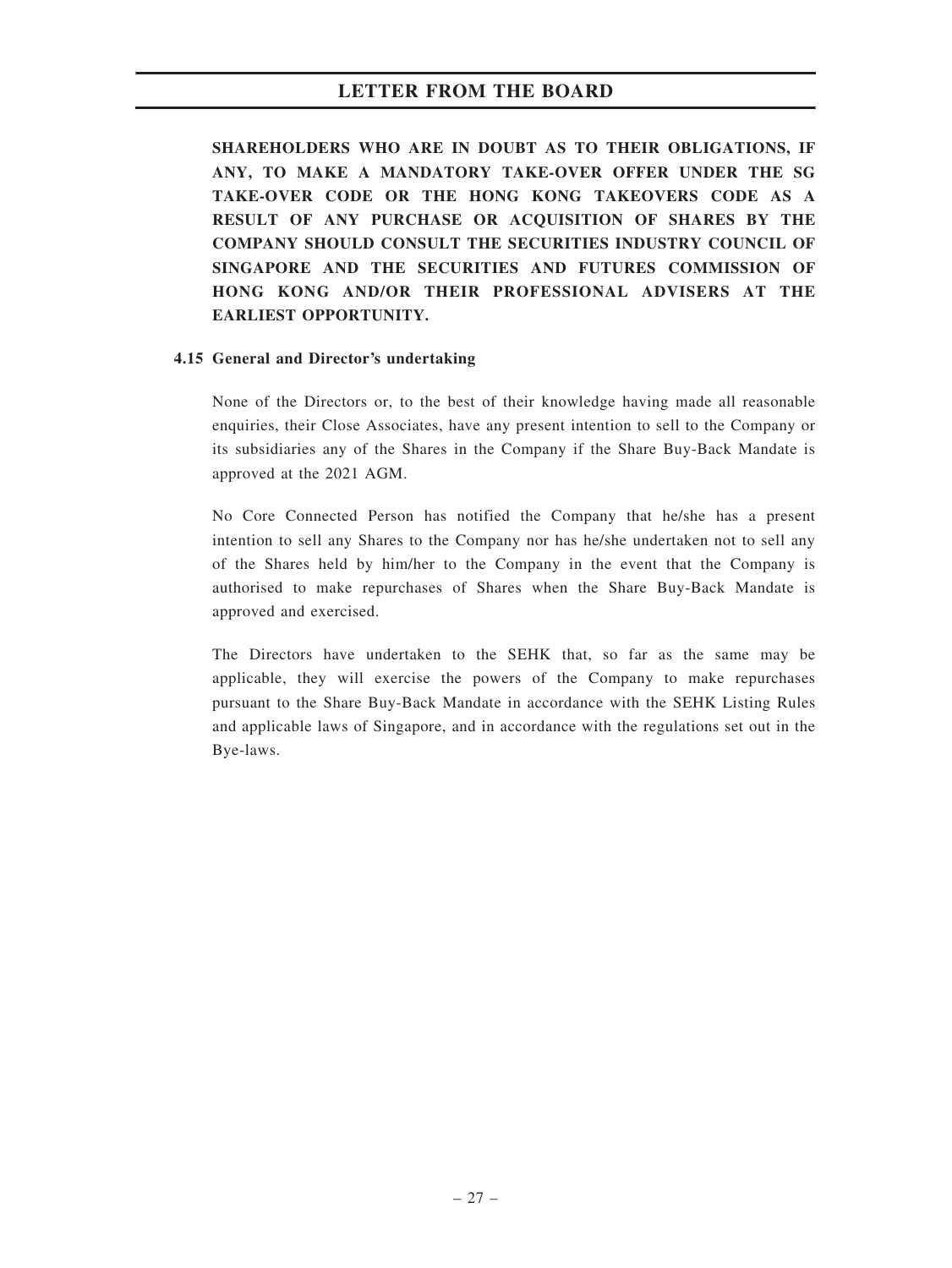**SHAREHOLDERS WHO ARE IN DOUBT AS TO THEIR OBLIGATIONS, IF ANY, TO MAKE A MANDATORY TAKE-OVER OFFER UNDER THE SG TAKE-OVER CODE OR THE HONG KONG TAKEOVERS CODE AS A RESULT OF ANY PURCHASE OR ACQUISITION OF SHARES BY THE COMPANY SHOULD CONSULT THE SECURITIES INDUSTRY COUNCIL OF SINGAPORE AND THE SECURITIES AND FUTURES COMMISSION OF HONG KONG AND/OR THEIR PROFESSIONAL ADVISERS AT THE EARLIEST OPPORTUNITY.**

### 4.15 General and Director's undertaking

None of the Directors or, to the best of their knowledge having made all reasonable enquiries, their Close Associates, have any present intention to sell to the Company or its subsidiaries any of the Shares in the Company if the Share Buy-Back Mandate is approved at the 2021 AGM.

No Core Connected Person has notified the Company that he/she has a present intention to sell any Shares to the Company nor has he/she undertaken not to sell any of the Shares held by him/her to the Company in the event that the Company is authorised to make repurchases of Shares when the Share Buy-Back Mandate is approved and exercised.

The Directors have undertaken to the SEHK that, so far as the same may be applicable, they will exercise the powers of the Company to make repurchases pursuant to the Share Buy-Back Mandate in accordance with the SEHK Listing Rules and applicable laws of Singapore, and in accordance with the regulations set out in the Bye-laws.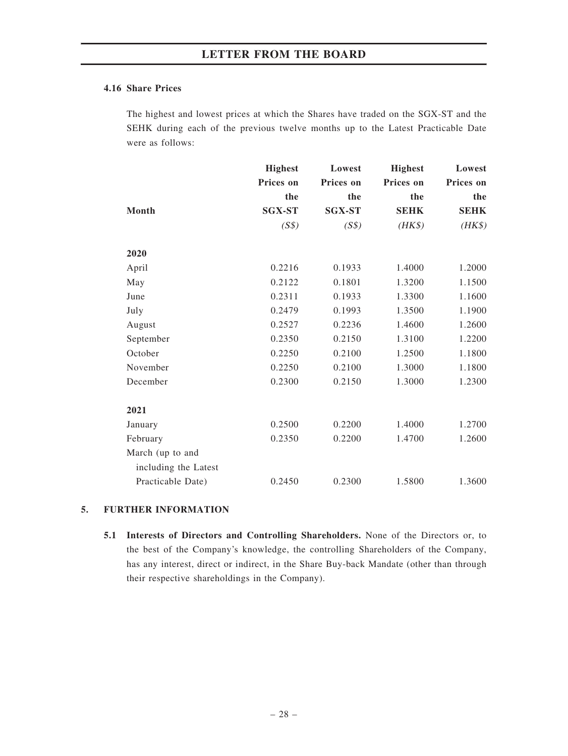### 4.16 Share Prices

The highest and lowest prices at which the Shares have traded on the SGX-ST and the SEHK during each of the previous twelve months up to the Latest Practicable Date were as follows:

| Month | Highest Prices on the SGX-ST *(S$)* | Lowest Prices on the SGX-ST *(S$)* | Highest Prices on the SEHK *(HK$)* | Lowest Prices on the SEHK *(HK$)* |
|---|---|---|---|---|
| **2020** | | | | |
| April | 0.2216 | 0.1933 | 1.4000 | 1.2000 |
| May | 0.2122 | 0.1801 | 1.3200 | 1.1500 |
| June | 0.2311 | 0.1933 | 1.3300 | 1.1600 |
| July | 0.2479 | 0.1993 | 1.3500 | 1.1900 |
| August | 0.2527 | 0.2236 | 1.4600 | 1.2600 |
| September | 0.2350 | 0.2150 | 1.3100 | 1.2200 |
| October | 0.2250 | 0.2100 | 1.2500 | 1.1800 |
| November | 0.2250 | 0.2100 | 1.3000 | 1.1800 |
| December | 0.2300 | 0.2150 | 1.3000 | 1.2300 |
| **2021** | | | | |
| January | 0.2500 | 0.2200 | 1.4000 | 1.2700 |
| February | 0.2350 | 0.2200 | 1.4700 | 1.2600 |
| March (up to and including the Latest Practicable Date) | 0.2450 | 0.2300 | 1.5800 | 1.3600 |

## 5. FURTHER INFORMATION

**5.1 Interests of Directors and Controlling Shareholders.** None of the Directors or, to the best of the Company's knowledge, the controlling Shareholders of the Company, has any interest, direct or indirect, in the Share Buy-back Mandate (other than through their respective shareholdings in the Company).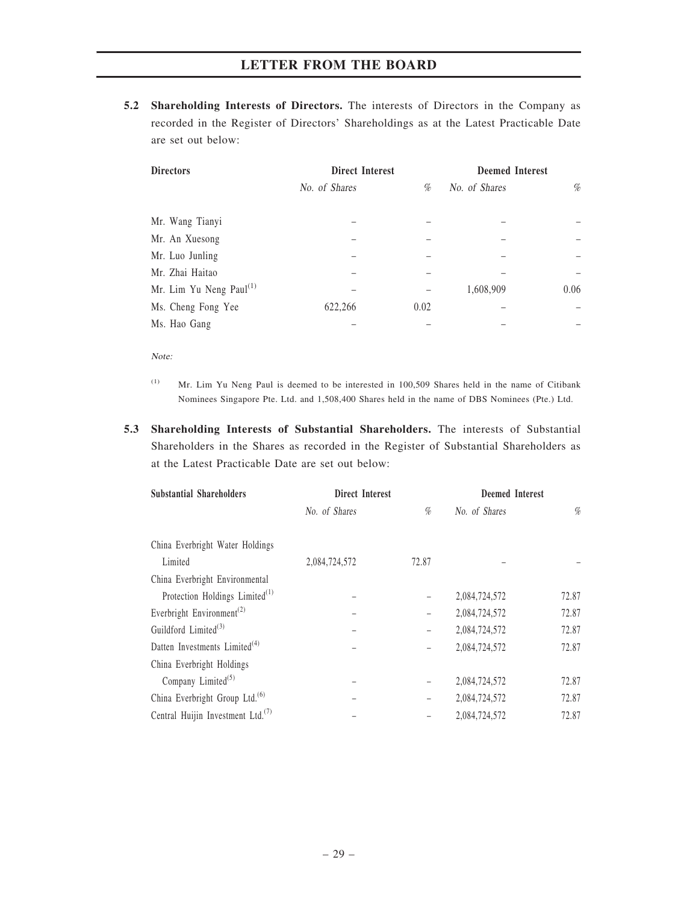**5.2 Shareholding Interests of Directors.** The interests of Directors in the Company as recorded in the Register of Directors' Shareholdings as at the Latest Practicable Date are set out below:

| Directors | Direct Interest | | Deemed Interest | |
|---|---|---|---|---|
| | *No. of Shares* | *%* | *No. of Shares* | *%* |
| Mr. Wang Tianyi | – | – | – | – |
| Mr. An Xuesong | – | – | – | – |
| Mr. Luo Junling | – | – | – | – |
| Mr. Zhai Haitao | – | – | – | – |
| Mr. Lim Yu Neng Paul[(1)] | – | – | 1,608,909 | 0.06 |
| Ms. Cheng Fong Yee | 622,266 | 0.02 | – | – |
| Ms. Hao Gang | – | – | – | – |

*Note:*

(1) Mr. Lim Yu Neng Paul is deemed to be interested in 100,509 Shares held in the name of Citibank Nominees Singapore Pte. Ltd. and 1,508,400 Shares held in the name of DBS Nominees (Pte.) Ltd.

**5.3 Shareholding Interests of Substantial Shareholders.** The interests of Substantial Shareholders in the Shares as recorded in the Register of Substantial Shareholders as at the Latest Practicable Date are set out below:

| Substantial Shareholders | Direct Interest | | Deemed Interest | |
|---|---|---|---|---|
| | *No. of Shares* | *%* | *No. of Shares* | *%* |
| China Everbright Water Holdings Limited | 2,084,724,572 | 72.87 | – | – |
| China Everbright Environmental Protection Holdings Limited[(1)] | – | – | 2,084,724,572 | 72.87 |
| Everbright Environment[(2)] | – | – | 2,084,724,572 | 72.87 |
| Guildford Limited[(3)] | – | – | 2,084,724,572 | 72.87 |
| Datten Investments Limited[(4)] | – | – | 2,084,724,572 | 72.87 |
| China Everbright Holdings Company Limited[(5)] | – | – | 2,084,724,572 | 72.87 |
| China Everbright Group Ltd.[(6)] | – | – | 2,084,724,572 | 72.87 |
| Central Huijin Investment Ltd.[(7)] | – | – | 2,084,724,572 | 72.87 |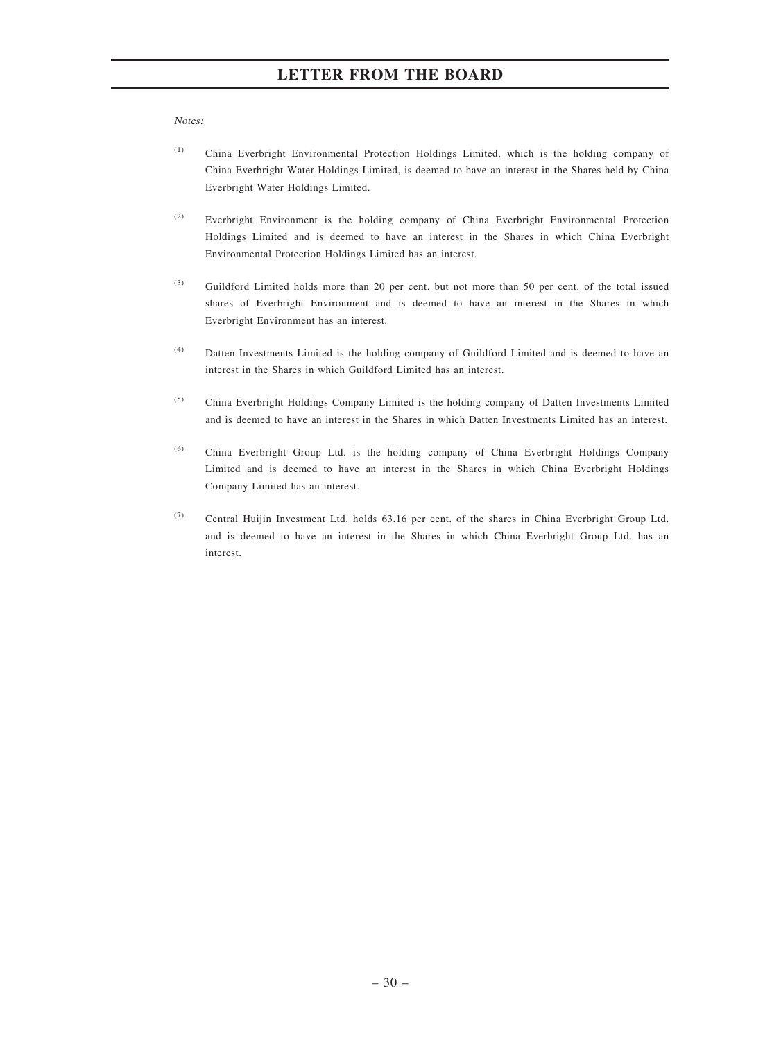*Notes:*

(1) China Everbright Environmental Protection Holdings Limited, which is the holding company of China Everbright Water Holdings Limited, is deemed to have an interest in the Shares held by China Everbright Water Holdings Limited.

(2) Everbright Environment is the holding company of China Everbright Environmental Protection Holdings Limited and is deemed to have an interest in the Shares in which China Everbright Environmental Protection Holdings Limited has an interest.

(3) Guildford Limited holds more than 20 per cent. but not more than 50 per cent. of the total issued shares of Everbright Environment and is deemed to have an interest in the Shares in which Everbright Environment has an interest.

(4) Datten Investments Limited is the holding company of Guildford Limited and is deemed to have an interest in the Shares in which Guildford Limited has an interest.

(5) China Everbright Holdings Company Limited is the holding company of Datten Investments Limited and is deemed to have an interest in the Shares in which Datten Investments Limited has an interest.

(6) China Everbright Group Ltd. is the holding company of China Everbright Holdings Company Limited and is deemed to have an interest in the Shares in which China Everbright Holdings Company Limited has an interest.

(7) Central Huijin Investment Ltd. holds 63.16 per cent. of the shares in China Everbright Group Ltd. and is deemed to have an interest in the Shares in which China Everbright Group Ltd. has an interest.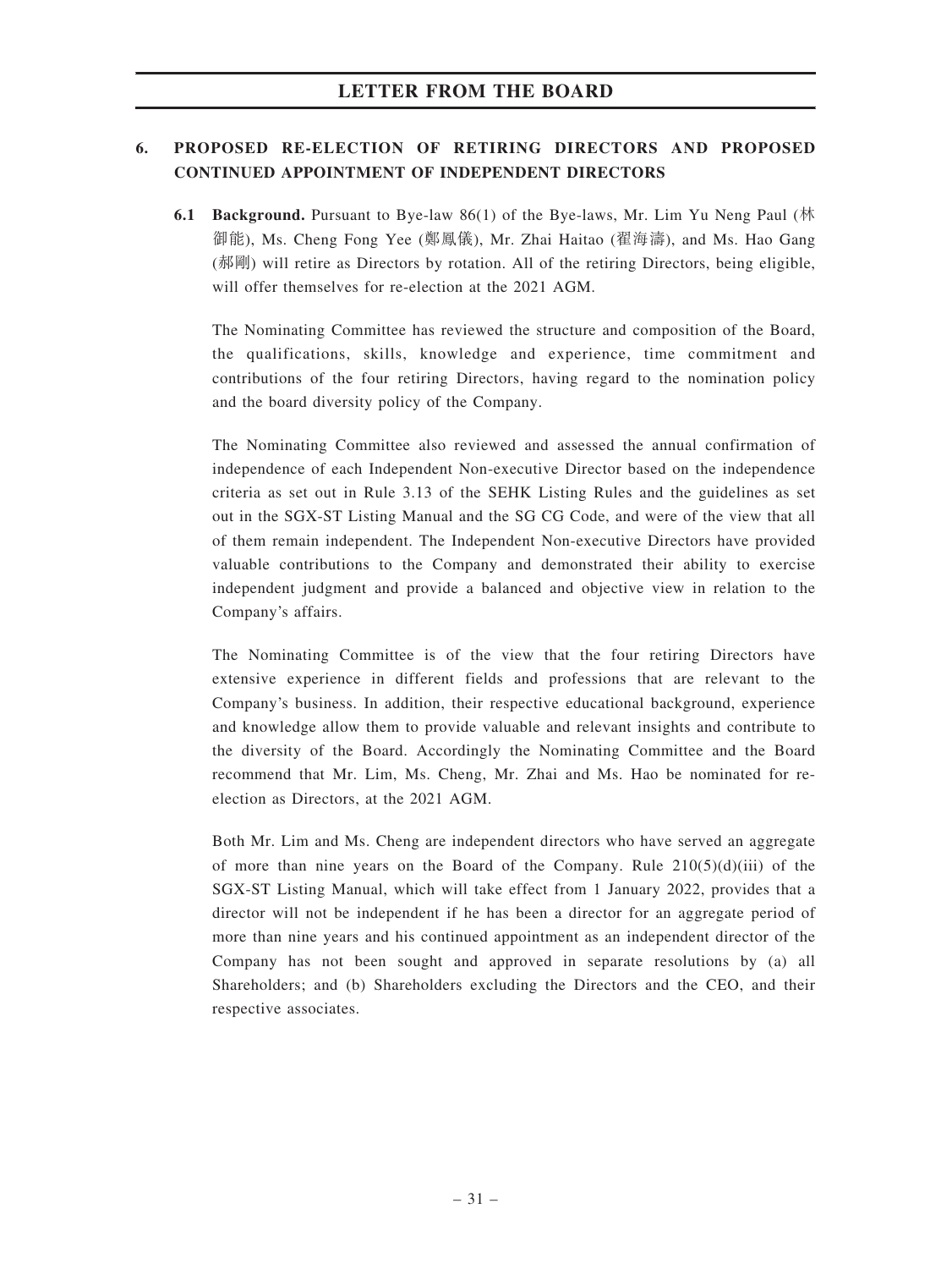## 6. PROPOSED RE-ELECTION OF RETIRING DIRECTORS AND PROPOSED CONTINUED APPOINTMENT OF INDEPENDENT DIRECTORS

**6.1 Background.** Pursuant to Bye-law 86(1) of the Bye-laws, Mr. Lim Yu Neng Paul (林御能), Ms. Cheng Fong Yee (鄭鳳儀), Mr. Zhai Haitao (翟海濤), and Ms. Hao Gang (郝剛) will retire as Directors by rotation. All of the retiring Directors, being eligible, will offer themselves for re-election at the 2021 AGM.

The Nominating Committee has reviewed the structure and composition of the Board, the qualifications, skills, knowledge and experience, time commitment and contributions of the four retiring Directors, having regard to the nomination policy and the board diversity policy of the Company.

The Nominating Committee also reviewed and assessed the annual confirmation of independence of each Independent Non-executive Director based on the independence criteria as set out in Rule 3.13 of the SEHK Listing Rules and the guidelines as set out in the SGX-ST Listing Manual and the SG CG Code, and were of the view that all of them remain independent. The Independent Non-executive Directors have provided valuable contributions to the Company and demonstrated their ability to exercise independent judgment and provide a balanced and objective view in relation to the Company's affairs.

The Nominating Committee is of the view that the four retiring Directors have extensive experience in different fields and professions that are relevant to the Company's business. In addition, their respective educational background, experience and knowledge allow them to provide valuable and relevant insights and contribute to the diversity of the Board. Accordingly the Nominating Committee and the Board recommend that Mr. Lim, Ms. Cheng, Mr. Zhai and Ms. Hao be nominated for re-election as Directors, at the 2021 AGM.

Both Mr. Lim and Ms. Cheng are independent directors who have served an aggregate of more than nine years on the Board of the Company. Rule 210(5)(d)(iii) of the SGX-ST Listing Manual, which will take effect from 1 January 2022, provides that a director will not be independent if he has been a director for an aggregate period of more than nine years and his continued appointment as an independent director of the Company has not been sought and approved in separate resolutions by (a) all Shareholders; and (b) Shareholders excluding the Directors and the CEO, and their respective associates.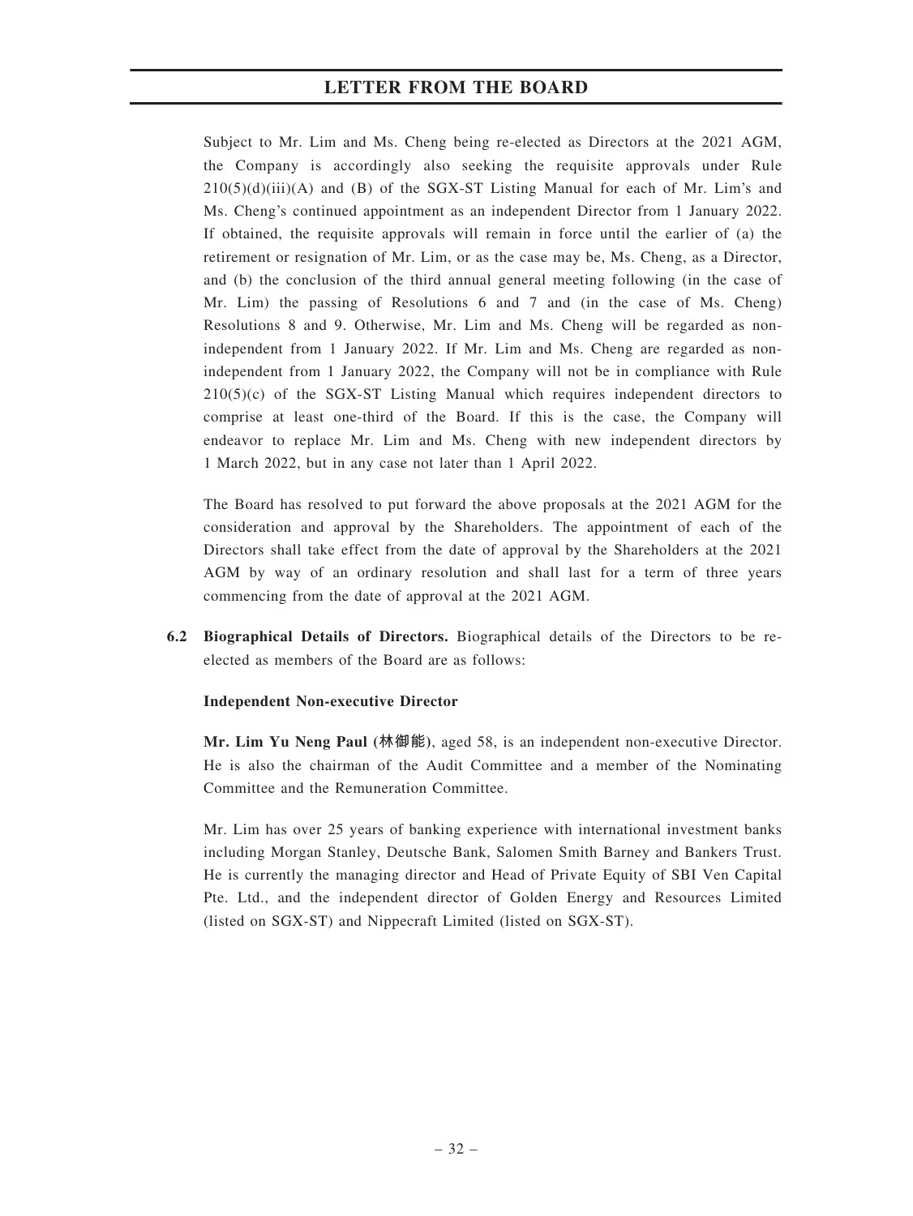Subject to Mr. Lim and Ms. Cheng being re-elected as Directors at the 2021 AGM, the Company is accordingly also seeking the requisite approvals under Rule 210(5)(d)(iii)(A) and (B) of the SGX-ST Listing Manual for each of Mr. Lim's and Ms. Cheng's continued appointment as an independent Director from 1 January 2022. If obtained, the requisite approvals will remain in force until the earlier of (a) the retirement or resignation of Mr. Lim, or as the case may be, Ms. Cheng, as a Director, and (b) the conclusion of the third annual general meeting following (in the case of Mr. Lim) the passing of Resolutions 6 and 7 and (in the case of Ms. Cheng) Resolutions 8 and 9. Otherwise, Mr. Lim and Ms. Cheng will be regarded as non-independent from 1 January 2022. If Mr. Lim and Ms. Cheng are regarded as non-independent from 1 January 2022, the Company will not be in compliance with Rule 210(5)(c) of the SGX-ST Listing Manual which requires independent directors to comprise at least one-third of the Board. If this is the case, the Company will endeavor to replace Mr. Lim and Ms. Cheng with new independent directors by 1 March 2022, but in any case not later than 1 April 2022.

The Board has resolved to put forward the above proposals at the 2021 AGM for the consideration and approval by the Shareholders. The appointment of each of the Directors shall take effect from the date of approval by the Shareholders at the 2021 AGM by way of an ordinary resolution and shall last for a term of three years commencing from the date of approval at the 2021 AGM.

**6.2 Biographical Details of Directors.** Biographical details of the Directors to be re-elected as members of the Board are as follows:

**Independent Non-executive Director**

**Mr. Lim Yu Neng Paul (林御能)**, aged 58, is an independent non-executive Director. He is also the chairman of the Audit Committee and a member of the Nominating Committee and the Remuneration Committee.

Mr. Lim has over 25 years of banking experience with international investment banks including Morgan Stanley, Deutsche Bank, Salomen Smith Barney and Bankers Trust. He is currently the managing director and Head of Private Equity of SBI Ven Capital Pte. Ltd., and the independent director of Golden Energy and Resources Limited (listed on SGX-ST) and Nippecraft Limited (listed on SGX-ST).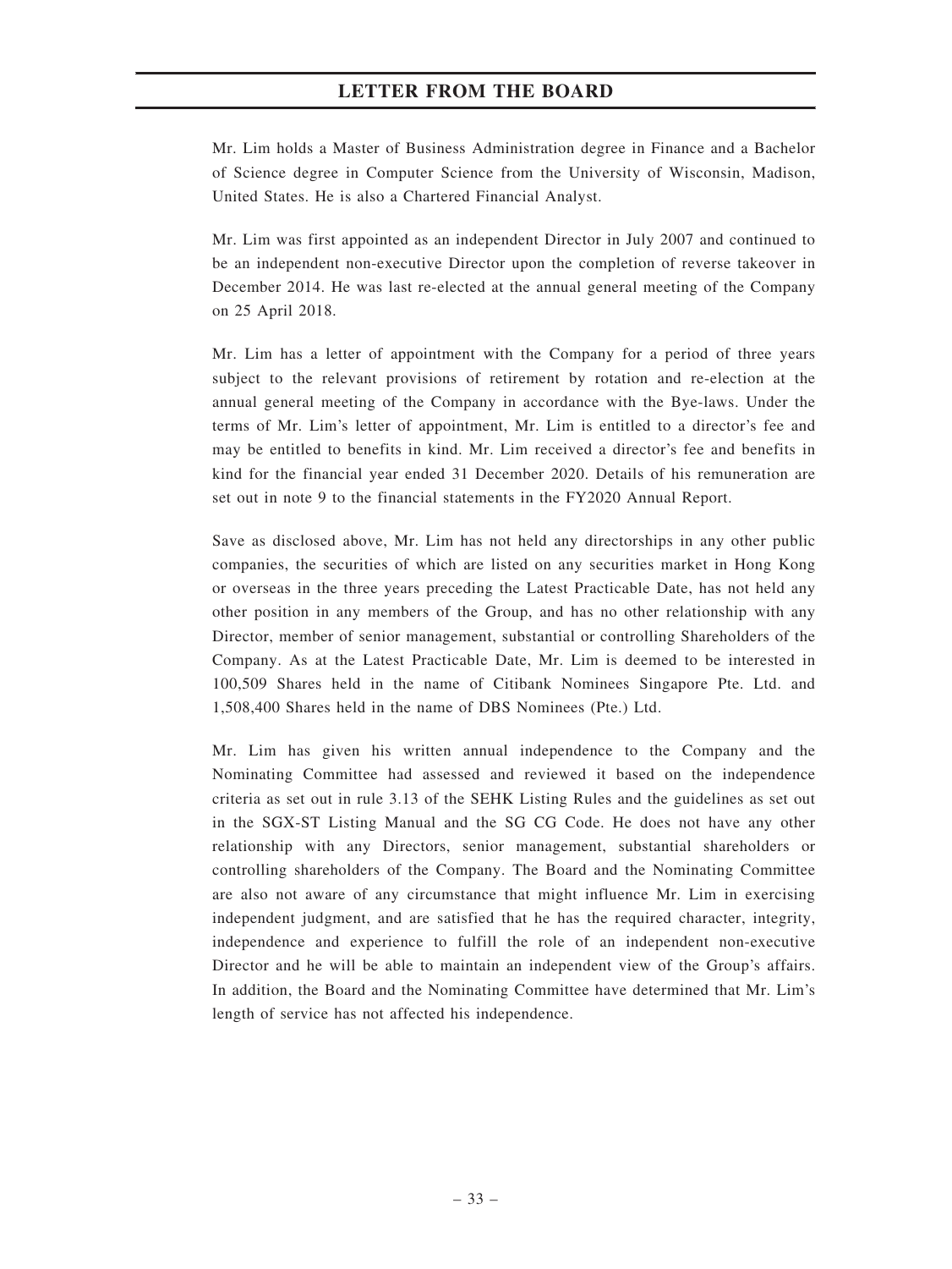Mr. Lim holds a Master of Business Administration degree in Finance and a Bachelor of Science degree in Computer Science from the University of Wisconsin, Madison, United States. He is also a Chartered Financial Analyst.

Mr. Lim was first appointed as an independent Director in July 2007 and continued to be an independent non-executive Director upon the completion of reverse takeover in December 2014. He was last re-elected at the annual general meeting of the Company on 25 April 2018.

Mr. Lim has a letter of appointment with the Company for a period of three years subject to the relevant provisions of retirement by rotation and re-election at the annual general meeting of the Company in accordance with the Bye-laws. Under the terms of Mr. Lim's letter of appointment, Mr. Lim is entitled to a director's fee and may be entitled to benefits in kind. Mr. Lim received a director's fee and benefits in kind for the financial year ended 31 December 2020. Details of his remuneration are set out in note 9 to the financial statements in the FY2020 Annual Report.

Save as disclosed above, Mr. Lim has not held any directorships in any other public companies, the securities of which are listed on any securities market in Hong Kong or overseas in the three years preceding the Latest Practicable Date, has not held any other position in any members of the Group, and has no other relationship with any Director, member of senior management, substantial or controlling Shareholders of the Company. As at the Latest Practicable Date, Mr. Lim is deemed to be interested in 100,509 Shares held in the name of Citibank Nominees Singapore Pte. Ltd. and 1,508,400 Shares held in the name of DBS Nominees (Pte.) Ltd.

Mr. Lim has given his written annual independence to the Company and the Nominating Committee had assessed and reviewed it based on the independence criteria as set out in rule 3.13 of the SEHK Listing Rules and the guidelines as set out in the SGX-ST Listing Manual and the SG CG Code. He does not have any other relationship with any Directors, senior management, substantial shareholders or controlling shareholders of the Company. The Board and the Nominating Committee are also not aware of any circumstance that might influence Mr. Lim in exercising independent judgment, and are satisfied that he has the required character, integrity, independence and experience to fulfill the role of an independent non-executive Director and he will be able to maintain an independent view of the Group's affairs. In addition, the Board and the Nominating Committee have determined that Mr. Lim's length of service has not affected his independence.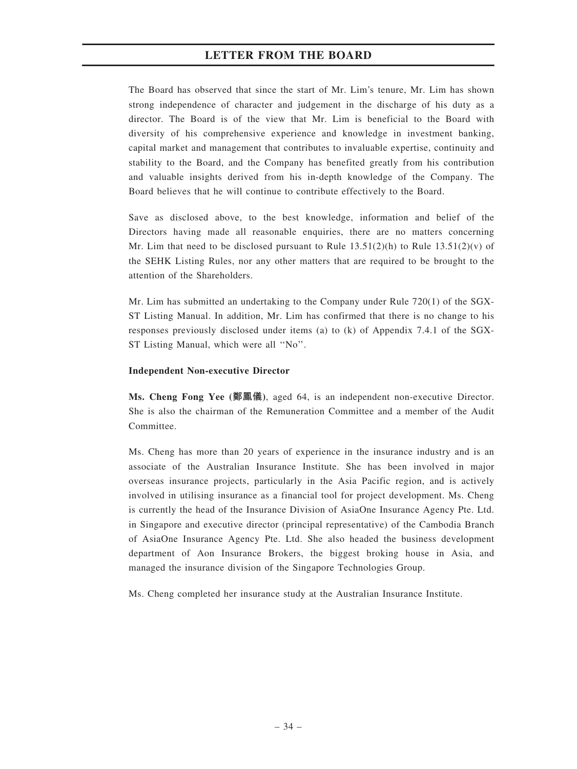The Board has observed that since the start of Mr. Lim's tenure, Mr. Lim has shown strong independence of character and judgement in the discharge of his duty as a director. The Board is of the view that Mr. Lim is beneficial to the Board with diversity of his comprehensive experience and knowledge in investment banking, capital market and management that contributes to invaluable expertise, continuity and stability to the Board, and the Company has benefited greatly from his contribution and valuable insights derived from his in-depth knowledge of the Company. The Board believes that he will continue to contribute effectively to the Board.

Save as disclosed above, to the best knowledge, information and belief of the Directors having made all reasonable enquiries, there are no matters concerning Mr. Lim that need to be disclosed pursuant to Rule 13.51(2)(h) to Rule 13.51(2)(v) of the SEHK Listing Rules, nor any other matters that are required to be brought to the attention of the Shareholders.

Mr. Lim has submitted an undertaking to the Company under Rule 720(1) of the SGX-ST Listing Manual. In addition, Mr. Lim has confirmed that there is no change to his responses previously disclosed under items (a) to (k) of Appendix 7.4.1 of the SGX-ST Listing Manual, which were all ''No''.

**Independent Non-executive Director**

**Ms. Cheng Fong Yee (鄭鳳儀)**, aged 64, is an independent non-executive Director. She is also the chairman of the Remuneration Committee and a member of the Audit Committee.

Ms. Cheng has more than 20 years of experience in the insurance industry and is an associate of the Australian Insurance Institute. She has been involved in major overseas insurance projects, particularly in the Asia Pacific region, and is actively involved in utilising insurance as a financial tool for project development. Ms. Cheng is currently the head of the Insurance Division of AsiaOne Insurance Agency Pte. Ltd. in Singapore and executive director (principal representative) of the Cambodia Branch of AsiaOne Insurance Agency Pte. Ltd. She also headed the business development department of Aon Insurance Brokers, the biggest broking house in Asia, and managed the insurance division of the Singapore Technologies Group.

Ms. Cheng completed her insurance study at the Australian Insurance Institute.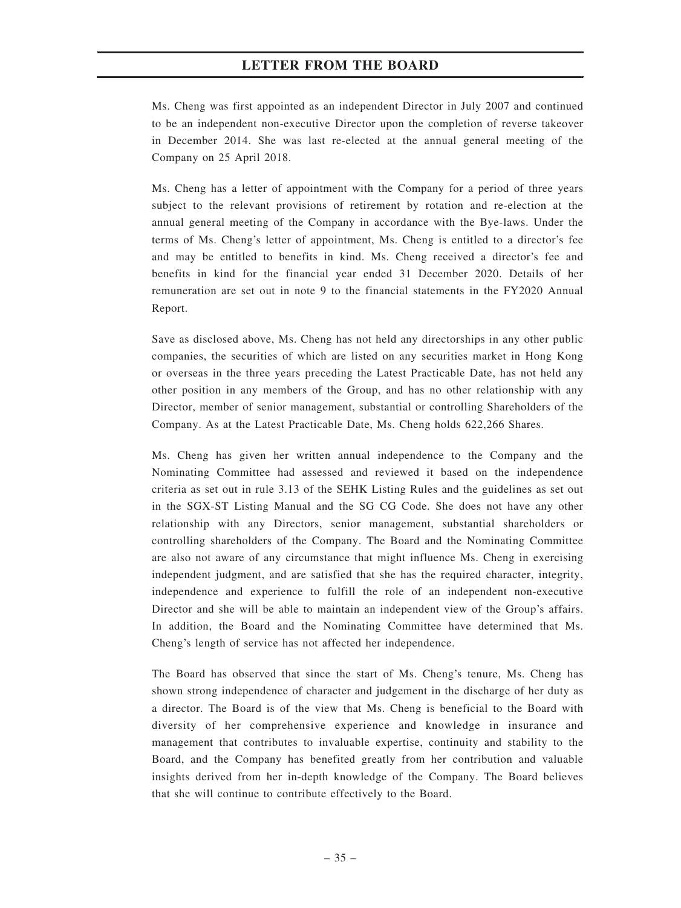Ms. Cheng was first appointed as an independent Director in July 2007 and continued to be an independent non-executive Director upon the completion of reverse takeover in December 2014. She was last re-elected at the annual general meeting of the Company on 25 April 2018.

Ms. Cheng has a letter of appointment with the Company for a period of three years subject to the relevant provisions of retirement by rotation and re-election at the annual general meeting of the Company in accordance with the Bye-laws. Under the terms of Ms. Cheng's letter of appointment, Ms. Cheng is entitled to a director's fee and may be entitled to benefits in kind. Ms. Cheng received a director's fee and benefits in kind for the financial year ended 31 December 2020. Details of her remuneration are set out in note 9 to the financial statements in the FY2020 Annual Report.

Save as disclosed above, Ms. Cheng has not held any directorships in any other public companies, the securities of which are listed on any securities market in Hong Kong or overseas in the three years preceding the Latest Practicable Date, has not held any other position in any members of the Group, and has no other relationship with any Director, member of senior management, substantial or controlling Shareholders of the Company. As at the Latest Practicable Date, Ms. Cheng holds 622,266 Shares.

Ms. Cheng has given her written annual independence to the Company and the Nominating Committee had assessed and reviewed it based on the independence criteria as set out in rule 3.13 of the SEHK Listing Rules and the guidelines as set out in the SGX-ST Listing Manual and the SG CG Code. She does not have any other relationship with any Directors, senior management, substantial shareholders or controlling shareholders of the Company. The Board and the Nominating Committee are also not aware of any circumstance that might influence Ms. Cheng in exercising independent judgment, and are satisfied that she has the required character, integrity, independence and experience to fulfill the role of an independent non-executive Director and she will be able to maintain an independent view of the Group's affairs. In addition, the Board and the Nominating Committee have determined that Ms. Cheng's length of service has not affected her independence.

The Board has observed that since the start of Ms. Cheng's tenure, Ms. Cheng has shown strong independence of character and judgement in the discharge of her duty as a director. The Board is of the view that Ms. Cheng is beneficial to the Board with diversity of her comprehensive experience and knowledge in insurance and management that contributes to invaluable expertise, continuity and stability to the Board, and the Company has benefited greatly from her contribution and valuable insights derived from her in-depth knowledge of the Company. The Board believes that she will continue to contribute effectively to the Board.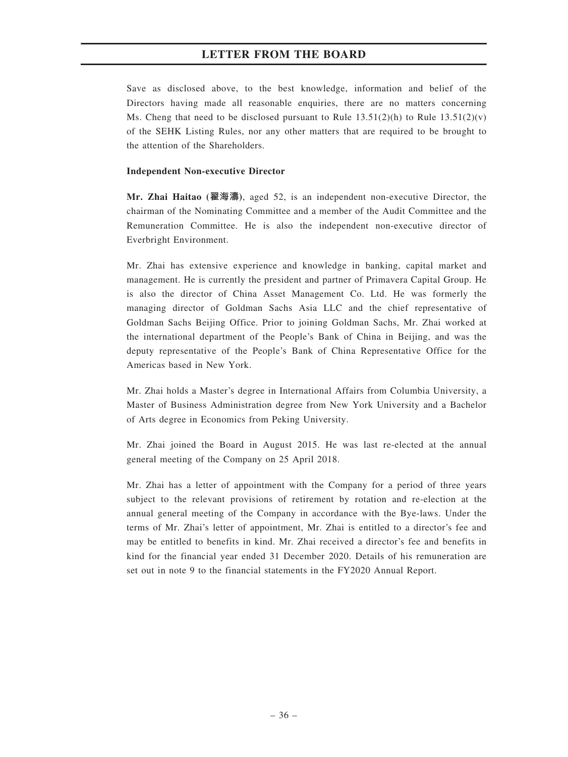Save as disclosed above, to the best knowledge, information and belief of the Directors having made all reasonable enquiries, there are no matters concerning Ms. Cheng that need to be disclosed pursuant to Rule 13.51(2)(h) to Rule 13.51(2)(v) of the SEHK Listing Rules, nor any other matters that are required to be brought to the attention of the Shareholders.

**Independent Non-executive Director**

**Mr. Zhai Haitao (翟海濤)**, aged 52, is an independent non-executive Director, the chairman of the Nominating Committee and a member of the Audit Committee and the Remuneration Committee. He is also the independent non-executive director of Everbright Environment.

Mr. Zhai has extensive experience and knowledge in banking, capital market and management. He is currently the president and partner of Primavera Capital Group. He is also the director of China Asset Management Co. Ltd. He was formerly the managing director of Goldman Sachs Asia LLC and the chief representative of Goldman Sachs Beijing Office. Prior to joining Goldman Sachs, Mr. Zhai worked at the international department of the People's Bank of China in Beijing, and was the deputy representative of the People's Bank of China Representative Office for the Americas based in New York.

Mr. Zhai holds a Master's degree in International Affairs from Columbia University, a Master of Business Administration degree from New York University and a Bachelor of Arts degree in Economics from Peking University.

Mr. Zhai joined the Board in August 2015. He was last re-elected at the annual general meeting of the Company on 25 April 2018.

Mr. Zhai has a letter of appointment with the Company for a period of three years subject to the relevant provisions of retirement by rotation and re-election at the annual general meeting of the Company in accordance with the Bye-laws. Under the terms of Mr. Zhai's letter of appointment, Mr. Zhai is entitled to a director's fee and may be entitled to benefits in kind. Mr. Zhai received a director's fee and benefits in kind for the financial year ended 31 December 2020. Details of his remuneration are set out in note 9 to the financial statements in the FY2020 Annual Report.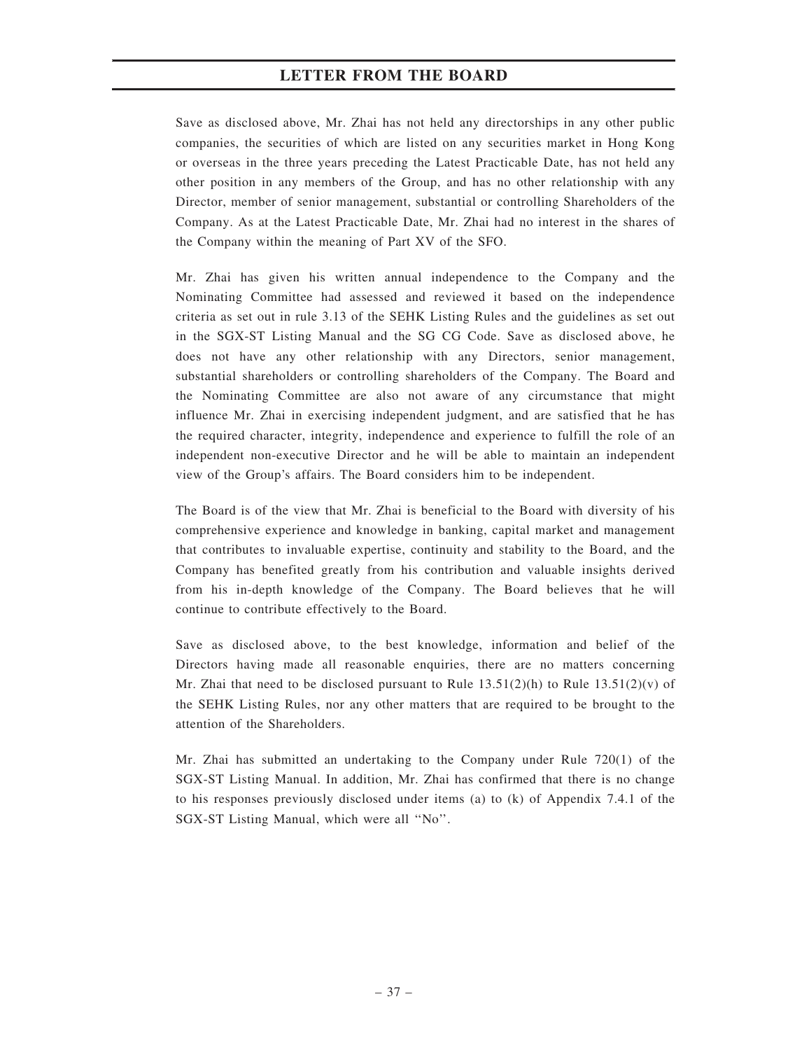Save as disclosed above, Mr. Zhai has not held any directorships in any other public companies, the securities of which are listed on any securities market in Hong Kong or overseas in the three years preceding the Latest Practicable Date, has not held any other position in any members of the Group, and has no other relationship with any Director, member of senior management, substantial or controlling Shareholders of the Company. As at the Latest Practicable Date, Mr. Zhai had no interest in the shares of the Company within the meaning of Part XV of the SFO.

Mr. Zhai has given his written annual independence to the Company and the Nominating Committee had assessed and reviewed it based on the independence criteria as set out in rule 3.13 of the SEHK Listing Rules and the guidelines as set out in the SGX-ST Listing Manual and the SG CG Code. Save as disclosed above, he does not have any other relationship with any Directors, senior management, substantial shareholders or controlling shareholders of the Company. The Board and the Nominating Committee are also not aware of any circumstance that might influence Mr. Zhai in exercising independent judgment, and are satisfied that he has the required character, integrity, independence and experience to fulfill the role of an independent non-executive Director and he will be able to maintain an independent view of the Group's affairs. The Board considers him to be independent.

The Board is of the view that Mr. Zhai is beneficial to the Board with diversity of his comprehensive experience and knowledge in banking, capital market and management that contributes to invaluable expertise, continuity and stability to the Board, and the Company has benefited greatly from his contribution and valuable insights derived from his in-depth knowledge of the Company. The Board believes that he will continue to contribute effectively to the Board.

Save as disclosed above, to the best knowledge, information and belief of the Directors having made all reasonable enquiries, there are no matters concerning Mr. Zhai that need to be disclosed pursuant to Rule 13.51(2)(h) to Rule 13.51(2)(v) of the SEHK Listing Rules, nor any other matters that are required to be brought to the attention of the Shareholders.

Mr. Zhai has submitted an undertaking to the Company under Rule 720(1) of the SGX-ST Listing Manual. In addition, Mr. Zhai has confirmed that there is no change to his responses previously disclosed under items (a) to (k) of Appendix 7.4.1 of the SGX-ST Listing Manual, which were all "No".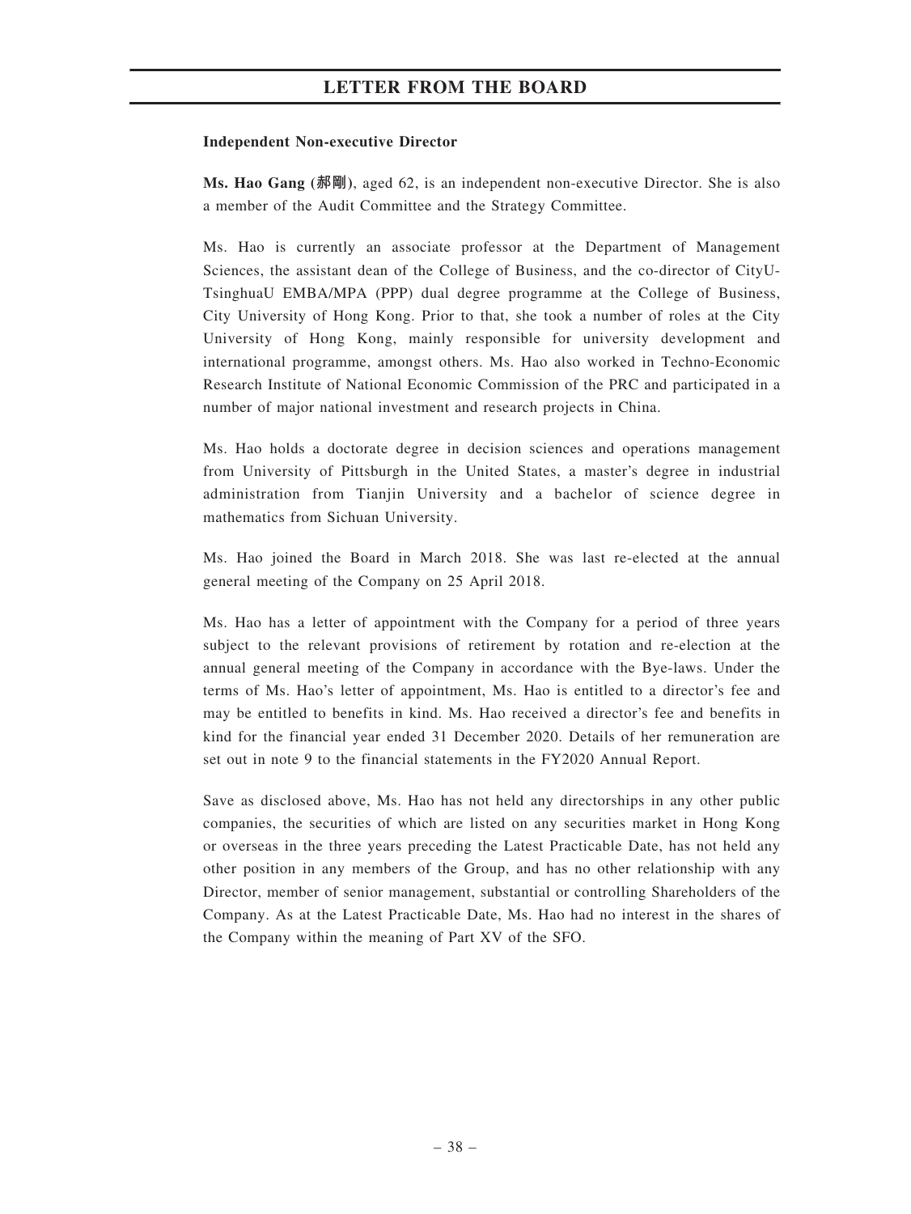**Independent Non-executive Director**

**Ms. Hao Gang (郝剛)**, aged 62, is an independent non-executive Director. She is also a member of the Audit Committee and the Strategy Committee.

Ms. Hao is currently an associate professor at the Department of Management Sciences, the assistant dean of the College of Business, and the co-director of CityU-TsinghuaU EMBA/MPA (PPP) dual degree programme at the College of Business, City University of Hong Kong. Prior to that, she took a number of roles at the City University of Hong Kong, mainly responsible for university development and international programme, amongst others. Ms. Hao also worked in Techno-Economic Research Institute of National Economic Commission of the PRC and participated in a number of major national investment and research projects in China.

Ms. Hao holds a doctorate degree in decision sciences and operations management from University of Pittsburgh in the United States, a master's degree in industrial administration from Tianjin University and a bachelor of science degree in mathematics from Sichuan University.

Ms. Hao joined the Board in March 2018. She was last re-elected at the annual general meeting of the Company on 25 April 2018.

Ms. Hao has a letter of appointment with the Company for a period of three years subject to the relevant provisions of retirement by rotation and re-election at the annual general meeting of the Company in accordance with the Bye-laws. Under the terms of Ms. Hao's letter of appointment, Ms. Hao is entitled to a director's fee and may be entitled to benefits in kind. Ms. Hao received a director's fee and benefits in kind for the financial year ended 31 December 2020. Details of her remuneration are set out in note 9 to the financial statements in the FY2020 Annual Report.

Save as disclosed above, Ms. Hao has not held any directorships in any other public companies, the securities of which are listed on any securities market in Hong Kong or overseas in the three years preceding the Latest Practicable Date, has not held any other position in any members of the Group, and has no other relationship with any Director, member of senior management, substantial or controlling Shareholders of the Company. As at the Latest Practicable Date, Ms. Hao had no interest in the shares of the Company within the meaning of Part XV of the SFO.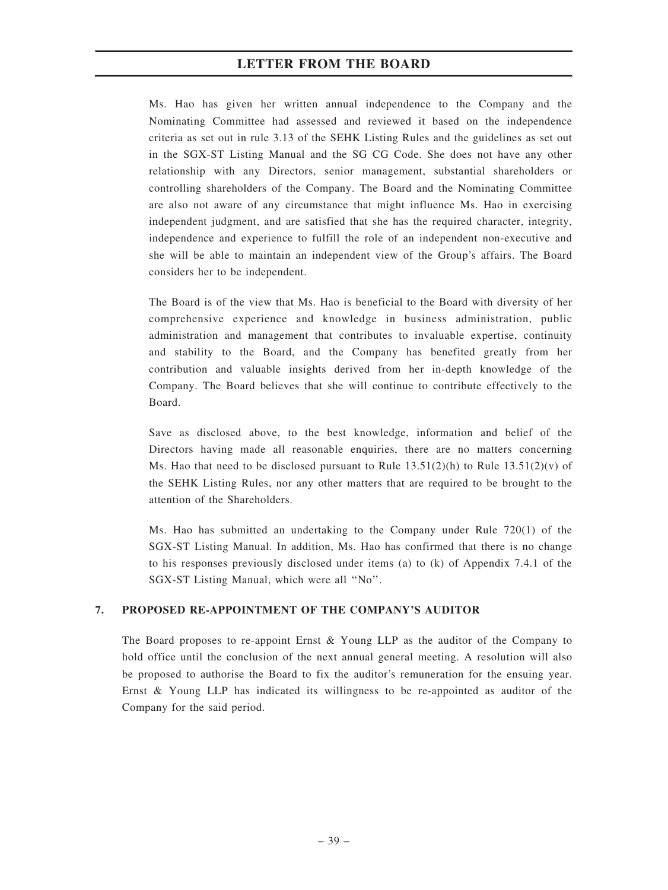Ms. Hao has given her written annual independence to the Company and the Nominating Committee had assessed and reviewed it based on the independence criteria as set out in rule 3.13 of the SEHK Listing Rules and the guidelines as set out in the SGX-ST Listing Manual and the SG CG Code. She does not have any other relationship with any Directors, senior management, substantial shareholders or controlling shareholders of the Company. The Board and the Nominating Committee are also not aware of any circumstance that might influence Ms. Hao in exercising independent judgment, and are satisfied that she has the required character, integrity, independence and experience to fulfill the role of an independent non-executive and she will be able to maintain an independent view of the Group's affairs. The Board considers her to be independent.

The Board is of the view that Ms. Hao is beneficial to the Board with diversity of her comprehensive experience and knowledge in business administration, public administration and management that contributes to invaluable expertise, continuity and stability to the Board, and the Company has benefited greatly from her contribution and valuable insights derived from her in-depth knowledge of the Company. The Board believes that she will continue to contribute effectively to the Board.

Save as disclosed above, to the best knowledge, information and belief of the Directors having made all reasonable enquiries, there are no matters concerning Ms. Hao that need to be disclosed pursuant to Rule 13.51(2)(h) to Rule 13.51(2)(v) of the SEHK Listing Rules, nor any other matters that are required to be brought to the attention of the Shareholders.

Ms. Hao has submitted an undertaking to the Company under Rule 720(1) of the SGX-ST Listing Manual. In addition, Ms. Hao has confirmed that there is no change to his responses previously disclosed under items (a) to (k) of Appendix 7.4.1 of the SGX-ST Listing Manual, which were all ''No''.

## 7. PROPOSED RE-APPOINTMENT OF THE COMPANY'S AUDITOR

The Board proposes to re-appoint Ernst & Young LLP as the auditor of the Company to hold office until the conclusion of the next annual general meeting. A resolution will also be proposed to authorise the Board to fix the auditor's remuneration for the ensuing year. Ernst & Young LLP has indicated its willingness to be re-appointed as auditor of the Company for the said period.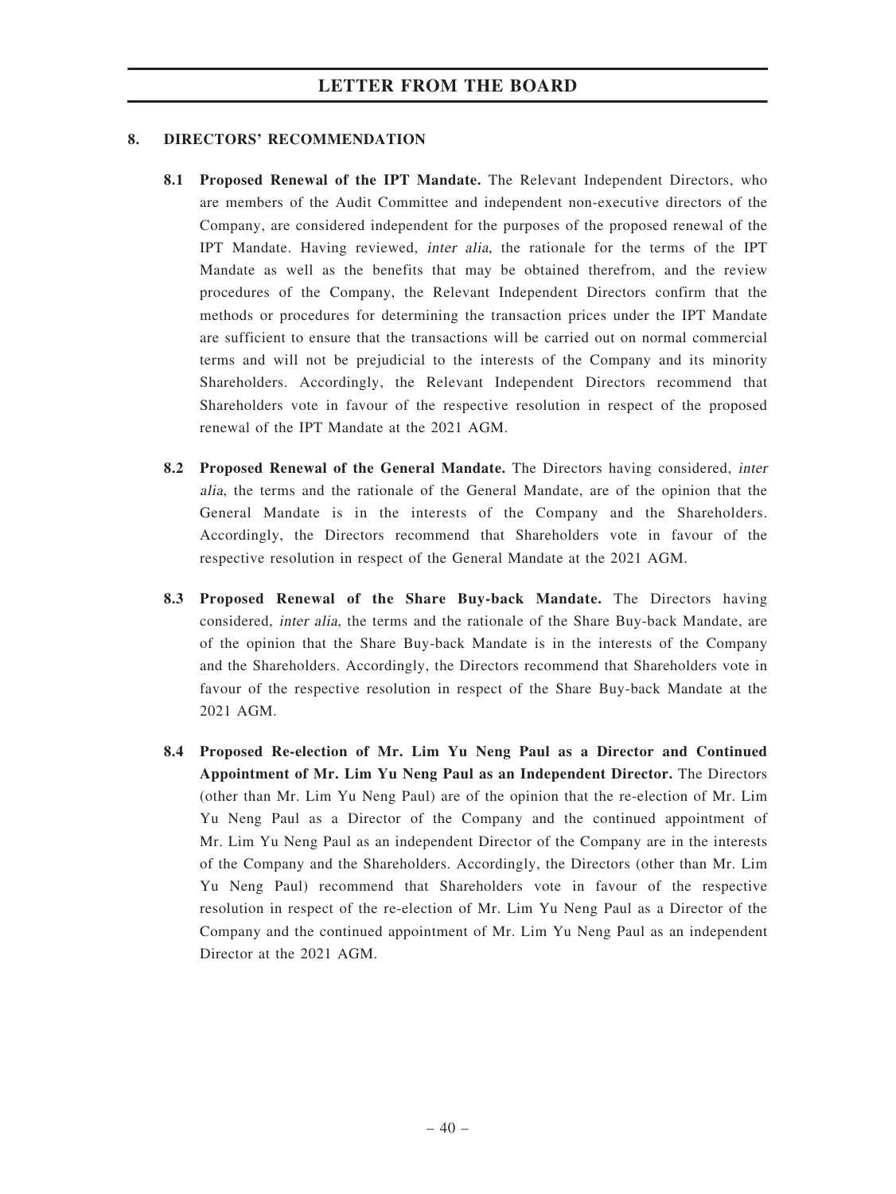## 8. DIRECTORS' RECOMMENDATION

**8.1 Proposed Renewal of the IPT Mandate.** The Relevant Independent Directors, who are members of the Audit Committee and independent non-executive directors of the Company, are considered independent for the purposes of the proposed renewal of the IPT Mandate. Having reviewed, *inter alia*, the rationale for the terms of the IPT Mandate as well as the benefits that may be obtained therefrom, and the review procedures of the Company, the Relevant Independent Directors confirm that the methods or procedures for determining the transaction prices under the IPT Mandate are sufficient to ensure that the transactions will be carried out on normal commercial terms and will not be prejudicial to the interests of the Company and its minority Shareholders. Accordingly, the Relevant Independent Directors recommend that Shareholders vote in favour of the respective resolution in respect of the proposed renewal of the IPT Mandate at the 2021 AGM.

**8.2 Proposed Renewal of the General Mandate.** The Directors having considered, *inter alia*, the terms and the rationale of the General Mandate, are of the opinion that the General Mandate is in the interests of the Company and the Shareholders. Accordingly, the Directors recommend that Shareholders vote in favour of the respective resolution in respect of the General Mandate at the 2021 AGM.

**8.3 Proposed Renewal of the Share Buy-back Mandate.** The Directors having considered, *inter alia*, the terms and the rationale of the Share Buy-back Mandate, are of the opinion that the Share Buy-back Mandate is in the interests of the Company and the Shareholders. Accordingly, the Directors recommend that Shareholders vote in favour of the respective resolution in respect of the Share Buy-back Mandate at the 2021 AGM.

**8.4 Proposed Re-election of Mr. Lim Yu Neng Paul as a Director and Continued Appointment of Mr. Lim Yu Neng Paul as an Independent Director.** The Directors (other than Mr. Lim Yu Neng Paul) are of the opinion that the re-election of Mr. Lim Yu Neng Paul as a Director of the Company and the continued appointment of Mr. Lim Yu Neng Paul as an independent Director of the Company are in the interests of the Company and the Shareholders. Accordingly, the Directors (other than Mr. Lim Yu Neng Paul) recommend that Shareholders vote in favour of the respective resolution in respect of the re-election of Mr. Lim Yu Neng Paul as a Director of the Company and the continued appointment of Mr. Lim Yu Neng Paul as an independent Director at the 2021 AGM.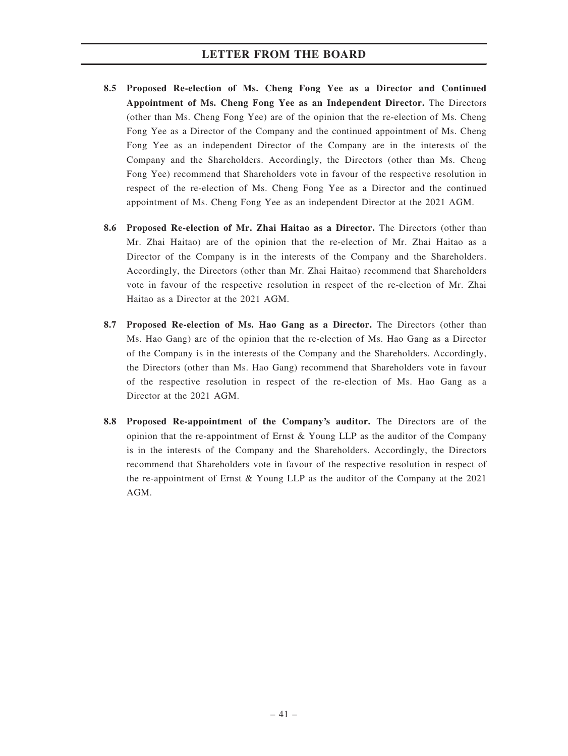**8.5 Proposed Re-election of Ms. Cheng Fong Yee as a Director and Continued Appointment of Ms. Cheng Fong Yee as an Independent Director.** The Directors (other than Ms. Cheng Fong Yee) are of the opinion that the re-election of Ms. Cheng Fong Yee as a Director of the Company and the continued appointment of Ms. Cheng Fong Yee as an independent Director of the Company are in the interests of the Company and the Shareholders. Accordingly, the Directors (other than Ms. Cheng Fong Yee) recommend that Shareholders vote in favour of the respective resolution in respect of the re-election of Ms. Cheng Fong Yee as a Director and the continued appointment of Ms. Cheng Fong Yee as an independent Director at the 2021 AGM.

**8.6 Proposed Re-election of Mr. Zhai Haitao as a Director.** The Directors (other than Mr. Zhai Haitao) are of the opinion that the re-election of Mr. Zhai Haitao as a Director of the Company is in the interests of the Company and the Shareholders. Accordingly, the Directors (other than Mr. Zhai Haitao) recommend that Shareholders vote in favour of the respective resolution in respect of the re-election of Mr. Zhai Haitao as a Director at the 2021 AGM.

**8.7 Proposed Re-election of Ms. Hao Gang as a Director.** The Directors (other than Ms. Hao Gang) are of the opinion that the re-election of Ms. Hao Gang as a Director of the Company is in the interests of the Company and the Shareholders. Accordingly, the Directors (other than Ms. Hao Gang) recommend that Shareholders vote in favour of the respective resolution in respect of the re-election of Ms. Hao Gang as a Director at the 2021 AGM.

**8.8 Proposed Re-appointment of the Company's auditor.** The Directors are of the opinion that the re-appointment of Ernst & Young LLP as the auditor of the Company is in the interests of the Company and the Shareholders. Accordingly, the Directors recommend that Shareholders vote in favour of the respective resolution in respect of the re-appointment of Ernst & Young LLP as the auditor of the Company at the 2021 AGM.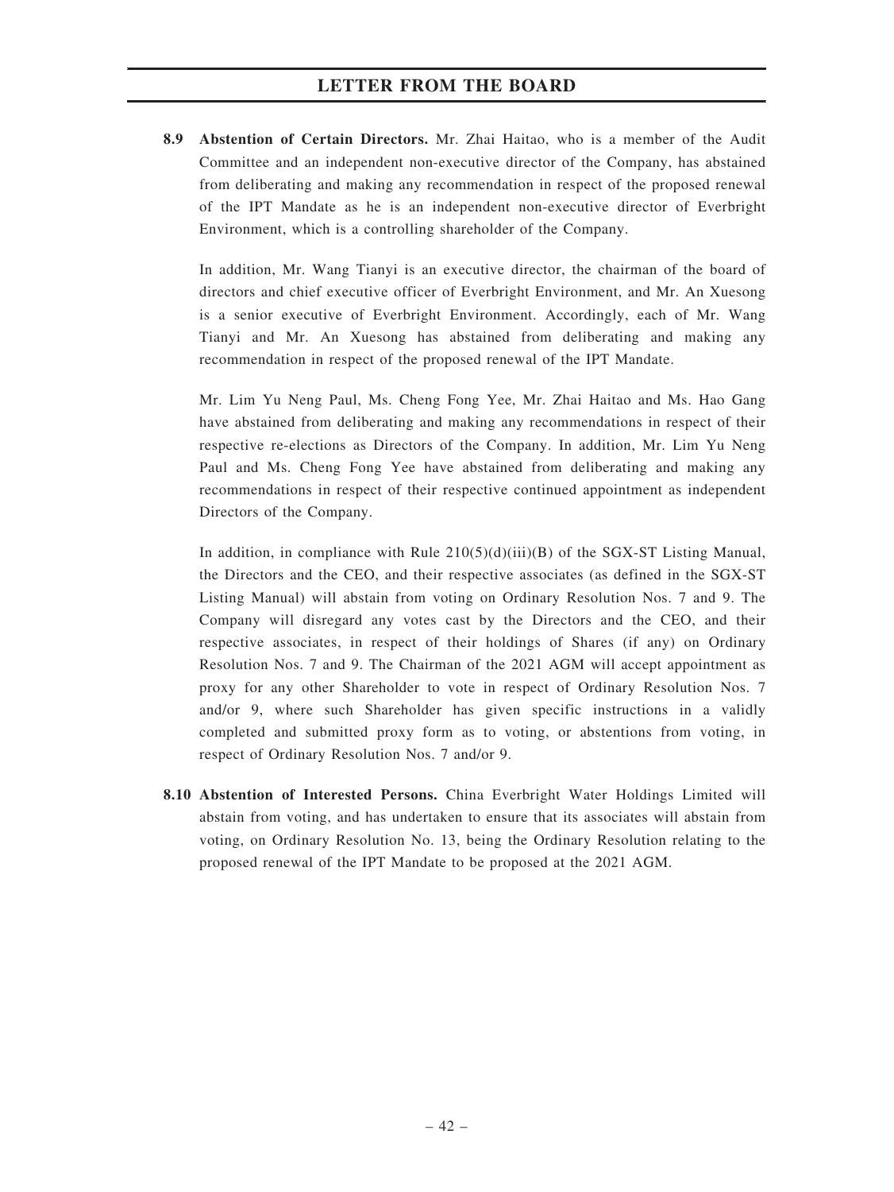**8.9 Abstention of Certain Directors.** Mr. Zhai Haitao, who is a member of the Audit Committee and an independent non-executive director of the Company, has abstained from deliberating and making any recommendation in respect of the proposed renewal of the IPT Mandate as he is an independent non-executive director of Everbright Environment, which is a controlling shareholder of the Company.

In addition, Mr. Wang Tianyi is an executive director, the chairman of the board of directors and chief executive officer of Everbright Environment, and Mr. An Xuesong is a senior executive of Everbright Environment. Accordingly, each of Mr. Wang Tianyi and Mr. An Xuesong has abstained from deliberating and making any recommendation in respect of the proposed renewal of the IPT Mandate.

Mr. Lim Yu Neng Paul, Ms. Cheng Fong Yee, Mr. Zhai Haitao and Ms. Hao Gang have abstained from deliberating and making any recommendations in respect of their respective re-elections as Directors of the Company. In addition, Mr. Lim Yu Neng Paul and Ms. Cheng Fong Yee have abstained from deliberating and making any recommendations in respect of their respective continued appointment as independent Directors of the Company.

In addition, in compliance with Rule 210(5)(d)(iii)(B) of the SGX-ST Listing Manual, the Directors and the CEO, and their respective associates (as defined in the SGX-ST Listing Manual) will abstain from voting on Ordinary Resolution Nos. 7 and 9. The Company will disregard any votes cast by the Directors and the CEO, and their respective associates, in respect of their holdings of Shares (if any) on Ordinary Resolution Nos. 7 and 9. The Chairman of the 2021 AGM will accept appointment as proxy for any other Shareholder to vote in respect of Ordinary Resolution Nos. 7 and/or 9, where such Shareholder has given specific instructions in a validly completed and submitted proxy form as to voting, or abstentions from voting, in respect of Ordinary Resolution Nos. 7 and/or 9.

**8.10 Abstention of Interested Persons.** China Everbright Water Holdings Limited will abstain from voting, and has undertaken to ensure that its associates will abstain from voting, on Ordinary Resolution No. 13, being the Ordinary Resolution relating to the proposed renewal of the IPT Mandate to be proposed at the 2021 AGM.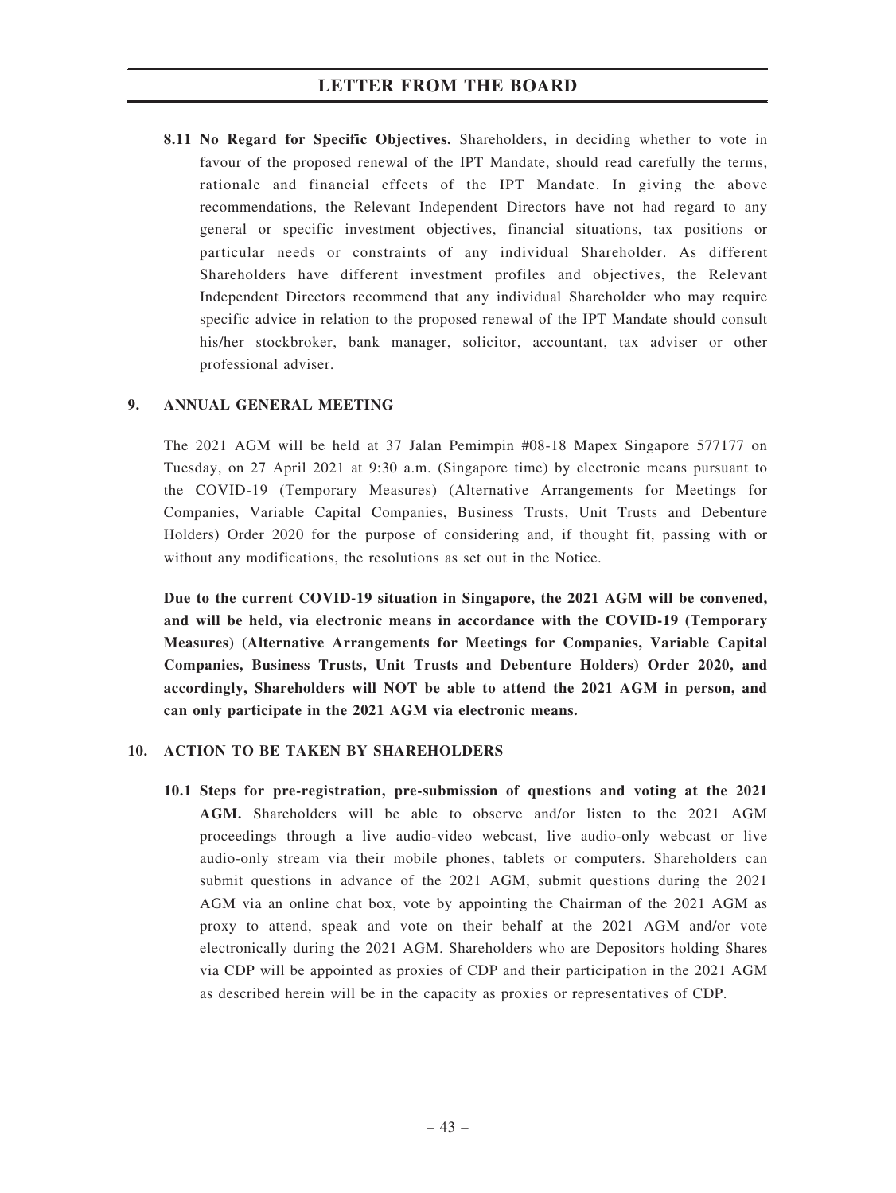**8.11 No Regard for Specific Objectives.** Shareholders, in deciding whether to vote in favour of the proposed renewal of the IPT Mandate, should read carefully the terms, rationale and financial effects of the IPT Mandate. In giving the above recommendations, the Relevant Independent Directors have not had regard to any general or specific investment objectives, financial situations, tax positions or particular needs or constraints of any individual Shareholder. As different Shareholders have different investment profiles and objectives, the Relevant Independent Directors recommend that any individual Shareholder who may require specific advice in relation to the proposed renewal of the IPT Mandate should consult his/her stockbroker, bank manager, solicitor, accountant, tax adviser or other professional adviser.

## 9. ANNUAL GENERAL MEETING

The 2021 AGM will be held at 37 Jalan Pemimpin #08-18 Mapex Singapore 577177 on Tuesday, on 27 April 2021 at 9:30 a.m. (Singapore time) by electronic means pursuant to the COVID-19 (Temporary Measures) (Alternative Arrangements for Meetings for Companies, Variable Capital Companies, Business Trusts, Unit Trusts and Debenture Holders) Order 2020 for the purpose of considering and, if thought fit, passing with or without any modifications, the resolutions as set out in the Notice.

**Due to the current COVID-19 situation in Singapore, the 2021 AGM will be convened, and will be held, via electronic means in accordance with the COVID-19 (Temporary Measures) (Alternative Arrangements for Meetings for Companies, Variable Capital Companies, Business Trusts, Unit Trusts and Debenture Holders) Order 2020, and accordingly, Shareholders will NOT be able to attend the 2021 AGM in person, and can only participate in the 2021 AGM via electronic means.**

## 10. ACTION TO BE TAKEN BY SHAREHOLDERS

**10.1 Steps for pre-registration, pre-submission of questions and voting at the 2021 AGM.** Shareholders will be able to observe and/or listen to the 2021 AGM proceedings through a live audio-video webcast, live audio-only webcast or live audio-only stream via their mobile phones, tablets or computers. Shareholders can submit questions in advance of the 2021 AGM, submit questions during the 2021 AGM via an online chat box, vote by appointing the Chairman of the 2021 AGM as proxy to attend, speak and vote on their behalf at the 2021 AGM and/or vote electronically during the 2021 AGM. Shareholders who are Depositors holding Shares via CDP will be appointed as proxies of CDP and their participation in the 2021 AGM as described herein will be in the capacity as proxies or representatives of CDP.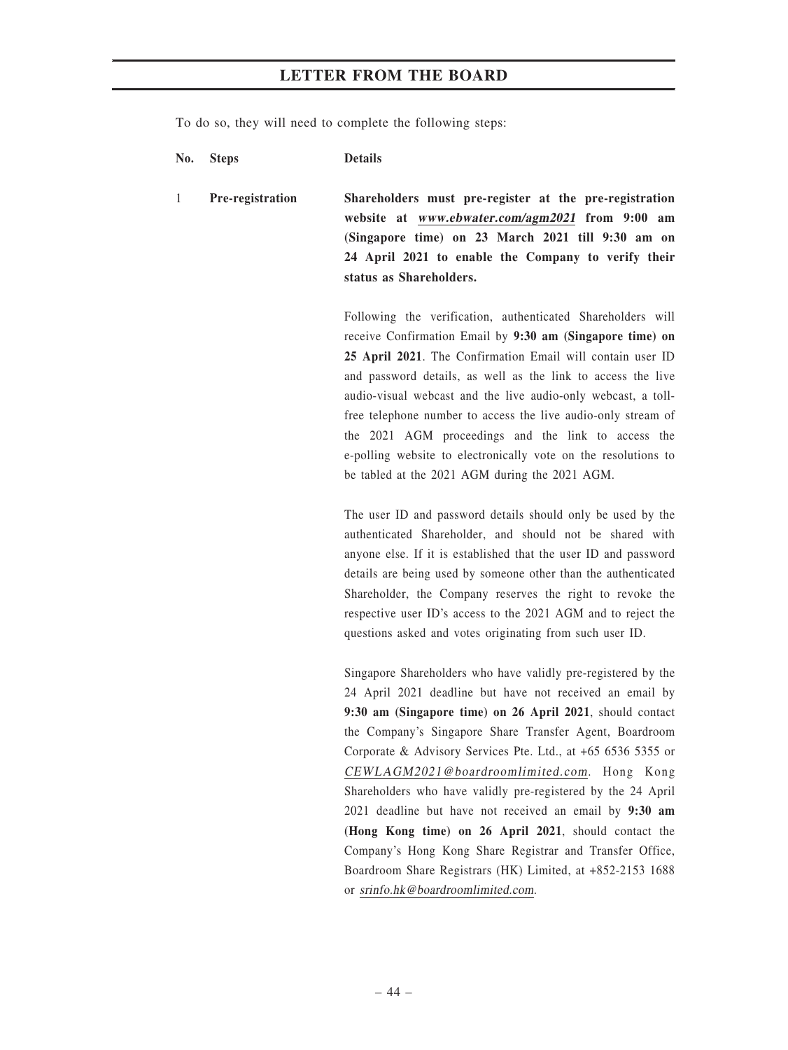To do so, they will need to complete the following steps:

| No. | Steps | Details |
|---|---|---|
| 1 | Pre-registration | **Shareholders must pre-register at the pre-registration website at *www.ebwater.com/agm2021* from 9:00 am (Singapore time) on 23 March 2021 till 9:30 am on 24 April 2021 to enable the Company to verify their status as Shareholders.**<br><br>Following the verification, authenticated Shareholders will receive Confirmation Email by **9:30 am (Singapore time) on 25 April 2021**. The Confirmation Email will contain user ID and password details, as well as the link to access the live audio-visual webcast and the live audio-only webcast, a toll-free telephone number to access the live audio-only stream of the 2021 AGM proceedings and the link to access the e-polling website to electronically vote on the resolutions to be tabled at the 2021 AGM during the 2021 AGM.<br><br>The user ID and password details should only be used by the authenticated Shareholder, and should not be shared with anyone else. If it is established that the user ID and password details are being used by someone other than the authenticated Shareholder, the Company reserves the right to revoke the respective user ID's access to the 2021 AGM and to reject the questions asked and votes originating from such user ID.<br><br>Singapore Shareholders who have validly pre-registered by the 24 April 2021 deadline but have not received an email by **9:30 am (Singapore time) on 26 April 2021**, should contact the Company's Singapore Share Transfer Agent, Boardroom Corporate & Advisory Services Pte. Ltd., at +65 6536 5355 or *CEWLAGM2021@boardroomlimited.com*. Hong Kong Shareholders who have validly pre-registered by the 24 April 2021 deadline but have not received an email by **9:30 am (Hong Kong time) on 26 April 2021**, should contact the Company's Hong Kong Share Registrar and Transfer Office, Boardroom Share Registrars (HK) Limited, at +852-2153 1688 or *srinfo.hk@boardroomlimited.com*. |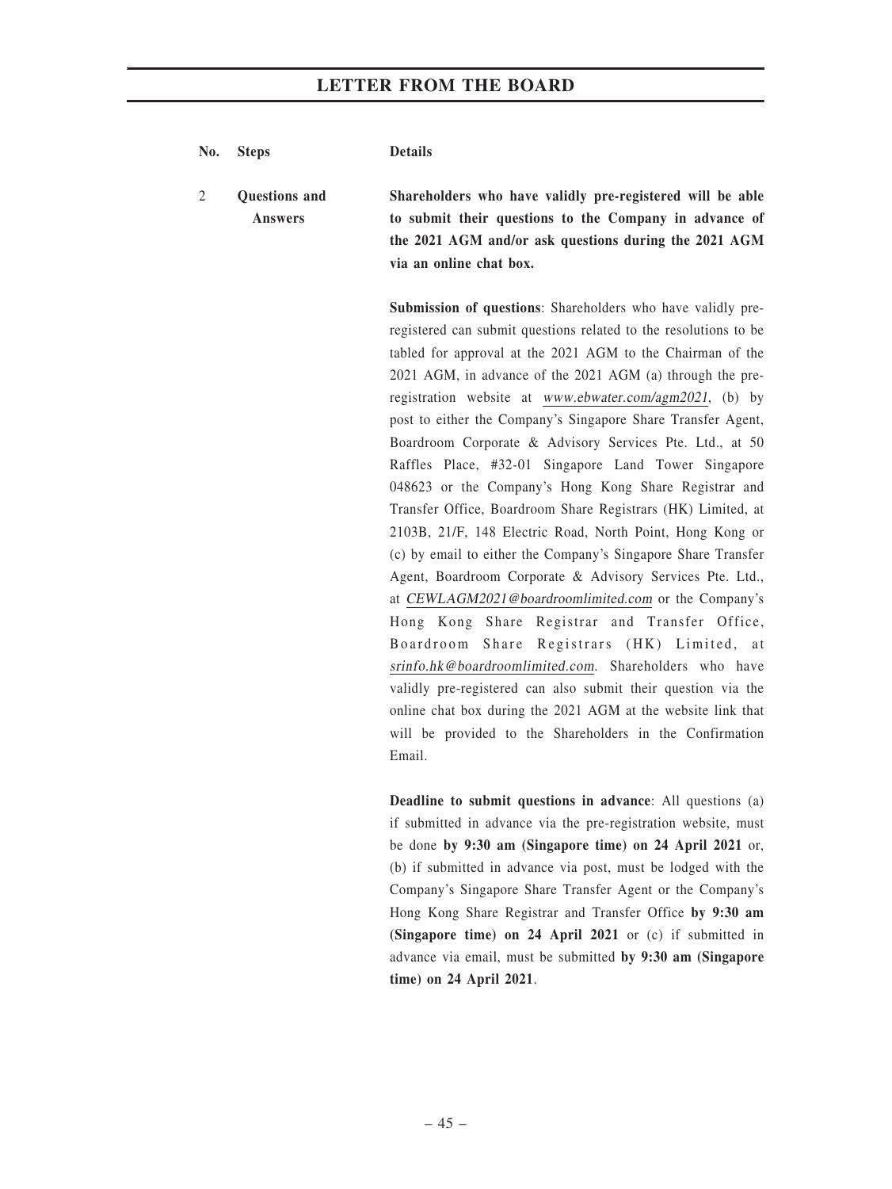| No. | Steps | Details |
|---|---|---|
| 2 | Questions and Answers | **Shareholders who have validly pre-registered will be able to submit their questions to the Company in advance of the 2021 AGM and/or ask questions during the 2021 AGM via an online chat box.**<br><br>**Submission of questions**: Shareholders who have validly pre-registered can submit questions related to the resolutions to be tabled for approval at the 2021 AGM to the Chairman of the 2021 AGM, in advance of the 2021 AGM (a) through the pre-registration website at *www.ebwater.com/agm2021*, (b) by post to either the Company's Singapore Share Transfer Agent, Boardroom Corporate & Advisory Services Pte. Ltd., at 50 Raffles Place, #32-01 Singapore Land Tower Singapore 048623 or the Company's Hong Kong Share Registrar and Transfer Office, Boardroom Share Registrars (HK) Limited, at 2103B, 21/F, 148 Electric Road, North Point, Hong Kong or (c) by email to either the Company's Singapore Share Transfer Agent, Boardroom Corporate & Advisory Services Pte. Ltd., at *CEWLAGM2021@boardroomlimited.com* or the Company's Hong Kong Share Registrar and Transfer Office, Boardroom Share Registrars (HK) Limited, at *srinfo.hk@boardroomlimited.com*. Shareholders who have validly pre-registered can also submit their question via the online chat box during the 2021 AGM at the website link that will be provided to the Shareholders in the Confirmation Email.<br><br>**Deadline to submit questions in advance**: All questions (a) if submitted in advance via the pre-registration website, must be done **by 9:30 am (Singapore time) on 24 April 2021** or, (b) if submitted in advance via post, must be lodged with the Company's Singapore Share Transfer Agent or the Company's Hong Kong Share Registrar and Transfer Office **by 9:30 am (Singapore time) on 24 April 2021** or (c) if submitted in advance via email, must be submitted **by 9:30 am (Singapore time) on 24 April 2021**. |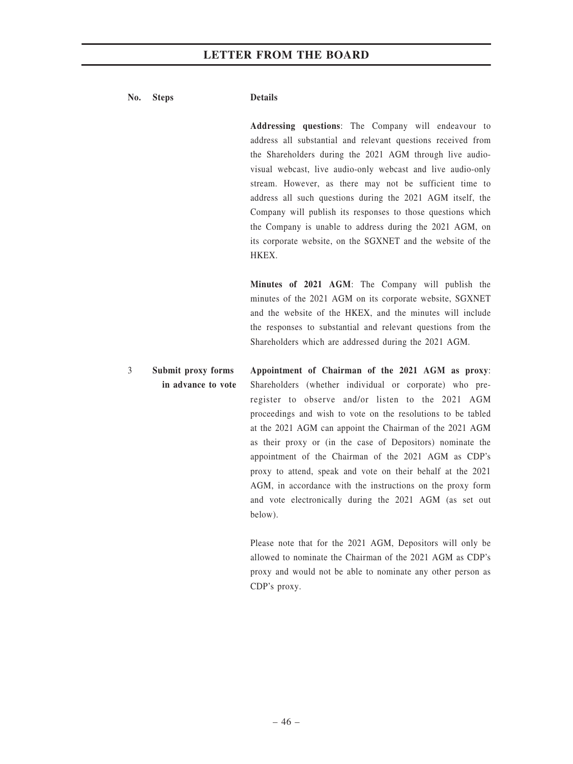| No. | Steps | Details |
|---|---|---|
| | | **Addressing questions**: The Company will endeavour to address all substantial and relevant questions received from the Shareholders during the 2021 AGM through live audio-visual webcast, live audio-only webcast and live audio-only stream. However, as there may not be sufficient time to address all such questions during the 2021 AGM itself, the Company will publish its responses to those questions which the Company is unable to address during the 2021 AGM, on its corporate website, on the SGXNET and the website of the HKEX.<br><br>**Minutes of 2021 AGM**: The Company will publish the minutes of the 2021 AGM on its corporate website, SGXNET and the website of the HKEX, and the minutes will include the responses to substantial and relevant questions from the Shareholders which are addressed during the 2021 AGM. |
| 3 | **Submit proxy forms in advance to vote** | **Appointment of Chairman of the 2021 AGM as proxy**: Shareholders (whether individual or corporate) who pre-register to observe and/or listen to the 2021 AGM proceedings and wish to vote on the resolutions to be tabled at the 2021 AGM can appoint the Chairman of the 2021 AGM as their proxy or (in the case of Depositors) nominate the appointment of the Chairman of the 2021 AGM as CDP's proxy to attend, speak and vote on their behalf at the 2021 AGM, in accordance with the instructions on the proxy form and vote electronically during the 2021 AGM (as set out below).<br><br>Please note that for the 2021 AGM, Depositors will only be allowed to nominate the Chairman of the 2021 AGM as CDP's proxy and would not be able to nominate any other person as CDP's proxy. |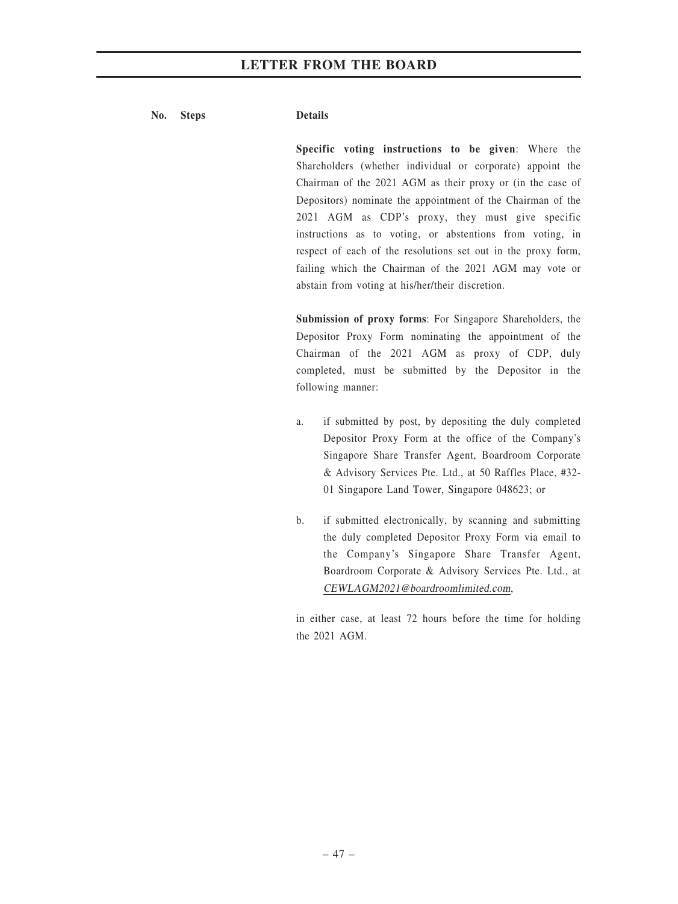| No. | Steps | Details |
|---|---|---|
| | | **Specific voting instructions to be given**: Where the Shareholders (whether individual or corporate) appoint the Chairman of the 2021 AGM as their proxy or (in the case of Depositors) nominate the appointment of the Chairman of the 2021 AGM as CDP's proxy, they must give specific instructions as to voting, or abstentions from voting, in respect of each of the resolutions set out in the proxy form, failing which the Chairman of the 2021 AGM may vote or abstain from voting at his/her/their discretion.<br><br>**Submission of proxy forms**: For Singapore Shareholders, the Depositor Proxy Form nominating the appointment of the Chairman of the 2021 AGM as proxy of CDP, duly completed, must be submitted by the Depositor in the following manner:<br><br>a. if submitted by post, by depositing the duly completed Depositor Proxy Form at the office of the Company's Singapore Share Transfer Agent, Boardroom Corporate & Advisory Services Pte. Ltd., at 50 Raffles Place, #32-01 Singapore Land Tower, Singapore 048623; or<br><br>b. if submitted electronically, by scanning and submitting the duly completed Depositor Proxy Form via email to the Company's Singapore Share Transfer Agent, Boardroom Corporate & Advisory Services Pte. Ltd., at *CEWLAGM2021@boardroomlimited.com*,<br><br>in either case, at least 72 hours before the time for holding the 2021 AGM. |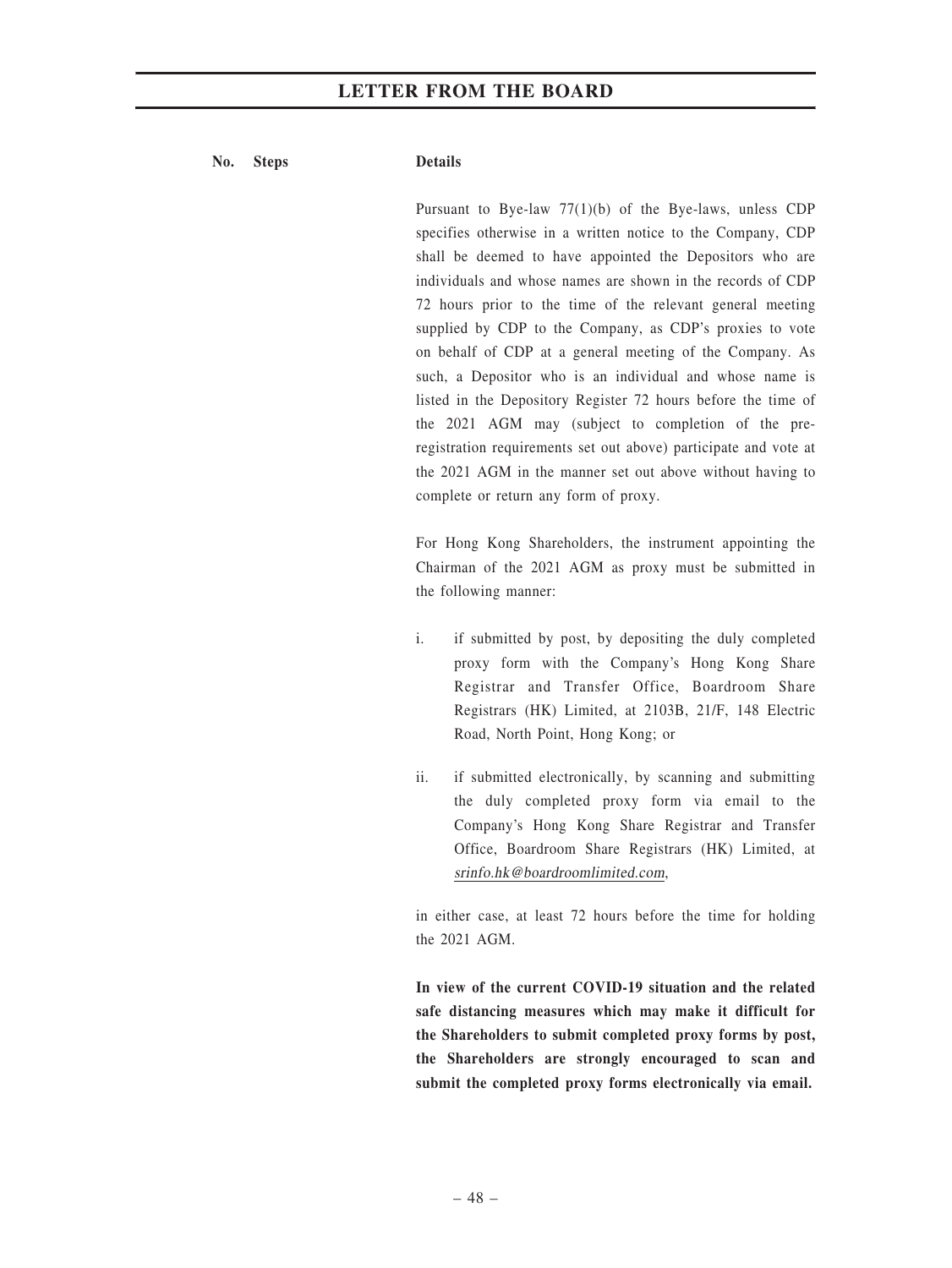| No. | Steps | Details |
|---|---|---|
| | | Pursuant to Bye-law 77(1)(b) of the Bye-laws, unless CDP specifies otherwise in a written notice to the Company, CDP shall be deemed to have appointed the Depositors who are individuals and whose names are shown in the records of CDP 72 hours prior to the time of the relevant general meeting supplied by CDP to the Company, as CDP's proxies to vote on behalf of CDP at a general meeting of the Company. As such, a Depositor who is an individual and whose name is listed in the Depository Register 72 hours before the time of the 2021 AGM may (subject to completion of the pre-registration requirements set out above) participate and vote at the 2021 AGM in the manner set out above without having to complete or return any form of proxy.<br><br>For Hong Kong Shareholders, the instrument appointing the Chairman of the 2021 AGM as proxy must be submitted in the following manner:<br><br>i. if submitted by post, by depositing the duly completed proxy form with the Company's Hong Kong Share Registrar and Transfer Office, Boardroom Share Registrars (HK) Limited, at 2103B, 21/F, 148 Electric Road, North Point, Hong Kong; or<br><br>ii. if submitted electronically, by scanning and submitting the duly completed proxy form via email to the Company's Hong Kong Share Registrar and Transfer Office, Boardroom Share Registrars (HK) Limited, at *srinfo.hk@boardroomlimited.com*,<br><br>in either case, at least 72 hours before the time for holding the 2021 AGM.<br><br>**In view of the current COVID-19 situation and the related safe distancing measures which may make it difficult for the Shareholders to submit completed proxy forms by post, the Shareholders are strongly encouraged to scan and submit the completed proxy forms electronically via email.** |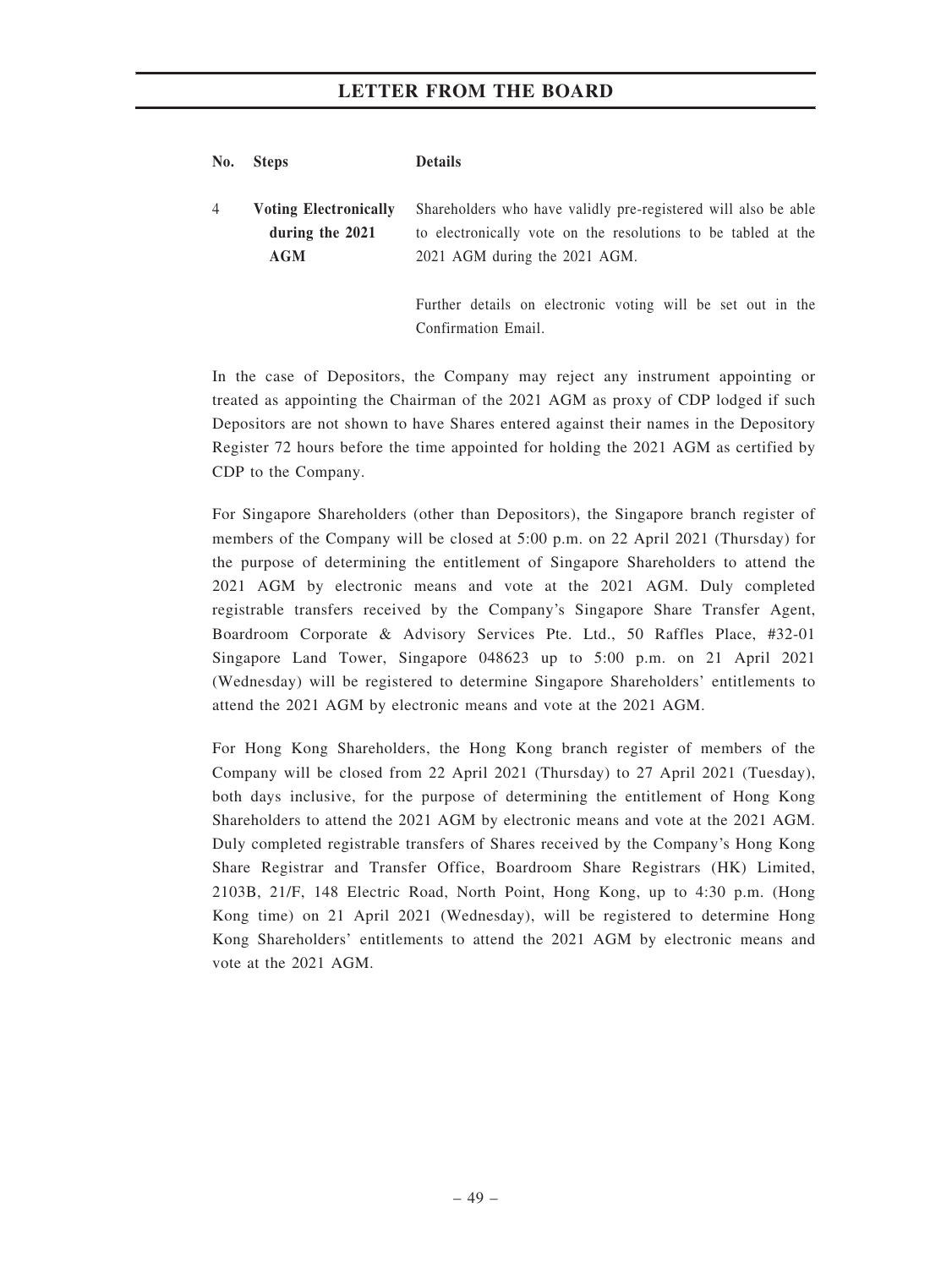| No. | Steps | Details |
|---|---|---|
| 4 | **Voting Electronically during the 2021 AGM** | Shareholders who have validly pre-registered will also be able to electronically vote on the resolutions to be tabled at the 2021 AGM during the 2021 AGM.<br><br>Further details on electronic voting will be set out in the Confirmation Email. |

In the case of Depositors, the Company may reject any instrument appointing or treated as appointing the Chairman of the 2021 AGM as proxy of CDP lodged if such Depositors are not shown to have Shares entered against their names in the Depository Register 72 hours before the time appointed for holding the 2021 AGM as certified by CDP to the Company.

For Singapore Shareholders (other than Depositors), the Singapore branch register of members of the Company will be closed at 5:00 p.m. on 22 April 2021 (Thursday) for the purpose of determining the entitlement of Singapore Shareholders to attend the 2021 AGM by electronic means and vote at the 2021 AGM. Duly completed registrable transfers received by the Company's Singapore Share Transfer Agent, Boardroom Corporate & Advisory Services Pte. Ltd., 50 Raffles Place, #32-01 Singapore Land Tower, Singapore 048623 up to 5:00 p.m. on 21 April 2021 (Wednesday) will be registered to determine Singapore Shareholders' entitlements to attend the 2021 AGM by electronic means and vote at the 2021 AGM.

For Hong Kong Shareholders, the Hong Kong branch register of members of the Company will be closed from 22 April 2021 (Thursday) to 27 April 2021 (Tuesday), both days inclusive, for the purpose of determining the entitlement of Hong Kong Shareholders to attend the 2021 AGM by electronic means and vote at the 2021 AGM. Duly completed registrable transfers of Shares received by the Company's Hong Kong Share Registrar and Transfer Office, Boardroom Share Registrars (HK) Limited, 2103B, 21/F, 148 Electric Road, North Point, Hong Kong, up to 4:30 p.m. (Hong Kong time) on 21 April 2021 (Wednesday), will be registered to determine Hong Kong Shareholders' entitlements to attend the 2021 AGM by electronic means and vote at the 2021 AGM.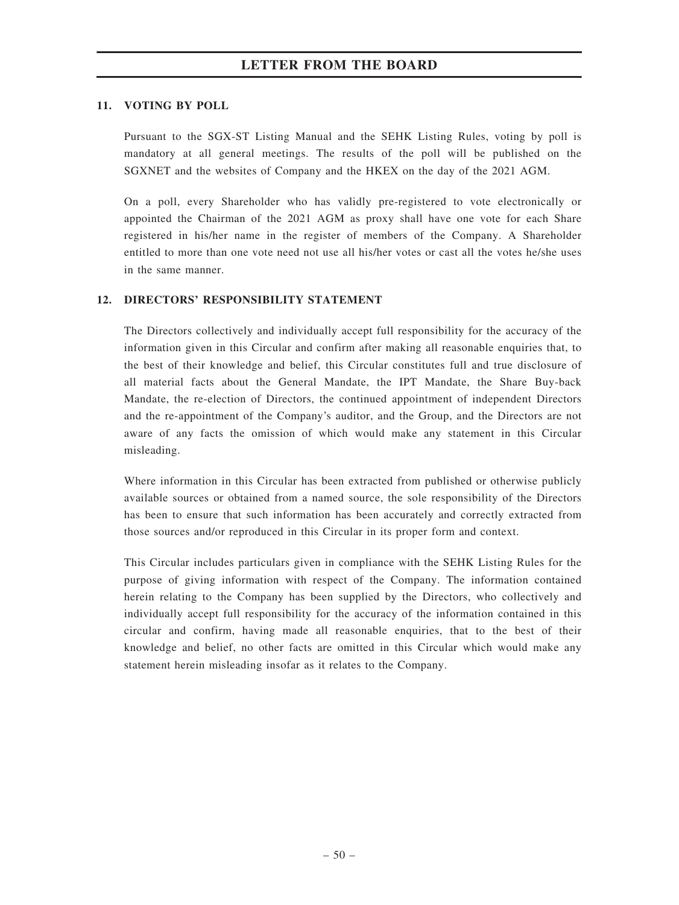## 11. VOTING BY POLL

Pursuant to the SGX-ST Listing Manual and the SEHK Listing Rules, voting by poll is mandatory at all general meetings. The results of the poll will be published on the SGXNET and the websites of Company and the HKEX on the day of the 2021 AGM.

On a poll, every Shareholder who has validly pre-registered to vote electronically or appointed the Chairman of the 2021 AGM as proxy shall have one vote for each Share registered in his/her name in the register of members of the Company. A Shareholder entitled to more than one vote need not use all his/her votes or cast all the votes he/she uses in the same manner.

## 12. DIRECTORS' RESPONSIBILITY STATEMENT

The Directors collectively and individually accept full responsibility for the accuracy of the information given in this Circular and confirm after making all reasonable enquiries that, to the best of their knowledge and belief, this Circular constitutes full and true disclosure of all material facts about the General Mandate, the IPT Mandate, the Share Buy-back Mandate, the re-election of Directors, the continued appointment of independent Directors and the re-appointment of the Company's auditor, and the Group, and the Directors are not aware of any facts the omission of which would make any statement in this Circular misleading.

Where information in this Circular has been extracted from published or otherwise publicly available sources or obtained from a named source, the sole responsibility of the Directors has been to ensure that such information has been accurately and correctly extracted from those sources and/or reproduced in this Circular in its proper form and context.

This Circular includes particulars given in compliance with the SEHK Listing Rules for the purpose of giving information with respect of the Company. The information contained herein relating to the Company has been supplied by the Directors, who collectively and individually accept full responsibility for the accuracy of the information contained in this circular and confirm, having made all reasonable enquiries, that to the best of their knowledge and belief, no other facts are omitted in this Circular which would make any statement herein misleading insofar as it relates to the Company.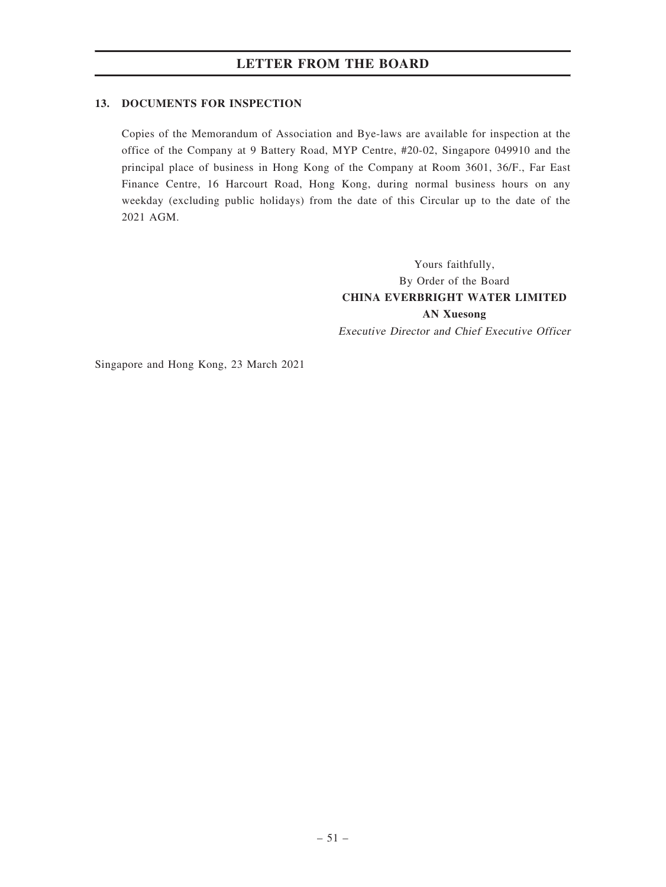**13. DOCUMENTS FOR INSPECTION**

Copies of the Memorandum of Association and Bye-laws are available for inspection at the office of the Company at 9 Battery Road, MYP Centre, #20-02, Singapore 049910 and the principal place of business in Hong Kong of the Company at Room 3601, 36/F., Far East Finance Centre, 16 Harcourt Road, Hong Kong, during normal business hours on any weekday (excluding public holidays) from the date of this Circular up to the date of the 2021 AGM.

Yours faithfully,
By Order of the Board
**CHINA EVERBRIGHT WATER LIMITED**
**AN Xuesong**
*Executive Director and Chief Executive Officer*

Singapore and Hong Kong, 23 March 2021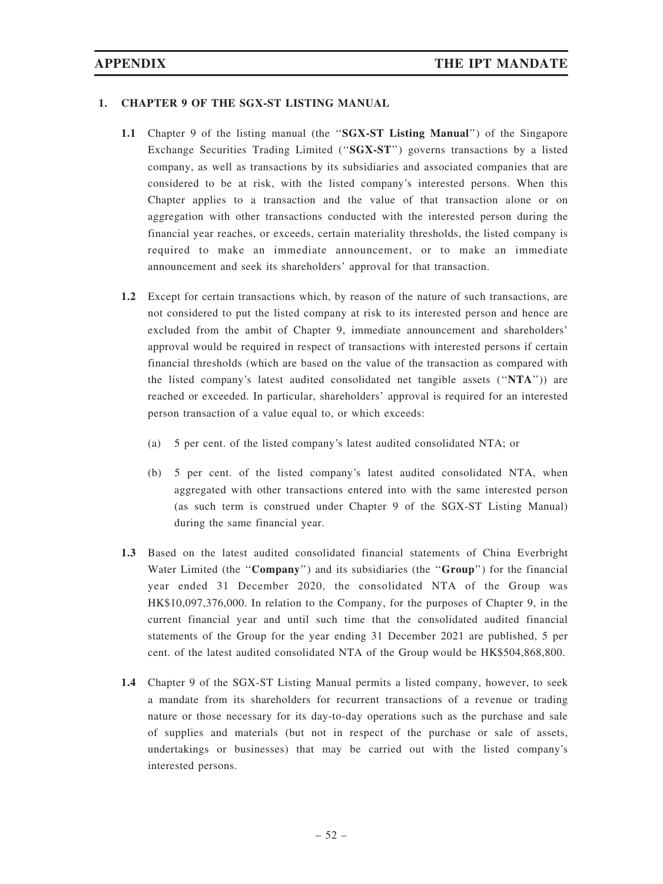## 1. CHAPTER 9 OF THE SGX-ST LISTING MANUAL

**1.1** Chapter 9 of the listing manual (the "**SGX-ST Listing Manual**") of the Singapore Exchange Securities Trading Limited ("**SGX-ST**") governs transactions by a listed company, as well as transactions by its subsidiaries and associated companies that are considered to be at risk, with the listed company's interested persons. When this Chapter applies to a transaction and the value of that transaction alone or on aggregation with other transactions conducted with the interested person during the financial year reaches, or exceeds, certain materiality thresholds, the listed company is required to make an immediate announcement, or to make an immediate announcement and seek its shareholders' approval for that transaction.

**1.2** Except for certain transactions which, by reason of the nature of such transactions, are not considered to put the listed company at risk to its interested person and hence are excluded from the ambit of Chapter 9, immediate announcement and shareholders' approval would be required in respect of transactions with interested persons if certain financial thresholds (which are based on the value of the transaction as compared with the listed company's latest audited consolidated net tangible assets ("**NTA**")) are reached or exceeded. In particular, shareholders' approval is required for an interested person transaction of a value equal to, or which exceeds:

(a) 5 per cent. of the listed company's latest audited consolidated NTA; or

(b) 5 per cent. of the listed company's latest audited consolidated NTA, when aggregated with other transactions entered into with the same interested person (as such term is construed under Chapter 9 of the SGX-ST Listing Manual) during the same financial year.

**1.3** Based on the latest audited consolidated financial statements of China Everbright Water Limited (the "**Company**") and its subsidiaries (the "**Group**") for the financial year ended 31 December 2020, the consolidated NTA of the Group was HK$10,097,376,000. In relation to the Company, for the purposes of Chapter 9, in the current financial year and until such time that the consolidated audited financial statements of the Group for the year ending 31 December 2021 are published, 5 per cent. of the latest audited consolidated NTA of the Group would be HK$504,868,800.

**1.4** Chapter 9 of the SGX-ST Listing Manual permits a listed company, however, to seek a mandate from its shareholders for recurrent transactions of a revenue or trading nature or those necessary for its day-to-day operations such as the purchase and sale of supplies and materials (but not in respect of the purchase or sale of assets, undertakings or businesses) that may be carried out with the listed company's interested persons.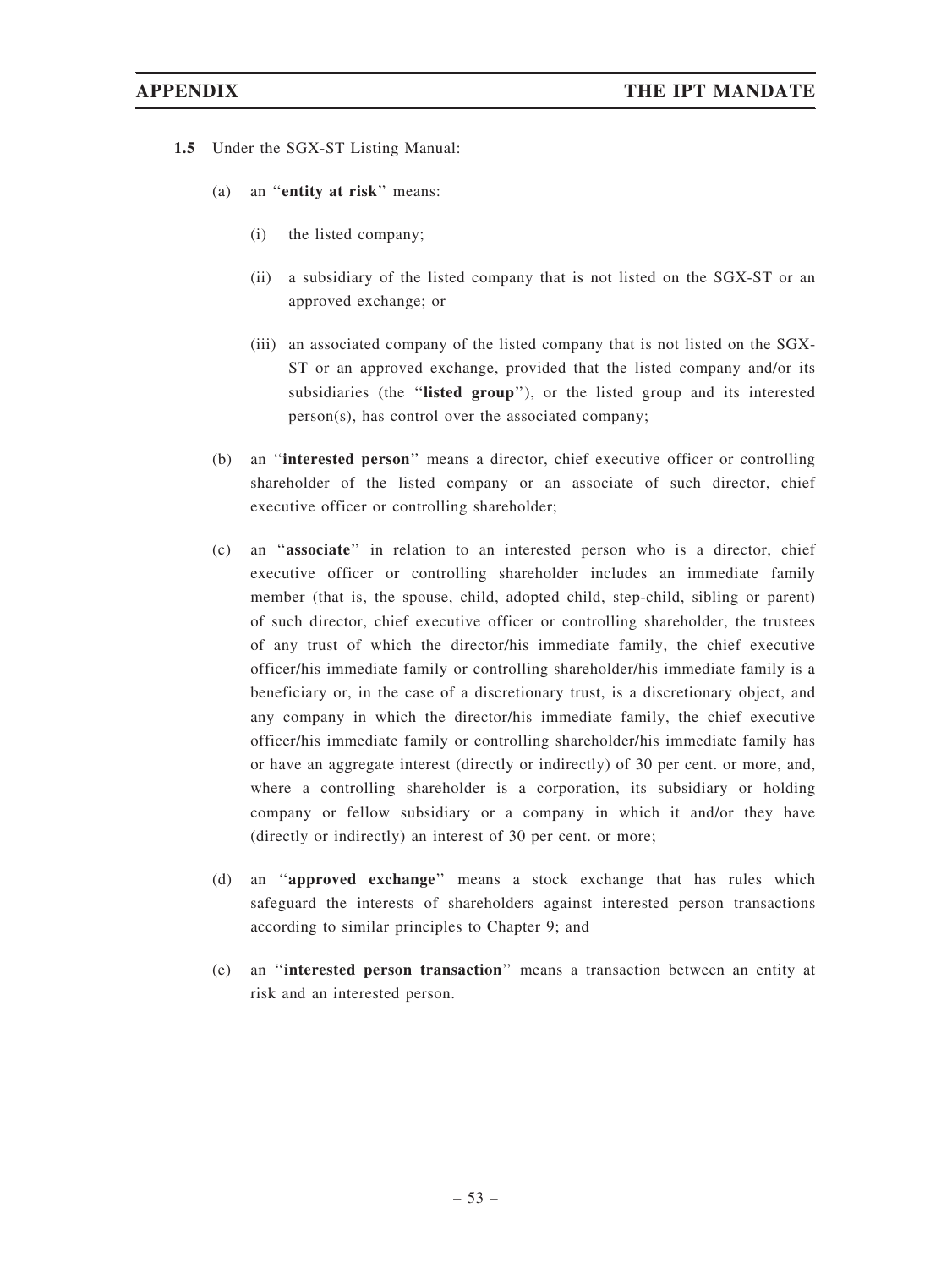**1.5** Under the SGX-ST Listing Manual:

(a) an ''**entity at risk**'' means:

(i) the listed company;

(ii) a subsidiary of the listed company that is not listed on the SGX-ST or an approved exchange; or

(iii) an associated company of the listed company that is not listed on the SGX-ST or an approved exchange, provided that the listed company and/or its subsidiaries (the ''**listed group**''), or the listed group and its interested person(s), has control over the associated company;

(b) an ''**interested person**'' means a director, chief executive officer or controlling shareholder of the listed company or an associate of such director, chief executive officer or controlling shareholder;

(c) an ''**associate**'' in relation to an interested person who is a director, chief executive officer or controlling shareholder includes an immediate family member (that is, the spouse, child, adopted child, step-child, sibling or parent) of such director, chief executive officer or controlling shareholder, the trustees of any trust of which the director/his immediate family, the chief executive officer/his immediate family or controlling shareholder/his immediate family is a beneficiary or, in the case of a discretionary trust, is a discretionary object, and any company in which the director/his immediate family, the chief executive officer/his immediate family or controlling shareholder/his immediate family has or have an aggregate interest (directly or indirectly) of 30 per cent. or more, and, where a controlling shareholder is a corporation, its subsidiary or holding company or fellow subsidiary or a company in which it and/or they have (directly or indirectly) an interest of 30 per cent. or more;

(d) an ''**approved exchange**'' means a stock exchange that has rules which safeguard the interests of shareholders against interested person transactions according to similar principles to Chapter 9; and

(e) an ''**interested person transaction**'' means a transaction between an entity at risk and an interested person.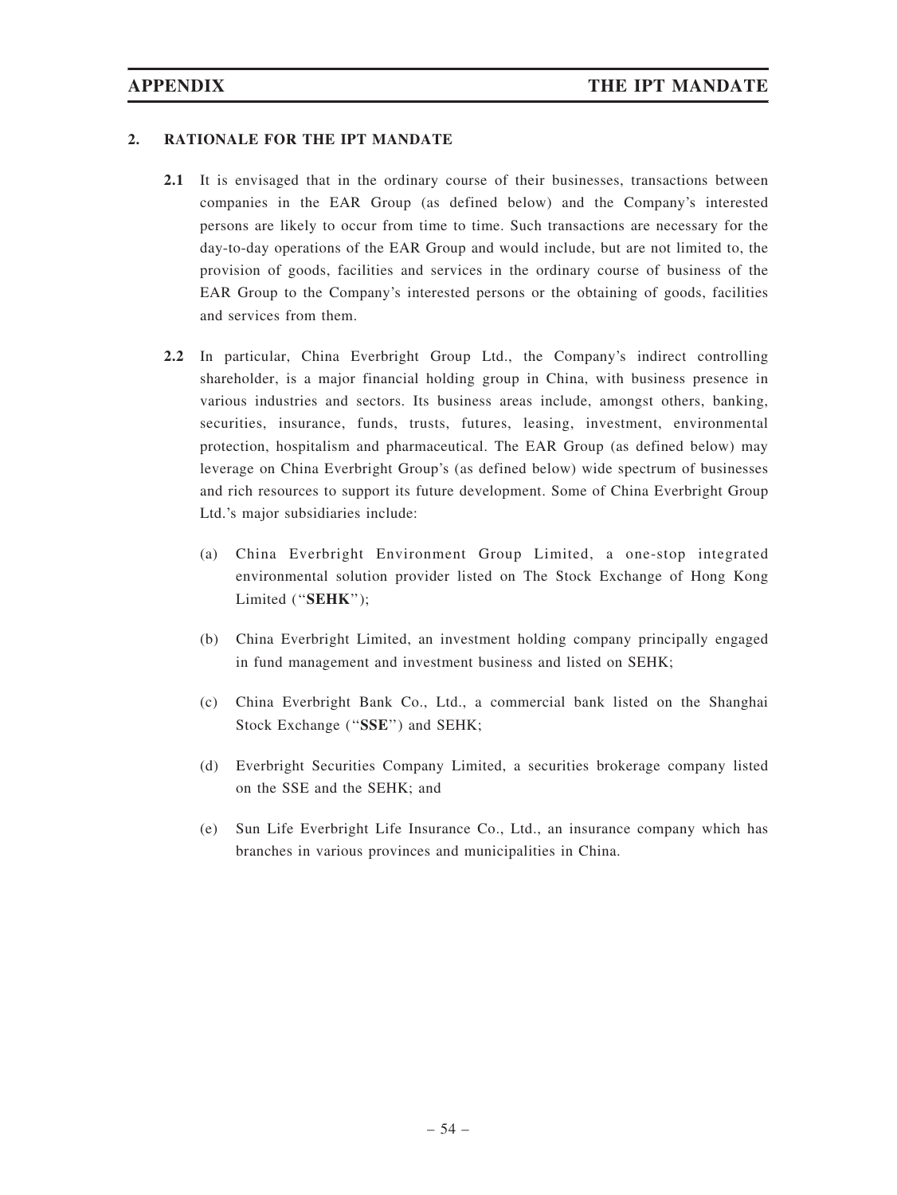## 2. RATIONALE FOR THE IPT MANDATE

**2.1** It is envisaged that in the ordinary course of their businesses, transactions between companies in the EAR Group (as defined below) and the Company's interested persons are likely to occur from time to time. Such transactions are necessary for the day-to-day operations of the EAR Group and would include, but are not limited to, the provision of goods, facilities and services in the ordinary course of business of the EAR Group to the Company's interested persons or the obtaining of goods, facilities and services from them.

**2.2** In particular, China Everbright Group Ltd., the Company's indirect controlling shareholder, is a major financial holding group in China, with business presence in various industries and sectors. Its business areas include, amongst others, banking, securities, insurance, funds, trusts, futures, leasing, investment, environmental protection, hospitalism and pharmaceutical. The EAR Group (as defined below) may leverage on China Everbright Group's (as defined below) wide spectrum of businesses and rich resources to support its future development. Some of China Everbright Group Ltd.'s major subsidiaries include:

(a) China Everbright Environment Group Limited, a one-stop integrated environmental solution provider listed on The Stock Exchange of Hong Kong Limited ("**SEHK**");

(b) China Everbright Limited, an investment holding company principally engaged in fund management and investment business and listed on SEHK;

(c) China Everbright Bank Co., Ltd., a commercial bank listed on the Shanghai Stock Exchange ("**SSE**") and SEHK;

(d) Everbright Securities Company Limited, a securities brokerage company listed on the SSE and the SEHK; and

(e) Sun Life Everbright Life Insurance Co., Ltd., an insurance company which has branches in various provinces and municipalities in China.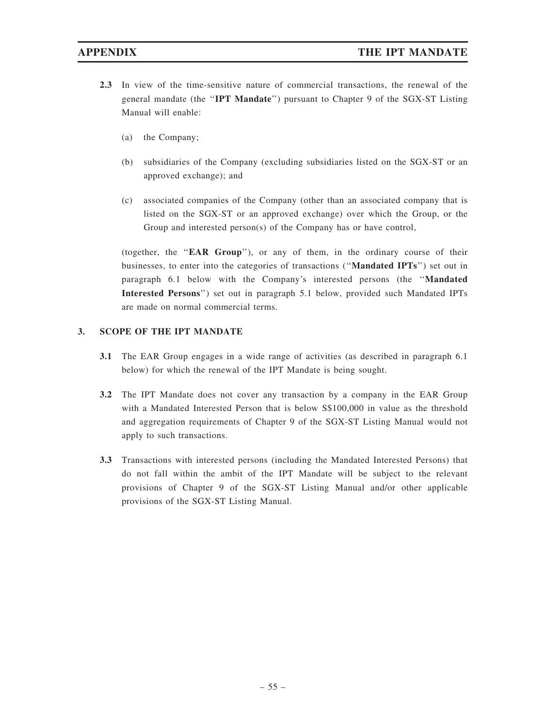**2.3** In view of the time-sensitive nature of commercial transactions, the renewal of the general mandate (the "**IPT Mandate**") pursuant to Chapter 9 of the SGX-ST Listing Manual will enable:

(a) the Company;

(b) subsidiaries of the Company (excluding subsidiaries listed on the SGX-ST or an approved exchange); and

(c) associated companies of the Company (other than an associated company that is listed on the SGX-ST or an approved exchange) over which the Group, or the Group and interested person(s) of the Company has or have control,

(together, the "**EAR Group**"), or any of them, in the ordinary course of their businesses, to enter into the categories of transactions ("**Mandated IPTs**") set out in paragraph 6.1 below with the Company's interested persons (the "**Mandated Interested Persons**") set out in paragraph 5.1 below, provided such Mandated IPTs are made on normal commercial terms.

## 3. SCOPE OF THE IPT MANDATE

**3.1** The EAR Group engages in a wide range of activities (as described in paragraph 6.1 below) for which the renewal of the IPT Mandate is being sought.

**3.2** The IPT Mandate does not cover any transaction by a company in the EAR Group with a Mandated Interested Person that is below S$100,000 in value as the threshold and aggregation requirements of Chapter 9 of the SGX-ST Listing Manual would not apply to such transactions.

**3.3** Transactions with interested persons (including the Mandated Interested Persons) that do not fall within the ambit of the IPT Mandate will be subject to the relevant provisions of Chapter 9 of the SGX-ST Listing Manual and/or other applicable provisions of the SGX-ST Listing Manual.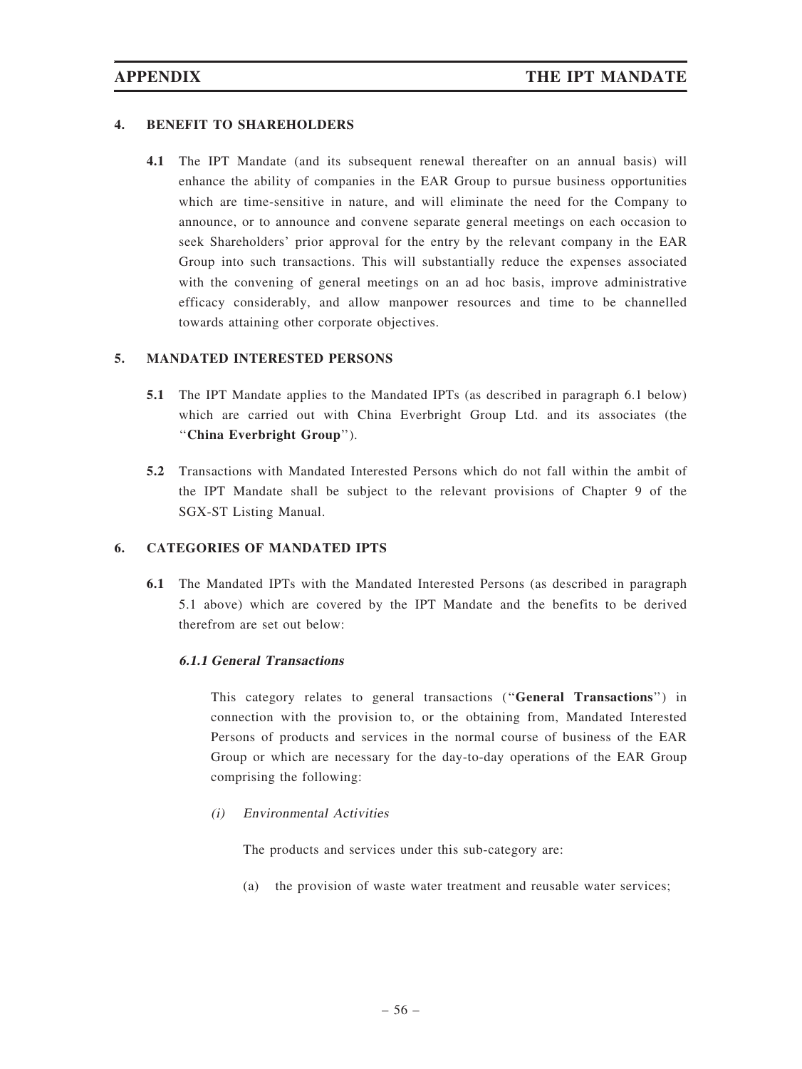## 4. BENEFIT TO SHAREHOLDERS

**4.1** The IPT Mandate (and its subsequent renewal thereafter on an annual basis) will enhance the ability of companies in the EAR Group to pursue business opportunities which are time-sensitive in nature, and will eliminate the need for the Company to announce, or to announce and convene separate general meetings on each occasion to seek Shareholders' prior approval for the entry by the relevant company in the EAR Group into such transactions. This will substantially reduce the expenses associated with the convening of general meetings on an ad hoc basis, improve administrative efficacy considerably, and allow manpower resources and time to be channelled towards attaining other corporate objectives.

## 5. MANDATED INTERESTED PERSONS

**5.1** The IPT Mandate applies to the Mandated IPTs (as described in paragraph 6.1 below) which are carried out with China Everbright Group Ltd. and its associates (the "**China Everbright Group**").

**5.2** Transactions with Mandated Interested Persons which do not fall within the ambit of the IPT Mandate shall be subject to the relevant provisions of Chapter 9 of the SGX-ST Listing Manual.

## 6. CATEGORIES OF MANDATED IPTS

**6.1** The Mandated IPTs with the Mandated Interested Persons (as described in paragraph 5.1 above) which are covered by the IPT Mandate and the benefits to be derived therefrom are set out below:

### *6.1.1 General Transactions*

This category relates to general transactions ("**General Transactions**") in connection with the provision to, or the obtaining from, Mandated Interested Persons of products and services in the normal course of business of the EAR Group or which are necessary for the day-to-day operations of the EAR Group comprising the following:

*(i) Environmental Activities*

The products and services under this sub-category are:

(a) the provision of waste water treatment and reusable water services;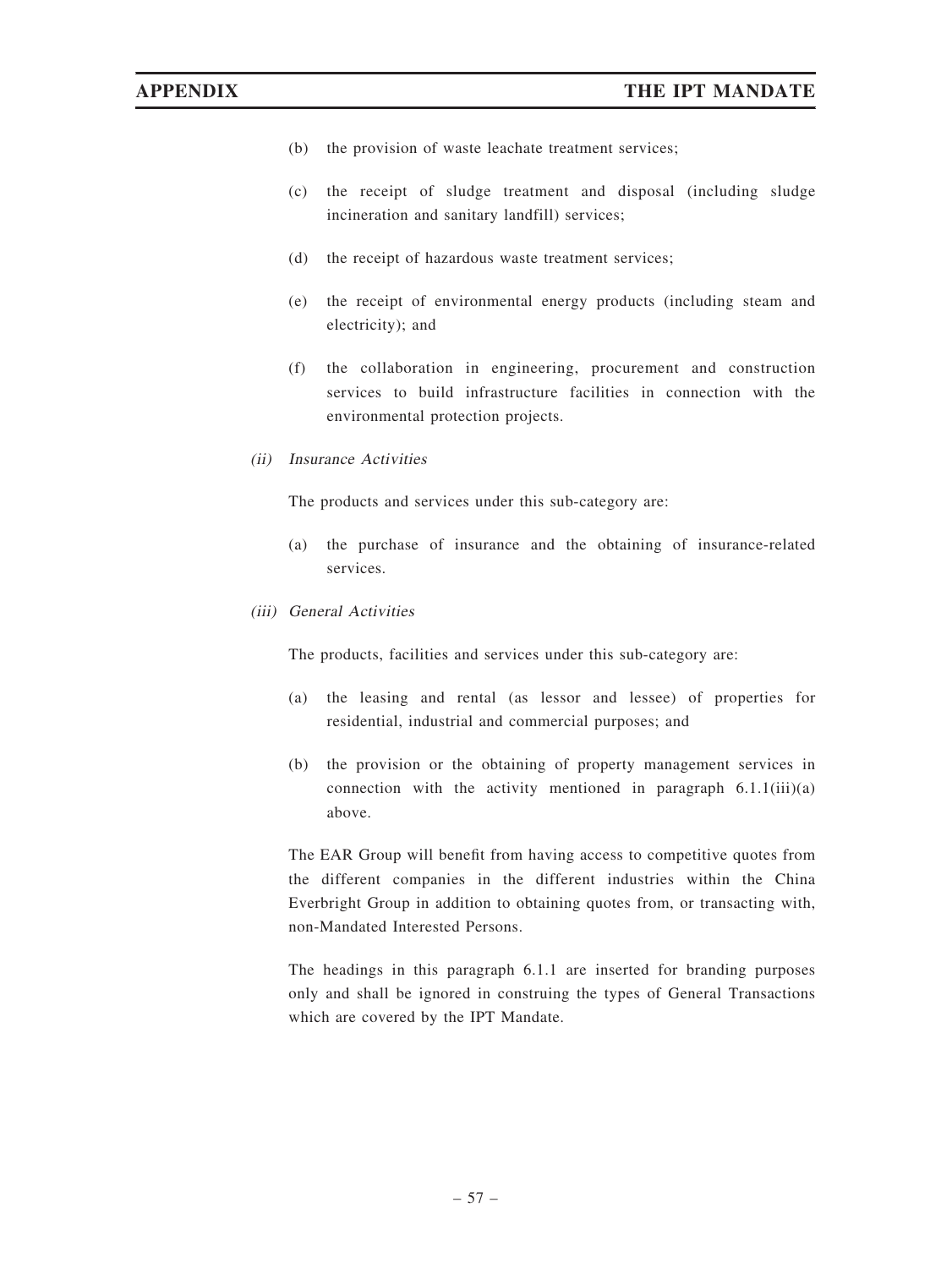(b) the provision of waste leachate treatment services;

(c) the receipt of sludge treatment and disposal (including sludge incineration and sanitary landfill) services;

(d) the receipt of hazardous waste treatment services;

(e) the receipt of environmental energy products (including steam and electricity); and

(f) the collaboration in engineering, procurement and construction services to build infrastructure facilities in connection with the environmental protection projects.

*(ii) Insurance Activities*

The products and services under this sub-category are:

(a) the purchase of insurance and the obtaining of insurance-related services.

*(iii) General Activities*

The products, facilities and services under this sub-category are:

(a) the leasing and rental (as lessor and lessee) of properties for residential, industrial and commercial purposes; and

(b) the provision or the obtaining of property management services in connection with the activity mentioned in paragraph 6.1.1(iii)(a) above.

The EAR Group will benefit from having access to competitive quotes from the different companies in the different industries within the China Everbright Group in addition to obtaining quotes from, or transacting with, non-Mandated Interested Persons.

The headings in this paragraph 6.1.1 are inserted for branding purposes only and shall be ignored in construing the types of General Transactions which are covered by the IPT Mandate.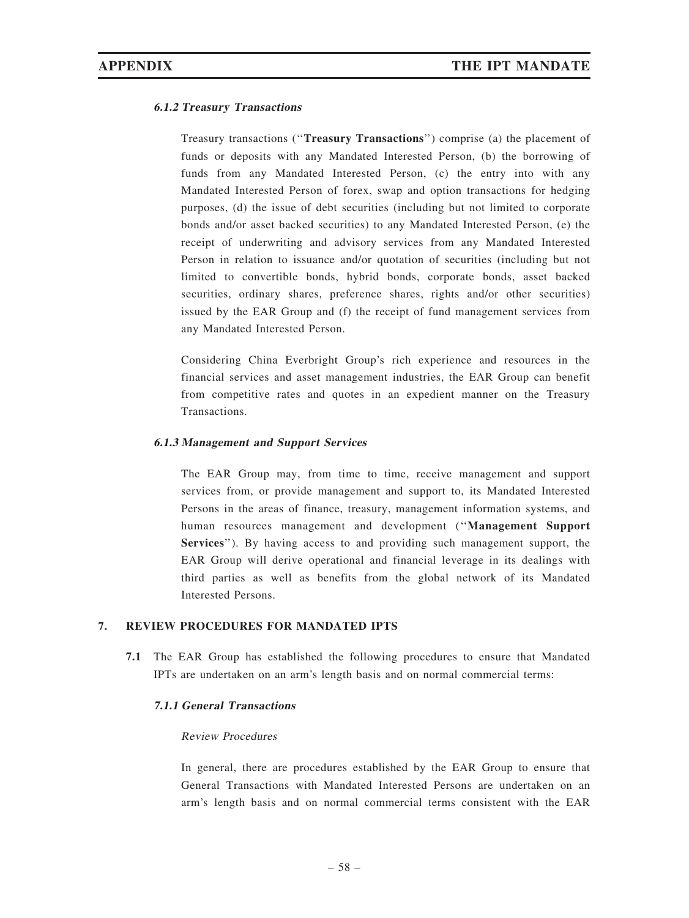#### *6.1.2 Treasury Transactions*

Treasury transactions ("**Treasury Transactions**") comprise (a) the placement of funds or deposits with any Mandated Interested Person, (b) the borrowing of funds from any Mandated Interested Person, (c) the entry into with any Mandated Interested Person of forex, swap and option transactions for hedging purposes, (d) the issue of debt securities (including but not limited to corporate bonds and/or asset backed securities) to any Mandated Interested Person, (e) the receipt of underwriting and advisory services from any Mandated Interested Person in relation to issuance and/or quotation of securities (including but not limited to convertible bonds, hybrid bonds, corporate bonds, asset backed securities, ordinary shares, preference shares, rights and/or other securities) issued by the EAR Group and (f) the receipt of fund management services from any Mandated Interested Person.

Considering China Everbright Group's rich experience and resources in the financial services and asset management industries, the EAR Group can benefit from competitive rates and quotes in an expedient manner on the Treasury Transactions.

#### *6.1.3 Management and Support Services*

The EAR Group may, from time to time, receive management and support services from, or provide management and support to, its Mandated Interested Persons in the areas of finance, treasury, management information systems, and human resources management and development ("**Management Support Services**"). By having access to and providing such management support, the EAR Group will derive operational and financial leverage in its dealings with third parties as well as benefits from the global network of its Mandated Interested Persons.

## 7. REVIEW PROCEDURES FOR MANDATED IPTS

**7.1** The EAR Group has established the following procedures to ensure that Mandated IPTs are undertaken on an arm's length basis and on normal commercial terms:

#### *7.1.1 General Transactions*

*Review Procedures*

In general, there are procedures established by the EAR Group to ensure that General Transactions with Mandated Interested Persons are undertaken on an arm's length basis and on normal commercial terms consistent with the EAR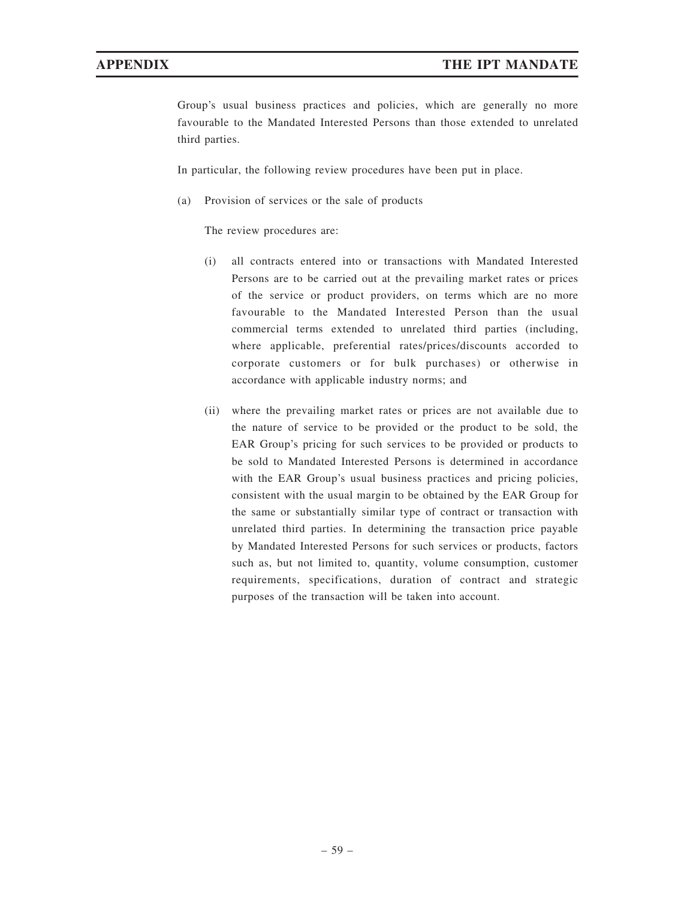Group's usual business practices and policies, which are generally no more favourable to the Mandated Interested Persons than those extended to unrelated third parties.

In particular, the following review procedures have been put in place.

(a) Provision of services or the sale of products

The review procedures are:

(i) all contracts entered into or transactions with Mandated Interested Persons are to be carried out at the prevailing market rates or prices of the service or product providers, on terms which are no more favourable to the Mandated Interested Person than the usual commercial terms extended to unrelated third parties (including, where applicable, preferential rates/prices/discounts accorded to corporate customers or for bulk purchases) or otherwise in accordance with applicable industry norms; and

(ii) where the prevailing market rates or prices are not available due to the nature of service to be provided or the product to be sold, the EAR Group's pricing for such services to be provided or products to be sold to Mandated Interested Persons is determined in accordance with the EAR Group's usual business practices and pricing policies, consistent with the usual margin to be obtained by the EAR Group for the same or substantially similar type of contract or transaction with unrelated third parties. In determining the transaction price payable by Mandated Interested Persons for such services or products, factors such as, but not limited to, quantity, volume consumption, customer requirements, specifications, duration of contract and strategic purposes of the transaction will be taken into account.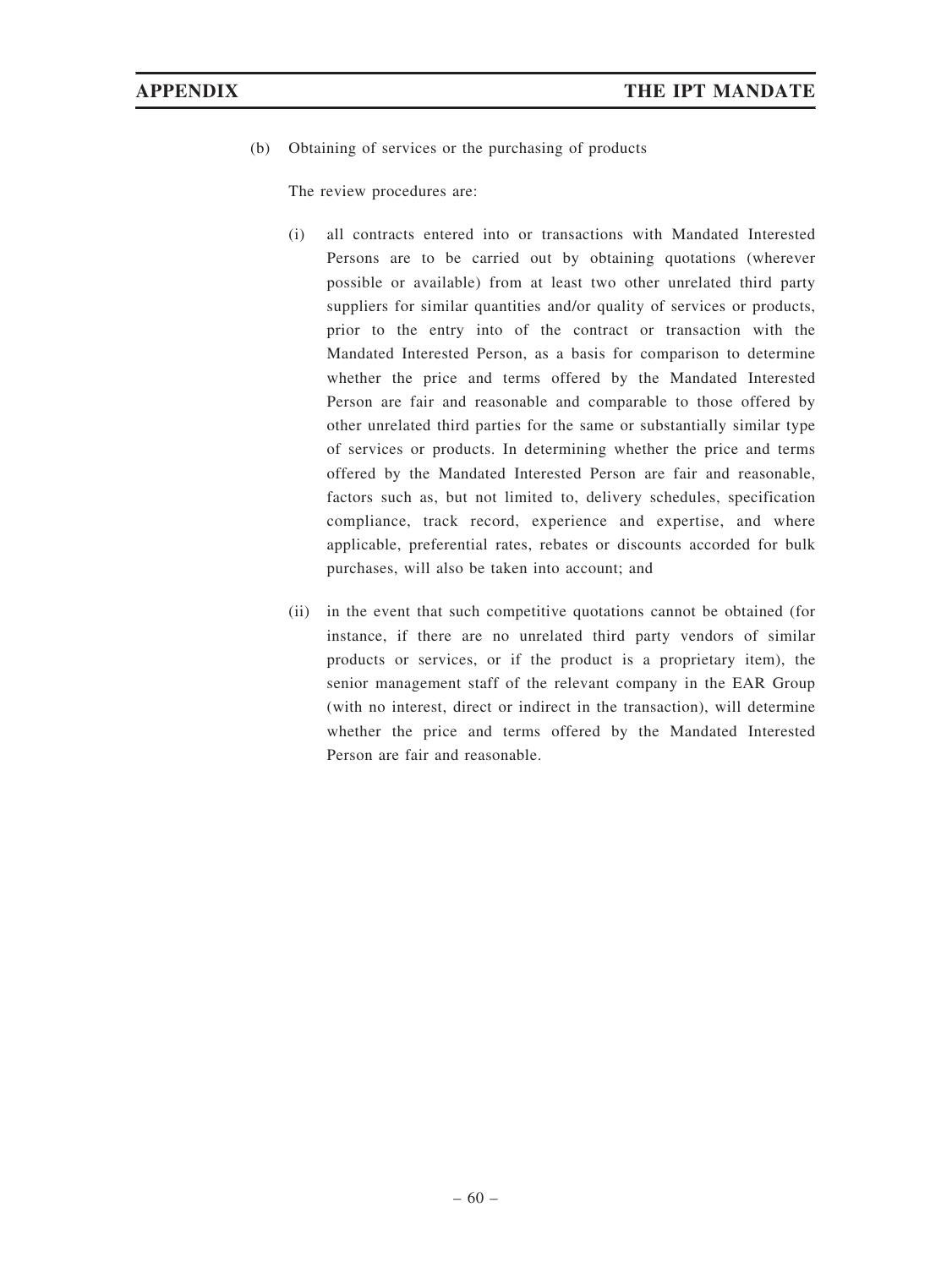(b) Obtaining of services or the purchasing of products

The review procedures are:

(i) all contracts entered into or transactions with Mandated Interested Persons are to be carried out by obtaining quotations (wherever possible or available) from at least two other unrelated third party suppliers for similar quantities and/or quality of services or products, prior to the entry into of the contract or transaction with the Mandated Interested Person, as a basis for comparison to determine whether the price and terms offered by the Mandated Interested Person are fair and reasonable and comparable to those offered by other unrelated third parties for the same or substantially similar type of services or products. In determining whether the price and terms offered by the Mandated Interested Person are fair and reasonable, factors such as, but not limited to, delivery schedules, specification compliance, track record, experience and expertise, and where applicable, preferential rates, rebates or discounts accorded for bulk purchases, will also be taken into account; and

(ii) in the event that such competitive quotations cannot be obtained (for instance, if there are no unrelated third party vendors of similar products or services, or if the product is a proprietary item), the senior management staff of the relevant company in the EAR Group (with no interest, direct or indirect in the transaction), will determine whether the price and terms offered by the Mandated Interested Person are fair and reasonable.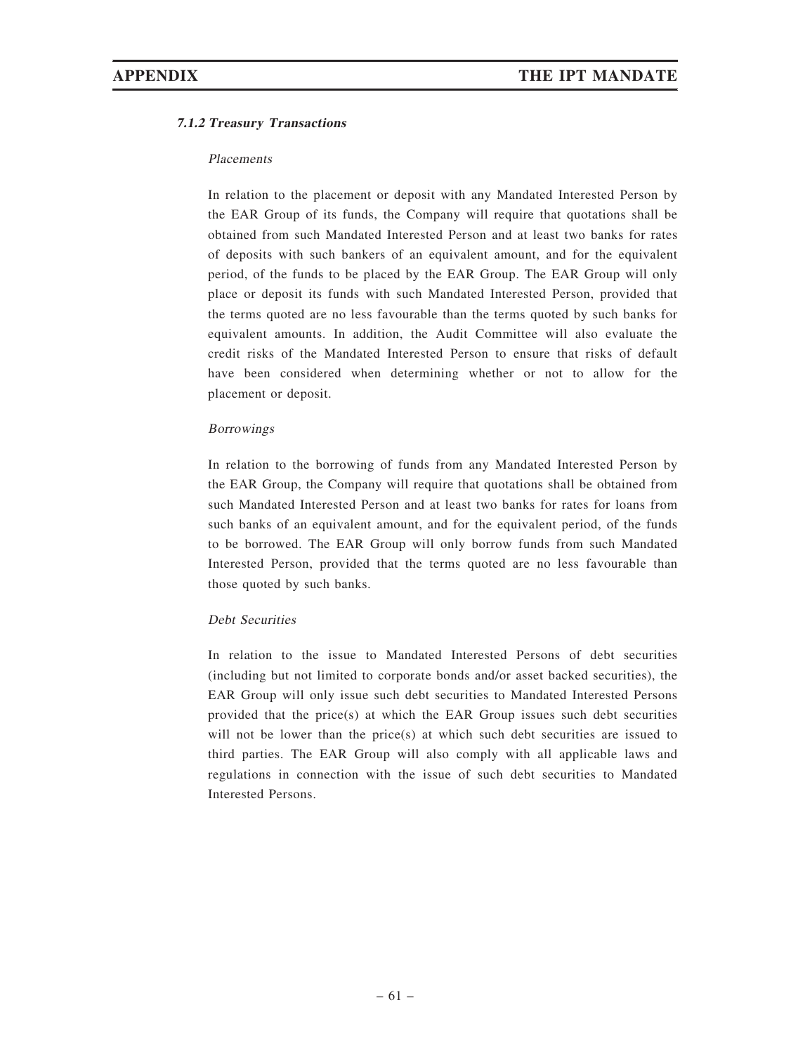#### *7.1.2 Treasury Transactions*

*Placements*

In relation to the placement or deposit with any Mandated Interested Person by the EAR Group of its funds, the Company will require that quotations shall be obtained from such Mandated Interested Person and at least two banks for rates of deposits with such bankers of an equivalent amount, and for the equivalent period, of the funds to be placed by the EAR Group. The EAR Group will only place or deposit its funds with such Mandated Interested Person, provided that the terms quoted are no less favourable than the terms quoted by such banks for equivalent amounts. In addition, the Audit Committee will also evaluate the credit risks of the Mandated Interested Person to ensure that risks of default have been considered when determining whether or not to allow for the placement or deposit.

*Borrowings*

In relation to the borrowing of funds from any Mandated Interested Person by the EAR Group, the Company will require that quotations shall be obtained from such Mandated Interested Person and at least two banks for rates for loans from such banks of an equivalent amount, and for the equivalent period, of the funds to be borrowed. The EAR Group will only borrow funds from such Mandated Interested Person, provided that the terms quoted are no less favourable than those quoted by such banks.

*Debt Securities*

In relation to the issue to Mandated Interested Persons of debt securities (including but not limited to corporate bonds and/or asset backed securities), the EAR Group will only issue such debt securities to Mandated Interested Persons provided that the price(s) at which the EAR Group issues such debt securities will not be lower than the price(s) at which such debt securities are issued to third parties. The EAR Group will also comply with all applicable laws and regulations in connection with the issue of such debt securities to Mandated Interested Persons.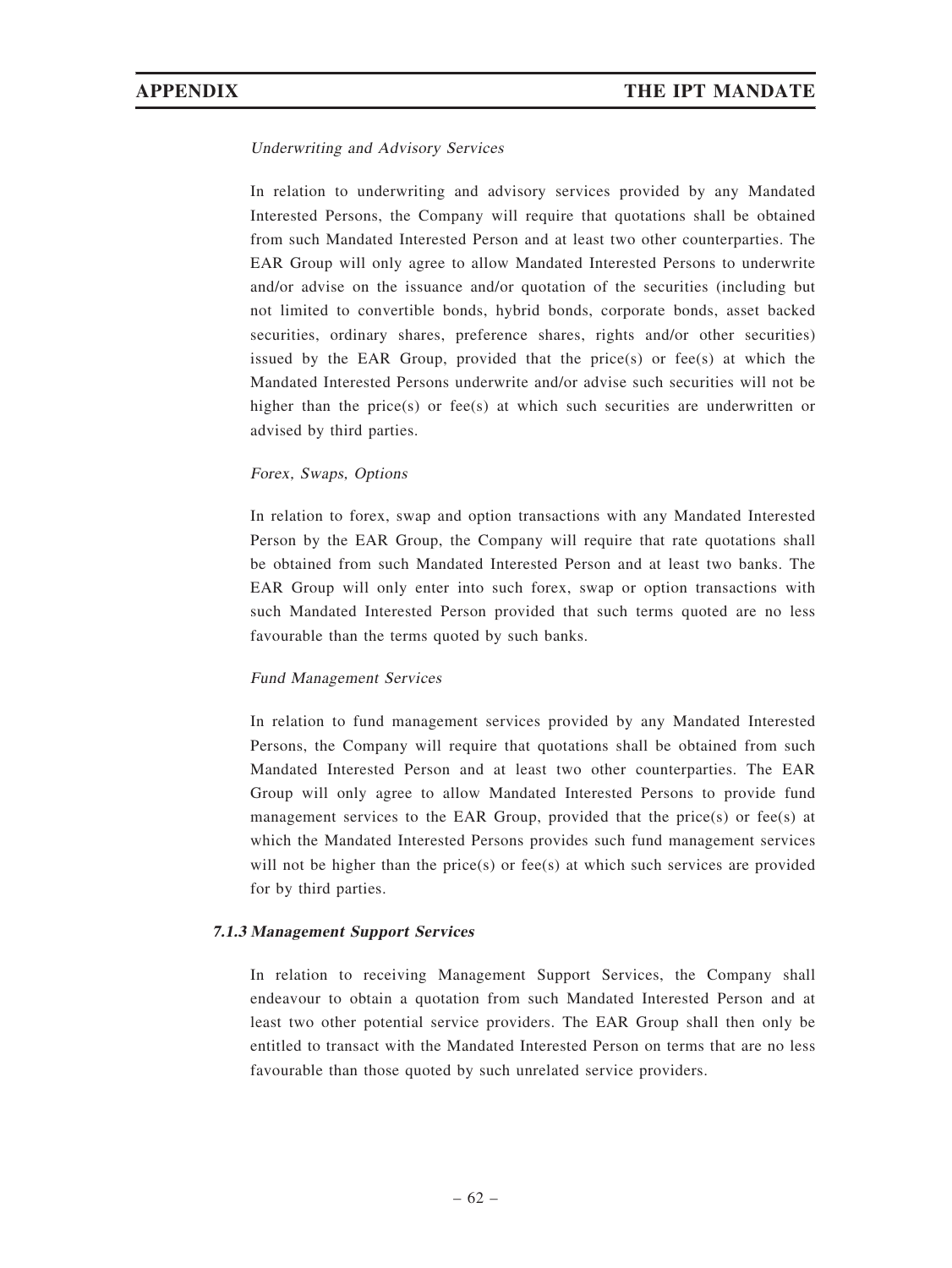*Underwriting and Advisory Services*

In relation to underwriting and advisory services provided by any Mandated Interested Persons, the Company will require that quotations shall be obtained from such Mandated Interested Person and at least two other counterparties. The EAR Group will only agree to allow Mandated Interested Persons to underwrite and/or advise on the issuance and/or quotation of the securities (including but not limited to convertible bonds, hybrid bonds, corporate bonds, asset backed securities, ordinary shares, preference shares, rights and/or other securities) issued by the EAR Group, provided that the price(s) or fee(s) at which the Mandated Interested Persons underwrite and/or advise such securities will not be higher than the price(s) or fee(s) at which such securities are underwritten or advised by third parties.

*Forex, Swaps, Options*

In relation to forex, swap and option transactions with any Mandated Interested Person by the EAR Group, the Company will require that rate quotations shall be obtained from such Mandated Interested Person and at least two banks. The EAR Group will only enter into such forex, swap or option transactions with such Mandated Interested Person provided that such terms quoted are no less favourable than the terms quoted by such banks.

*Fund Management Services*

In relation to fund management services provided by any Mandated Interested Persons, the Company will require that quotations shall be obtained from such Mandated Interested Person and at least two other counterparties. The EAR Group will only agree to allow Mandated Interested Persons to provide fund management services to the EAR Group, provided that the price(s) or fee(s) at which the Mandated Interested Persons provides such fund management services will not be higher than the price(s) or fee(s) at which such services are provided for by third parties.

***7.1.3 Management Support Services***

In relation to receiving Management Support Services, the Company shall endeavour to obtain a quotation from such Mandated Interested Person and at least two other potential service providers. The EAR Group shall then only be entitled to transact with the Mandated Interested Person on terms that are no less favourable than those quoted by such unrelated service providers.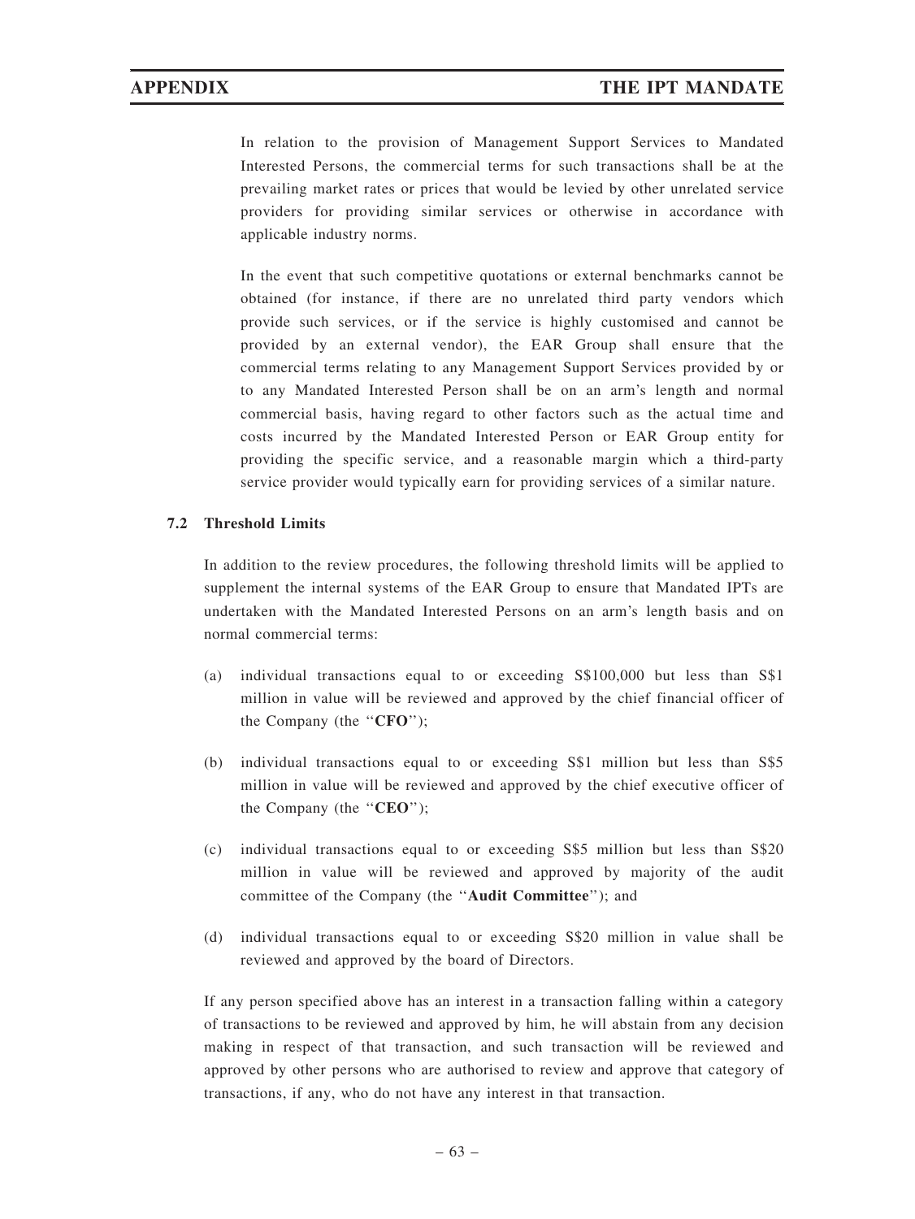In relation to the provision of Management Support Services to Mandated Interested Persons, the commercial terms for such transactions shall be at the prevailing market rates or prices that would be levied by other unrelated service providers for providing similar services or otherwise in accordance with applicable industry norms.

In the event that such competitive quotations or external benchmarks cannot be obtained (for instance, if there are no unrelated third party vendors which provide such services, or if the service is highly customised and cannot be provided by an external vendor), the EAR Group shall ensure that the commercial terms relating to any Management Support Services provided by or to any Mandated Interested Person shall be on an arm's length and normal commercial basis, having regard to other factors such as the actual time and costs incurred by the Mandated Interested Person or EAR Group entity for providing the specific service, and a reasonable margin which a third-party service provider would typically earn for providing services of a similar nature.

### 7.2 Threshold Limits

In addition to the review procedures, the following threshold limits will be applied to supplement the internal systems of the EAR Group to ensure that Mandated IPTs are undertaken with the Mandated Interested Persons on an arm's length basis and on normal commercial terms:

(a) individual transactions equal to or exceeding S$100,000 but less than S$1 million in value will be reviewed and approved by the chief financial officer of the Company (the "**CFO**");

(b) individual transactions equal to or exceeding S$1 million but less than S$5 million in value will be reviewed and approved by the chief executive officer of the Company (the "**CEO**");

(c) individual transactions equal to or exceeding S$5 million but less than S$20 million in value will be reviewed and approved by majority of the audit committee of the Company (the "**Audit Committee**"); and

(d) individual transactions equal to or exceeding S$20 million in value shall be reviewed and approved by the board of Directors.

If any person specified above has an interest in a transaction falling within a category of transactions to be reviewed and approved by him, he will abstain from any decision making in respect of that transaction, and such transaction will be reviewed and approved by other persons who are authorised to review and approve that category of transactions, if any, who do not have any interest in that transaction.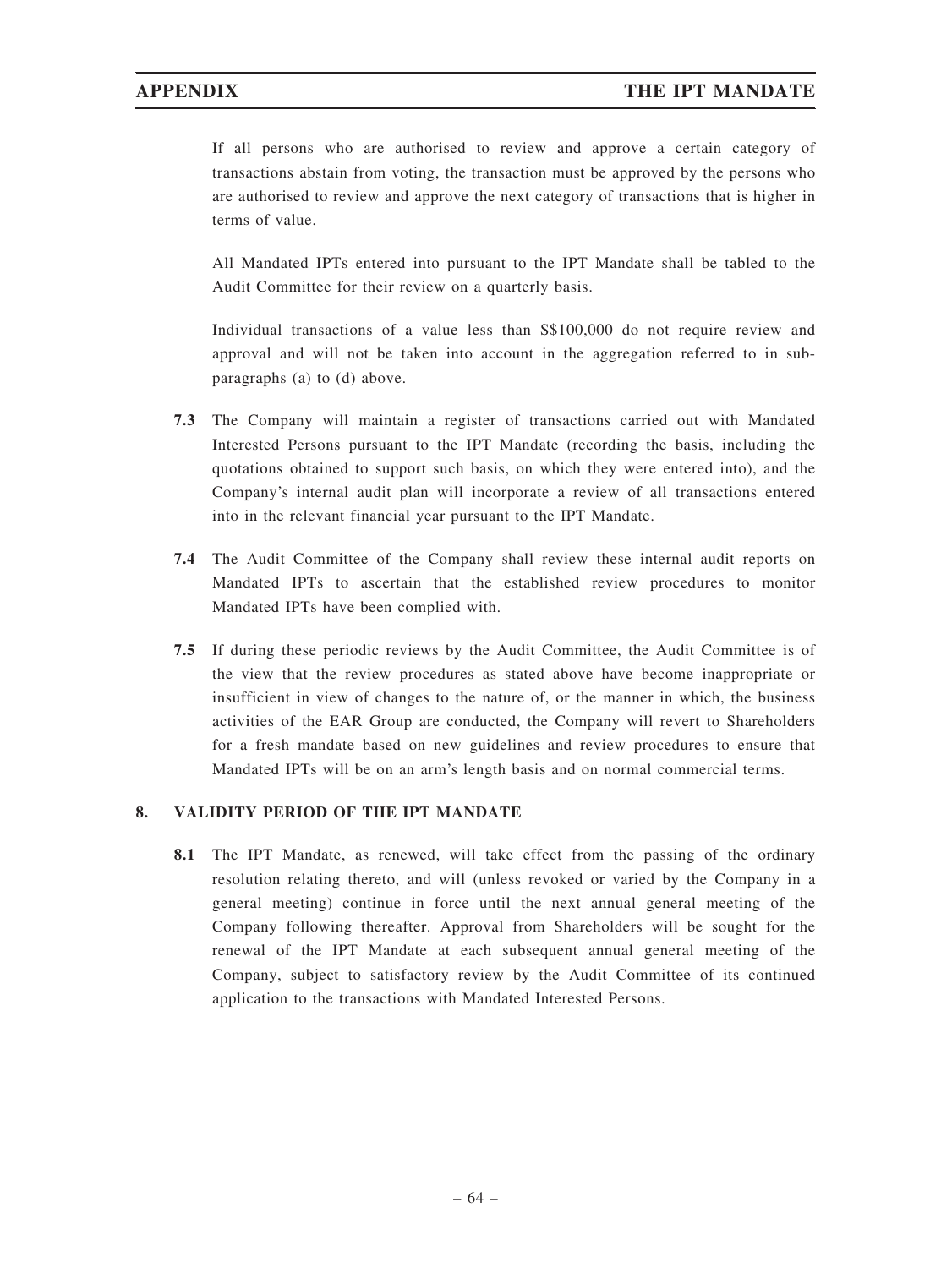If all persons who are authorised to review and approve a certain category of transactions abstain from voting, the transaction must be approved by the persons who are authorised to review and approve the next category of transactions that is higher in terms of value.

All Mandated IPTs entered into pursuant to the IPT Mandate shall be tabled to the Audit Committee for their review on a quarterly basis.

Individual transactions of a value less than S$100,000 do not require review and approval and will not be taken into account in the aggregation referred to in sub-paragraphs (a) to (d) above.

**7.3** The Company will maintain a register of transactions carried out with Mandated Interested Persons pursuant to the IPT Mandate (recording the basis, including the quotations obtained to support such basis, on which they were entered into), and the Company's internal audit plan will incorporate a review of all transactions entered into in the relevant financial year pursuant to the IPT Mandate.

**7.4** The Audit Committee of the Company shall review these internal audit reports on Mandated IPTs to ascertain that the established review procedures to monitor Mandated IPTs have been complied with.

**7.5** If during these periodic reviews by the Audit Committee, the Audit Committee is of the view that the review procedures as stated above have become inappropriate or insufficient in view of changes to the nature of, or the manner in which, the business activities of the EAR Group are conducted, the Company will revert to Shareholders for a fresh mandate based on new guidelines and review procedures to ensure that Mandated IPTs will be on an arm's length basis and on normal commercial terms.

## 8. VALIDITY PERIOD OF THE IPT MANDATE

**8.1** The IPT Mandate, as renewed, will take effect from the passing of the ordinary resolution relating thereto, and will (unless revoked or varied by the Company in a general meeting) continue in force until the next annual general meeting of the Company following thereafter. Approval from Shareholders will be sought for the renewal of the IPT Mandate at each subsequent annual general meeting of the Company, subject to satisfactory review by the Audit Committee of its continued application to the transactions with Mandated Interested Persons.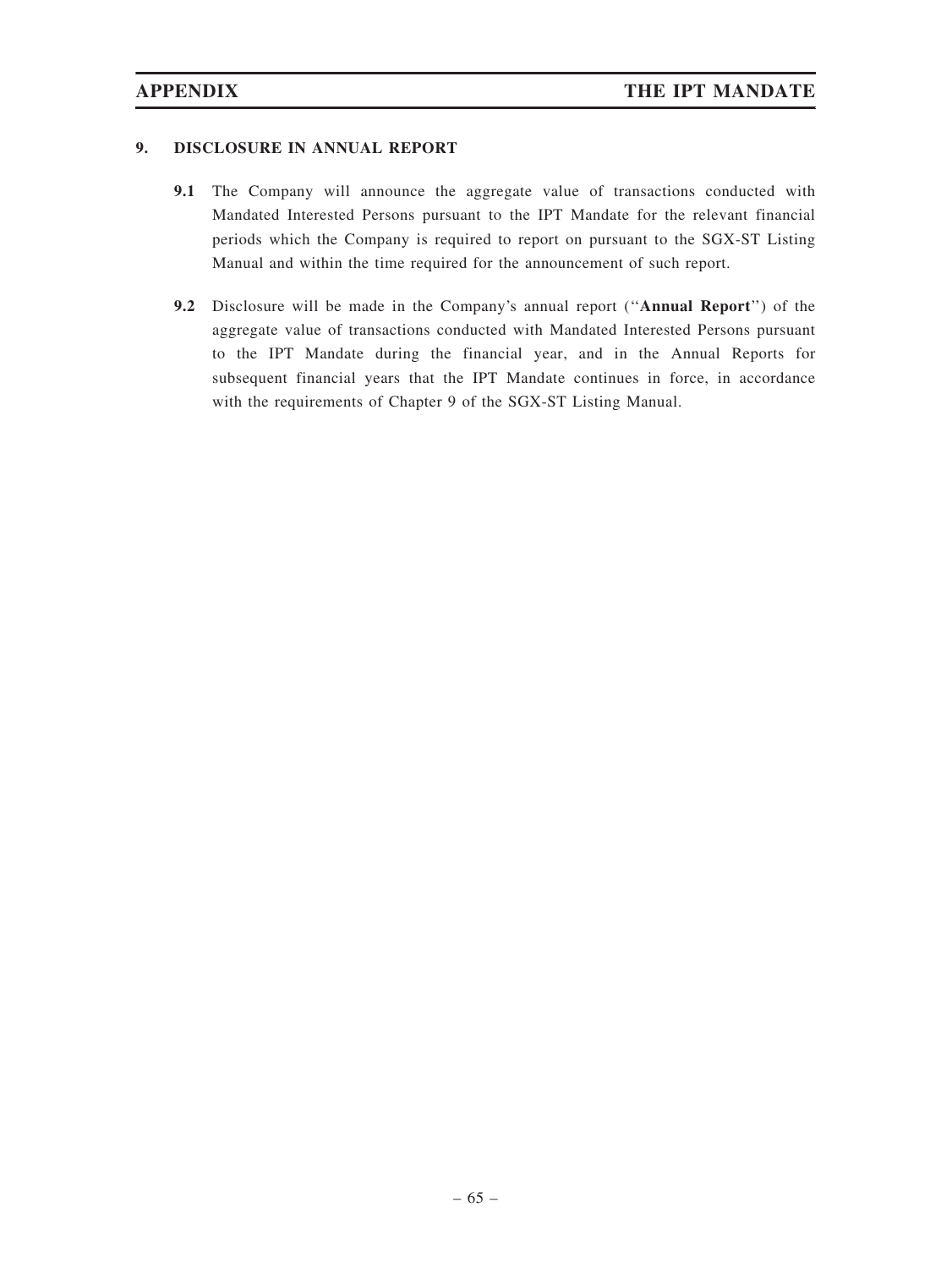## 9. DISCLOSURE IN ANNUAL REPORT

**9.1** The Company will announce the aggregate value of transactions conducted with Mandated Interested Persons pursuant to the IPT Mandate for the relevant financial periods which the Company is required to report on pursuant to the SGX-ST Listing Manual and within the time required for the announcement of such report.

**9.2** Disclosure will be made in the Company's annual report (''**Annual Report**'') of the aggregate value of transactions conducted with Mandated Interested Persons pursuant to the IPT Mandate during the financial year, and in the Annual Reports for subsequent financial years that the IPT Mandate continues in force, in accordance with the requirements of Chapter 9 of the SGX-ST Listing Manual.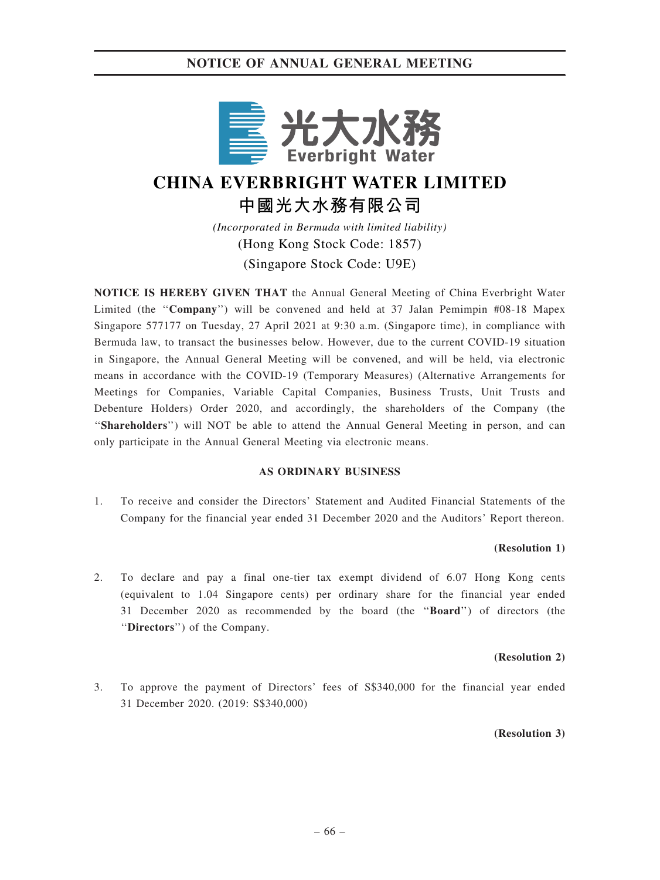# NOTICE OF ANNUAL GENERAL MEETING

光大水務
Everbright Water

# CHINA EVERBRIGHT WATER LIMITED
# 中國光大水務有限公司

*(Incorporated in Bermuda with limited liability)*
(Hong Kong Stock Code: 1857)
(Singapore Stock Code: U9E)

**NOTICE IS HEREBY GIVEN THAT** the Annual General Meeting of China Everbright Water Limited (the "**Company**") will be convened and held at 37 Jalan Pemimpin #08-18 Mapex Singapore 577177 on Tuesday, 27 April 2021 at 9:30 a.m. (Singapore time), in compliance with Bermuda law, to transact the businesses below. However, due to the current COVID-19 situation in Singapore, the Annual General Meeting will be convened, and will be held, via electronic means in accordance with the COVID-19 (Temporary Measures) (Alternative Arrangements for Meetings for Companies, Variable Capital Companies, Business Trusts, Unit Trusts and Debenture Holders) Order 2020, and accordingly, the shareholders of the Company (the "**Shareholders**") will NOT be able to attend the Annual General Meeting in person, and can only participate in the Annual General Meeting via electronic means.

**AS ORDINARY BUSINESS**

1. To receive and consider the Directors' Statement and Audited Financial Statements of the Company for the financial year ended 31 December 2020 and the Auditors' Report thereon.

**(Resolution 1)**

2. To declare and pay a final one-tier tax exempt dividend of 6.07 Hong Kong cents (equivalent to 1.04 Singapore cents) per ordinary share for the financial year ended 31 December 2020 as recommended by the board (the "**Board**") of directors (the "**Directors**") of the Company.

**(Resolution 2)**

3. To approve the payment of Directors' fees of S$340,000 for the financial year ended 31 December 2020. (2019: S$340,000)

**(Resolution 3)**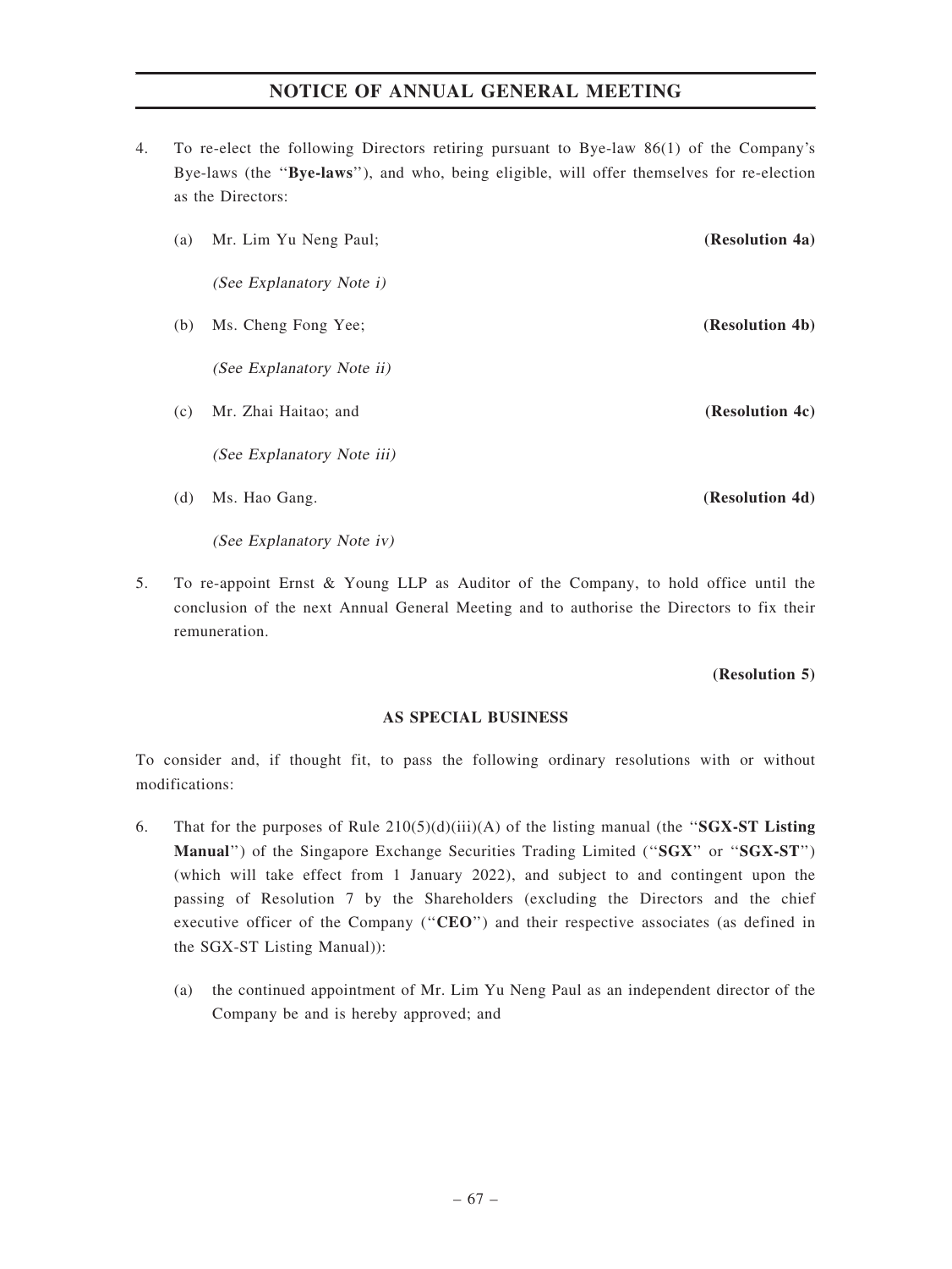## NOTICE OF ANNUAL GENERAL MEETING

4. To re-elect the following Directors retiring pursuant to Bye-law 86(1) of the Company's Bye-laws (the "**Bye-laws**"), and who, being eligible, will offer themselves for re-election as the Directors:

   (a) Mr. Lim Yu Neng Paul; **(Resolution 4a)**

   *(See Explanatory Note i)*

   (b) Ms. Cheng Fong Yee; **(Resolution 4b)**

   *(See Explanatory Note ii)*

   (c) Mr. Zhai Haitao; and **(Resolution 4c)**

   *(See Explanatory Note iii)*

   (d) Ms. Hao Gang. **(Resolution 4d)**

   *(See Explanatory Note iv)*

5. To re-appoint Ernst & Young LLP as Auditor of the Company, to hold office until the conclusion of the next Annual General Meeting and to authorise the Directors to fix their remuneration.

   **(Resolution 5)**

**AS SPECIAL BUSINESS**

To consider and, if thought fit, to pass the following ordinary resolutions with or without modifications:

6. That for the purposes of Rule 210(5)(d)(iii)(A) of the listing manual (the "**SGX-ST Listing Manual**") of the Singapore Exchange Securities Trading Limited ("**SGX**" or "**SGX-ST**") (which will take effect from 1 January 2022), and subject to and contingent upon the passing of Resolution 7 by the Shareholders (excluding the Directors and the chief executive officer of the Company ("**CEO**") and their respective associates (as defined in the SGX-ST Listing Manual)):

   (a) the continued appointment of Mr. Lim Yu Neng Paul as an independent director of the Company be and is hereby approved; and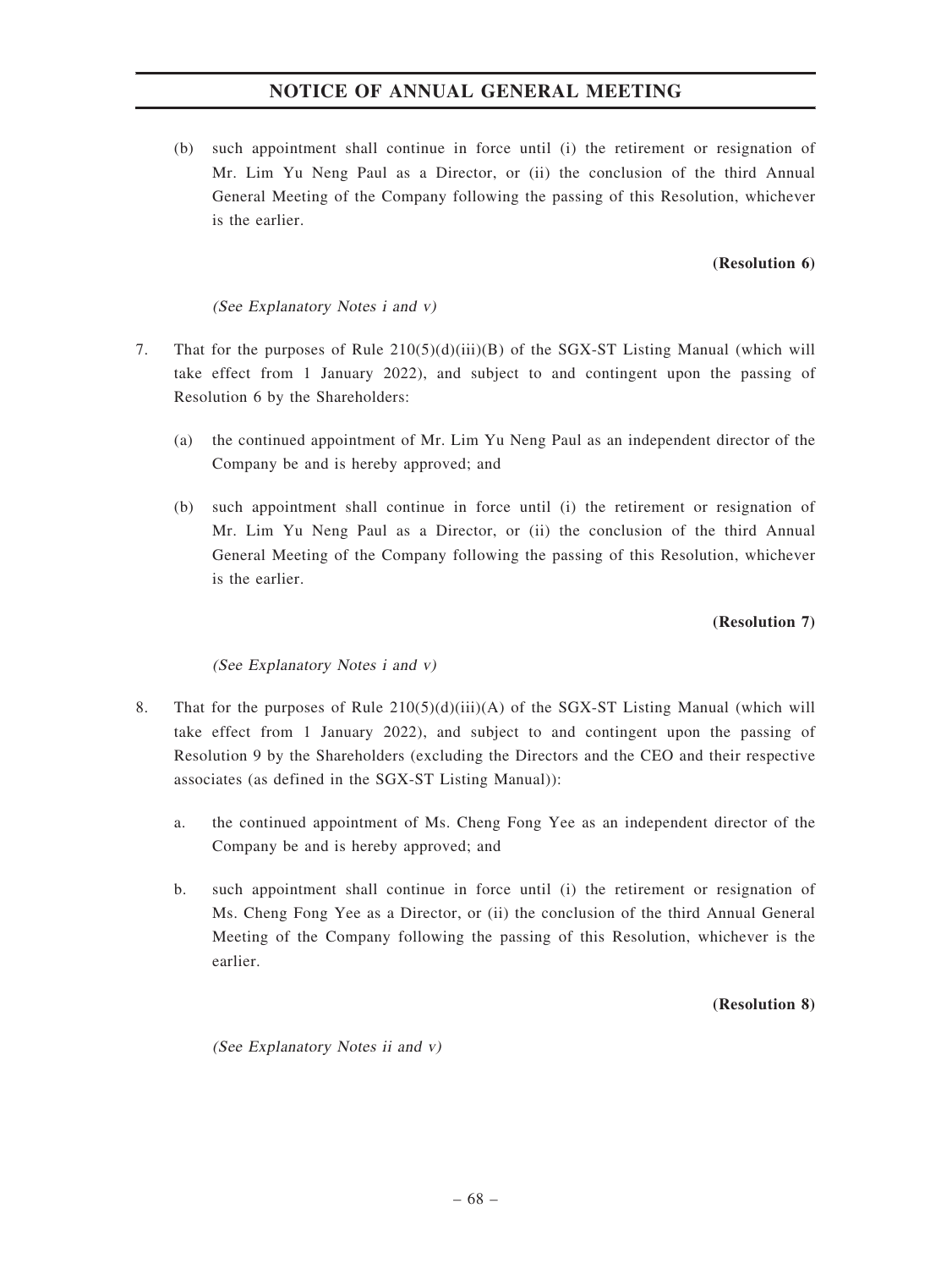(b) such appointment shall continue in force until (i) the retirement or resignation of Mr. Lim Yu Neng Paul as a Director, or (ii) the conclusion of the third Annual General Meeting of the Company following the passing of this Resolution, whichever is the earlier.

**(Resolution 6)**

*(See Explanatory Notes i and v)*

7. That for the purposes of Rule 210(5)(d)(iii)(B) of the SGX-ST Listing Manual (which will take effect from 1 January 2022), and subject to and contingent upon the passing of Resolution 6 by the Shareholders:

   (a) the continued appointment of Mr. Lim Yu Neng Paul as an independent director of the Company be and is hereby approved; and

   (b) such appointment shall continue in force until (i) the retirement or resignation of Mr. Lim Yu Neng Paul as a Director, or (ii) the conclusion of the third Annual General Meeting of the Company following the passing of this Resolution, whichever is the earlier.

**(Resolution 7)**

*(See Explanatory Notes i and v)*

8. That for the purposes of Rule 210(5)(d)(iii)(A) of the SGX-ST Listing Manual (which will take effect from 1 January 2022), and subject to and contingent upon the passing of Resolution 9 by the Shareholders (excluding the Directors and the CEO and their respective associates (as defined in the SGX-ST Listing Manual)):

   a. the continued appointment of Ms. Cheng Fong Yee as an independent director of the Company be and is hereby approved; and

   b. such appointment shall continue in force until (i) the retirement or resignation of Ms. Cheng Fong Yee as a Director, or (ii) the conclusion of the third Annual General Meeting of the Company following the passing of this Resolution, whichever is the earlier.

**(Resolution 8)**

*(See Explanatory Notes ii and v)*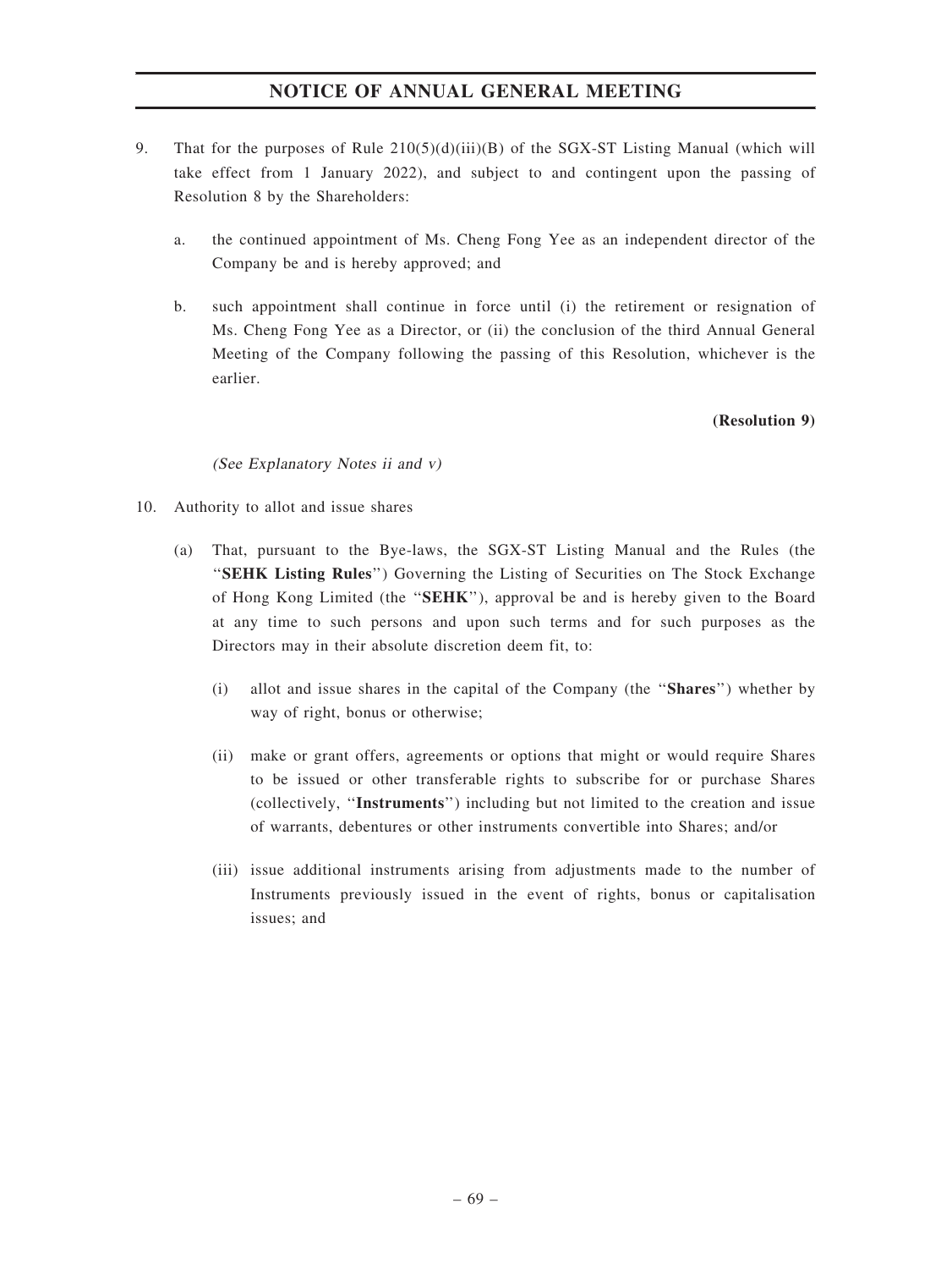9. That for the purposes of Rule 210(5)(d)(iii)(B) of the SGX-ST Listing Manual (which will take effect from 1 January 2022), and subject to and contingent upon the passing of Resolution 8 by the Shareholders:

   a. the continued appointment of Ms. Cheng Fong Yee as an independent director of the Company be and is hereby approved; and

   b. such appointment shall continue in force until (i) the retirement or resignation of Ms. Cheng Fong Yee as a Director, or (ii) the conclusion of the third Annual General Meeting of the Company following the passing of this Resolution, whichever is the earlier.

**(Resolution 9)**

*(See Explanatory Notes ii and v)*

10. Authority to allot and issue shares

    (a) That, pursuant to the Bye-laws, the SGX-ST Listing Manual and the Rules (the "**SEHK Listing Rules**") Governing the Listing of Securities on The Stock Exchange of Hong Kong Limited (the "**SEHK**"), approval be and is hereby given to the Board at any time to such persons and upon such terms and for such purposes as the Directors may in their absolute discretion deem fit, to:

       (i) allot and issue shares in the capital of the Company (the "**Shares**") whether by way of right, bonus or otherwise;

       (ii) make or grant offers, agreements or options that might or would require Shares to be issued or other transferable rights to subscribe for or purchase Shares (collectively, "**Instruments**") including but not limited to the creation and issue of warrants, debentures or other instruments convertible into Shares; and/or

       (iii) issue additional instruments arising from adjustments made to the number of Instruments previously issued in the event of rights, bonus or capitalisation issues; and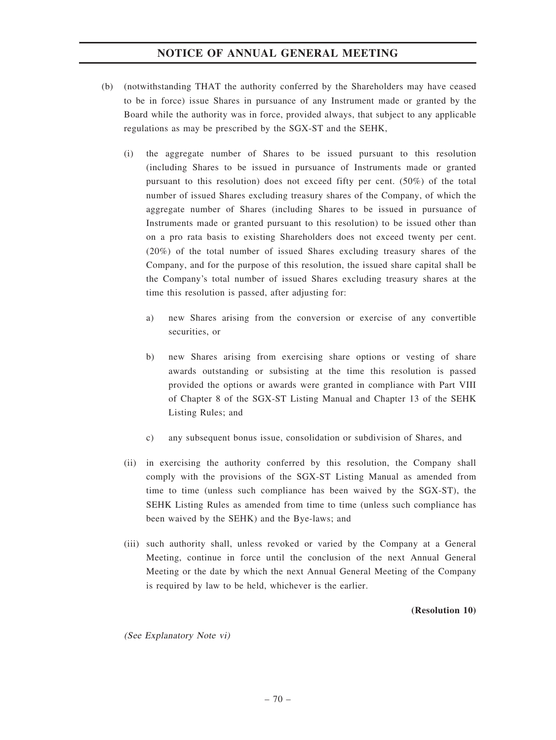(b) (notwithstanding THAT the authority conferred by the Shareholders may have ceased to be in force) issue Shares in pursuance of any Instrument made or granted by the Board while the authority was in force, provided always, that subject to any applicable regulations as may be prescribed by the SGX-ST and the SEHK,

(i) the aggregate number of Shares to be issued pursuant to this resolution (including Shares to be issued in pursuance of Instruments made or granted pursuant to this resolution) does not exceed fifty per cent. (50%) of the total number of issued Shares excluding treasury shares of the Company, of which the aggregate number of Shares (including Shares to be issued in pursuance of Instruments made or granted pursuant to this resolution) to be issued other than on a pro rata basis to existing Shareholders does not exceed twenty per cent. (20%) of the total number of issued Shares excluding treasury shares of the Company, and for the purpose of this resolution, the issued share capital shall be the Company's total number of issued Shares excluding treasury shares at the time this resolution is passed, after adjusting for:

a) new Shares arising from the conversion or exercise of any convertible securities, or

b) new Shares arising from exercising share options or vesting of share awards outstanding or subsisting at the time this resolution is passed provided the options or awards were granted in compliance with Part VIII of Chapter 8 of the SGX-ST Listing Manual and Chapter 13 of the SEHK Listing Rules; and

c) any subsequent bonus issue, consolidation or subdivision of Shares, and

(ii) in exercising the authority conferred by this resolution, the Company shall comply with the provisions of the SGX-ST Listing Manual as amended from time to time (unless such compliance has been waived by the SGX-ST), the SEHK Listing Rules as amended from time to time (unless such compliance has been waived by the SEHK) and the Bye-laws; and

(iii) such authority shall, unless revoked or varied by the Company at a General Meeting, continue in force until the conclusion of the next Annual General Meeting or the date by which the next Annual General Meeting of the Company is required by law to be held, whichever is the earlier.

**(Resolution 10)**

*(See Explanatory Note vi)*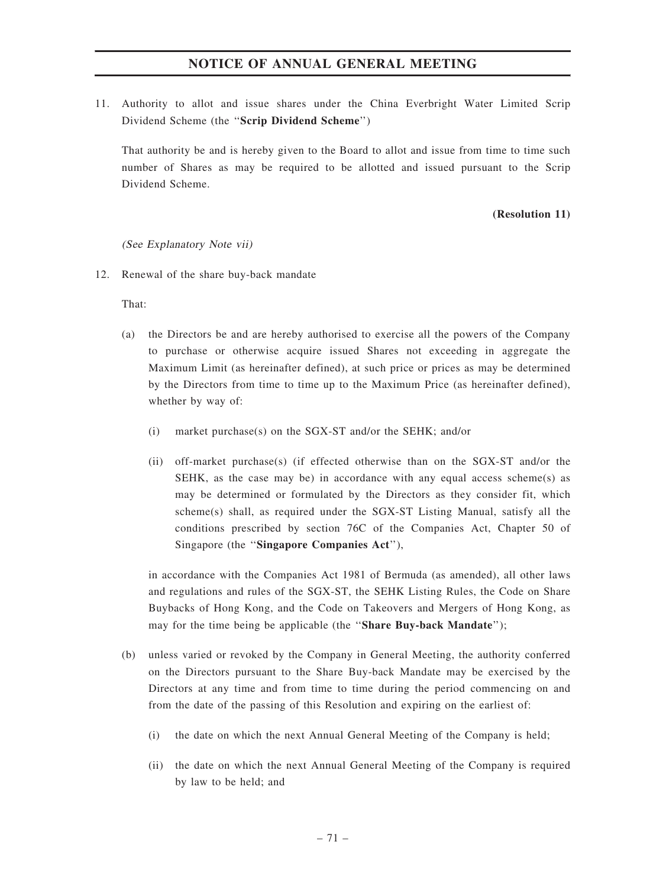11. Authority to allot and issue shares under the China Everbright Water Limited Scrip Dividend Scheme (the "**Scrip Dividend Scheme**")

    That authority be and is hereby given to the Board to allot and issue from time to time such number of Shares as may be required to be allotted and issued pursuant to the Scrip Dividend Scheme.

    **(Resolution 11)**

    *(See Explanatory Note vii)*

12. Renewal of the share buy-back mandate

    That:

    (a) the Directors be and are hereby authorised to exercise all the powers of the Company to purchase or otherwise acquire issued Shares not exceeding in aggregate the Maximum Limit (as hereinafter defined), at such price or prices as may be determined by the Directors from time to time up to the Maximum Price (as hereinafter defined), whether by way of:

    (i) market purchase(s) on the SGX-ST and/or the SEHK; and/or

    (ii) off-market purchase(s) (if effected otherwise than on the SGX-ST and/or the SEHK, as the case may be) in accordance with any equal access scheme(s) as may be determined or formulated by the Directors as they consider fit, which scheme(s) shall, as required under the SGX-ST Listing Manual, satisfy all the conditions prescribed by section 76C of the Companies Act, Chapter 50 of Singapore (the "**Singapore Companies Act**"),

    in accordance with the Companies Act 1981 of Bermuda (as amended), all other laws and regulations and rules of the SGX-ST, the SEHK Listing Rules, the Code on Share Buybacks of Hong Kong, and the Code on Takeovers and Mergers of Hong Kong, as may for the time being be applicable (the "**Share Buy-back Mandate**");

    (b) unless varied or revoked by the Company in General Meeting, the authority conferred on the Directors pursuant to the Share Buy-back Mandate may be exercised by the Directors at any time and from time to time during the period commencing on and from the date of the passing of this Resolution and expiring on the earliest of:

    (i) the date on which the next Annual General Meeting of the Company is held;

    (ii) the date on which the next Annual General Meeting of the Company is required by law to be held; and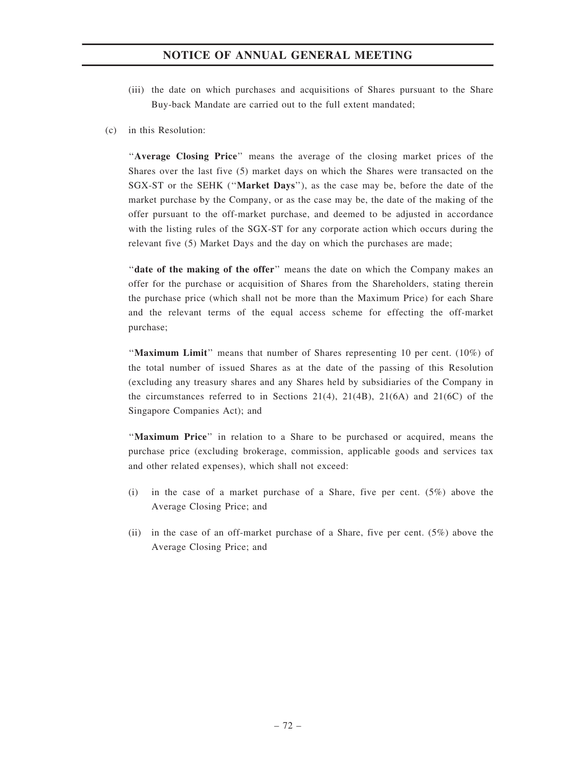(iii) the date on which purchases and acquisitions of Shares pursuant to the Share Buy-back Mandate are carried out to the full extent mandated;

(c) in this Resolution:

"**Average Closing Price**" means the average of the closing market prices of the Shares over the last five (5) market days on which the Shares were transacted on the SGX-ST or the SEHK ("**Market Days**"), as the case may be, before the date of the market purchase by the Company, or as the case may be, the date of the making of the offer pursuant to the off-market purchase, and deemed to be adjusted in accordance with the listing rules of the SGX-ST for any corporate action which occurs during the relevant five (5) Market Days and the day on which the purchases are made;

"**date of the making of the offer**" means the date on which the Company makes an offer for the purchase or acquisition of Shares from the Shareholders, stating therein the purchase price (which shall not be more than the Maximum Price) for each Share and the relevant terms of the equal access scheme for effecting the off-market purchase;

"**Maximum Limit**" means that number of Shares representing 10 per cent. (10%) of the total number of issued Shares as at the date of the passing of this Resolution (excluding any treasury shares and any Shares held by subsidiaries of the Company in the circumstances referred to in Sections 21(4), 21(4B), 21(6A) and 21(6C) of the Singapore Companies Act); and

"**Maximum Price**" in relation to a Share to be purchased or acquired, means the purchase price (excluding brokerage, commission, applicable goods and services tax and other related expenses), which shall not exceed:

(i) in the case of a market purchase of a Share, five per cent. (5%) above the Average Closing Price; and

(ii) in the case of an off-market purchase of a Share, five per cent. (5%) above the Average Closing Price; and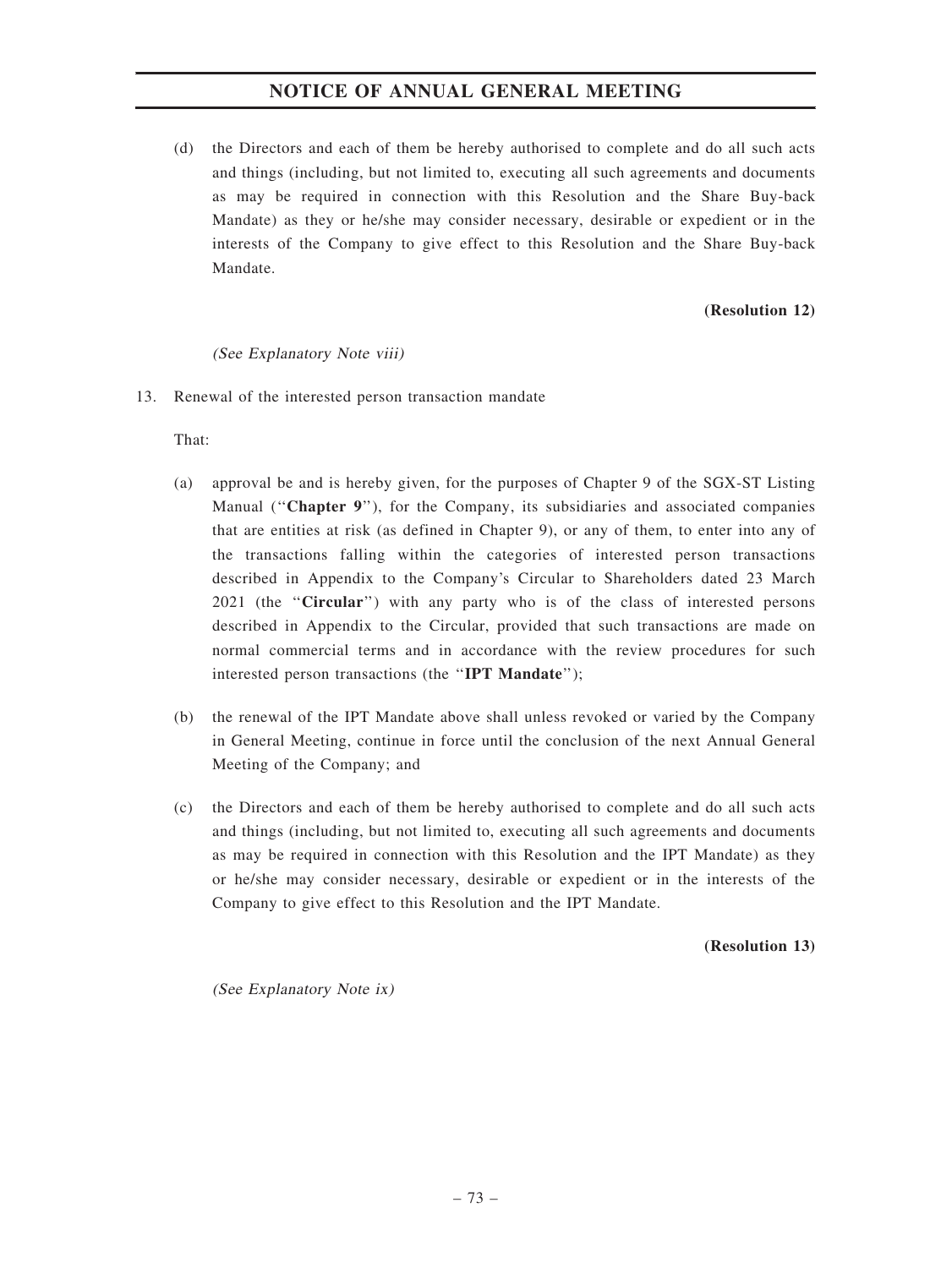(d) the Directors and each of them be hereby authorised to complete and do all such acts and things (including, but not limited to, executing all such agreements and documents as may be required in connection with this Resolution and the Share Buy-back Mandate) as they or he/she may consider necessary, desirable or expedient or in the interests of the Company to give effect to this Resolution and the Share Buy-back Mandate.

**(Resolution 12)**

*(See Explanatory Note viii)*

13. Renewal of the interested person transaction mandate

That:

(a) approval be and is hereby given, for the purposes of Chapter 9 of the SGX-ST Listing Manual ("**Chapter 9**"), for the Company, its subsidiaries and associated companies that are entities at risk (as defined in Chapter 9), or any of them, to enter into any of the transactions falling within the categories of interested person transactions described in Appendix to the Company's Circular to Shareholders dated 23 March 2021 (the "**Circular**") with any party who is of the class of interested persons described in Appendix to the Circular, provided that such transactions are made on normal commercial terms and in accordance with the review procedures for such interested person transactions (the "**IPT Mandate**");

(b) the renewal of the IPT Mandate above shall unless revoked or varied by the Company in General Meeting, continue in force until the conclusion of the next Annual General Meeting of the Company; and

(c) the Directors and each of them be hereby authorised to complete and do all such acts and things (including, but not limited to, executing all such agreements and documents as may be required in connection with this Resolution and the IPT Mandate) as they or he/she may consider necessary, desirable or expedient or in the interests of the Company to give effect to this Resolution and the IPT Mandate.

**(Resolution 13)**

*(See Explanatory Note ix)*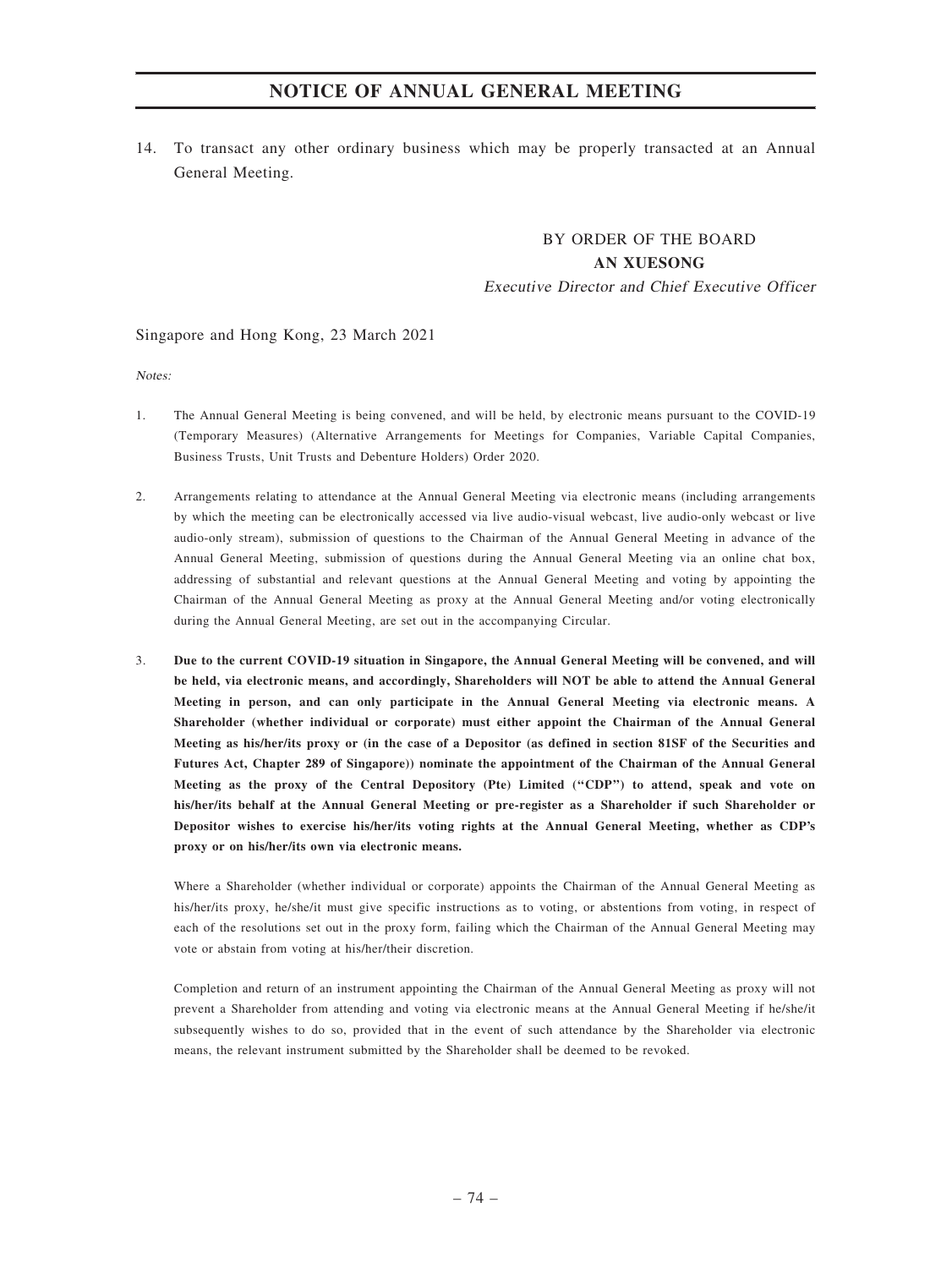14. To transact any other ordinary business which may be properly transacted at an Annual General Meeting.

BY ORDER OF THE BOARD
**AN XUESONG**
*Executive Director and Chief Executive Officer*

Singapore and Hong Kong, 23 March 2021

*Notes:*

1. The Annual General Meeting is being convened, and will be held, by electronic means pursuant to the COVID-19 (Temporary Measures) (Alternative Arrangements for Meetings for Companies, Variable Capital Companies, Business Trusts, Unit Trusts and Debenture Holders) Order 2020.

2. Arrangements relating to attendance at the Annual General Meeting via electronic means (including arrangements by which the meeting can be electronically accessed via live audio-visual webcast, live audio-only webcast or live audio-only stream), submission of questions to the Chairman of the Annual General Meeting in advance of the Annual General Meeting, submission of questions during the Annual General Meeting via an online chat box, addressing of substantial and relevant questions at the Annual General Meeting and voting by appointing the Chairman of the Annual General Meeting as proxy at the Annual General Meeting and/or voting electronically during the Annual General Meeting, are set out in the accompanying Circular.

3. **Due to the current COVID-19 situation in Singapore, the Annual General Meeting will be convened, and will be held, via electronic means, and accordingly, Shareholders will NOT be able to attend the Annual General Meeting in person, and can only participate in the Annual General Meeting via electronic means. A Shareholder (whether individual or corporate) must either appoint the Chairman of the Annual General Meeting as his/her/its proxy or (in the case of a Depositor (as defined in section 81SF of the Securities and Futures Act, Chapter 289 of Singapore)) nominate the appointment of the Chairman of the Annual General Meeting as the proxy of the Central Depository (Pte) Limited ("CDP") to attend, speak and vote on his/her/its behalf at the Annual General Meeting or pre-register as a Shareholder if such Shareholder or Depositor wishes to exercise his/her/its voting rights at the Annual General Meeting, whether as CDP's proxy or on his/her/its own via electronic means.**

   Where a Shareholder (whether individual or corporate) appoints the Chairman of the Annual General Meeting as his/her/its proxy, he/she/it must give specific instructions as to voting, or abstentions from voting, in respect of each of the resolutions set out in the proxy form, failing which the Chairman of the Annual General Meeting may vote or abstain from voting at his/her/their discretion.

   Completion and return of an instrument appointing the Chairman of the Annual General Meeting as proxy will not prevent a Shareholder from attending and voting via electronic means at the Annual General Meeting if he/she/it subsequently wishes to do so, provided that in the event of such attendance by the Shareholder via electronic means, the relevant instrument submitted by the Shareholder shall be deemed to be revoked.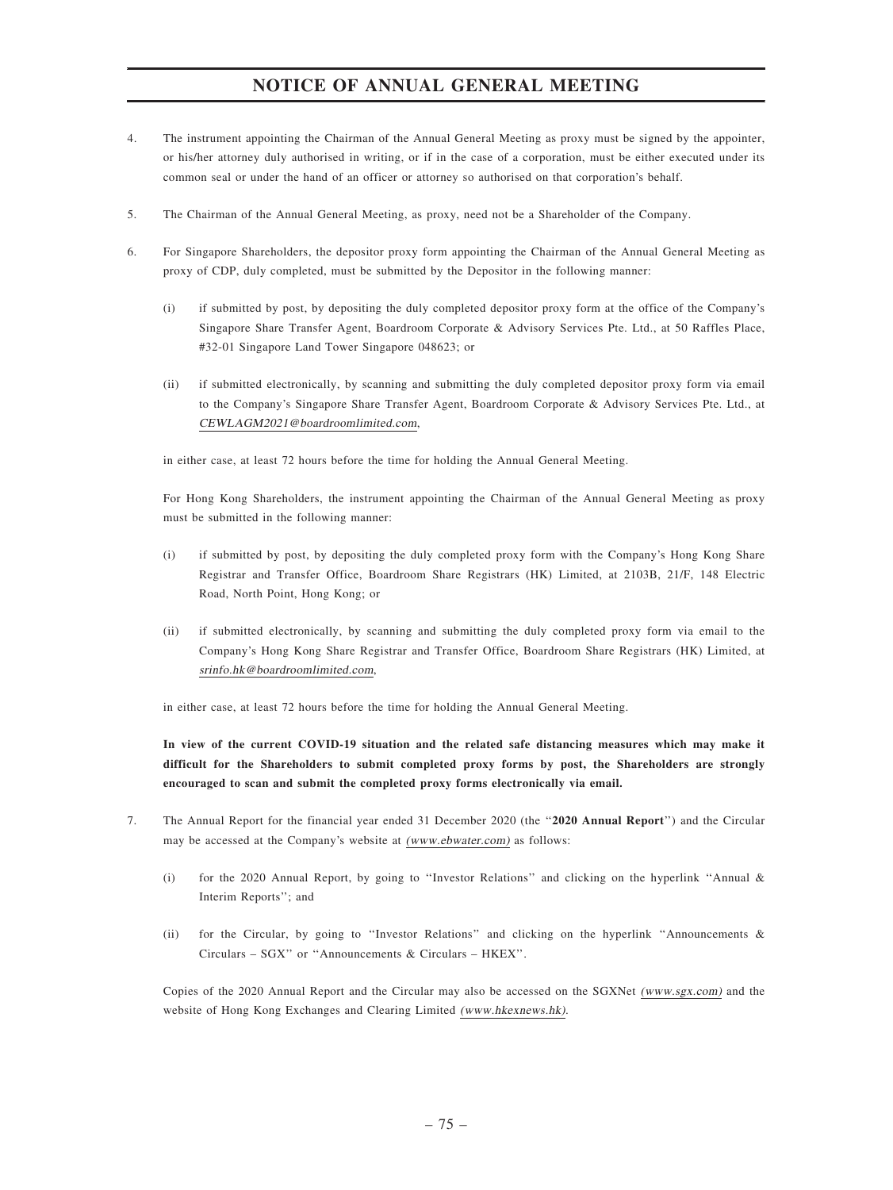# NOTICE OF ANNUAL GENERAL MEETING

4. The instrument appointing the Chairman of the Annual General Meeting as proxy must be signed by the appointer, or his/her attorney duly authorised in writing, or if in the case of a corporation, must be either executed under its common seal or under the hand of an officer or attorney so authorised on that corporation's behalf.

5. The Chairman of the Annual General Meeting, as proxy, need not be a Shareholder of the Company.

6. For Singapore Shareholders, the depositor proxy form appointing the Chairman of the Annual General Meeting as proxy of CDP, duly completed, must be submitted by the Depositor in the following manner:

   (i) if submitted by post, by depositing the duly completed depositor proxy form at the office of the Company's Singapore Share Transfer Agent, Boardroom Corporate & Advisory Services Pte. Ltd., at 50 Raffles Place, #32-01 Singapore Land Tower Singapore 048623; or

   (ii) if submitted electronically, by scanning and submitting the duly completed depositor proxy form via email to the Company's Singapore Share Transfer Agent, Boardroom Corporate & Advisory Services Pte. Ltd., at *CEWLAGM2021@boardroomlimited.com*,

   in either case, at least 72 hours before the time for holding the Annual General Meeting.

   For Hong Kong Shareholders, the instrument appointing the Chairman of the Annual General Meeting as proxy must be submitted in the following manner:

   (i) if submitted by post, by depositing the duly completed proxy form with the Company's Hong Kong Share Registrar and Transfer Office, Boardroom Share Registrars (HK) Limited, at 2103B, 21/F, 148 Electric Road, North Point, Hong Kong; or

   (ii) if submitted electronically, by scanning and submitting the duly completed proxy form via email to the Company's Hong Kong Share Registrar and Transfer Office, Boardroom Share Registrars (HK) Limited, at *srinfo.hk@boardroomlimited.com*,

   in either case, at least 72 hours before the time for holding the Annual General Meeting.

   **In view of the current COVID-19 situation and the related safe distancing measures which may make it difficult for the Shareholders to submit completed proxy forms by post, the Shareholders are strongly encouraged to scan and submit the completed proxy forms electronically via email.**

7. The Annual Report for the financial year ended 31 December 2020 (the "**2020 Annual Report**") and the Circular may be accessed at the Company's website at *(www.ebwater.com)* as follows:

   (i) for the 2020 Annual Report, by going to "Investor Relations" and clicking on the hyperlink "Annual & Interim Reports"; and

   (ii) for the Circular, by going to "Investor Relations" and clicking on the hyperlink "Announcements & Circulars – SGX" or "Announcements & Circulars – HKEX".

   Copies of the 2020 Annual Report and the Circular may also be accessed on the SGXNet *(www.sgx.com)* and the website of Hong Kong Exchanges and Clearing Limited *(www.hkexnews.hk)*.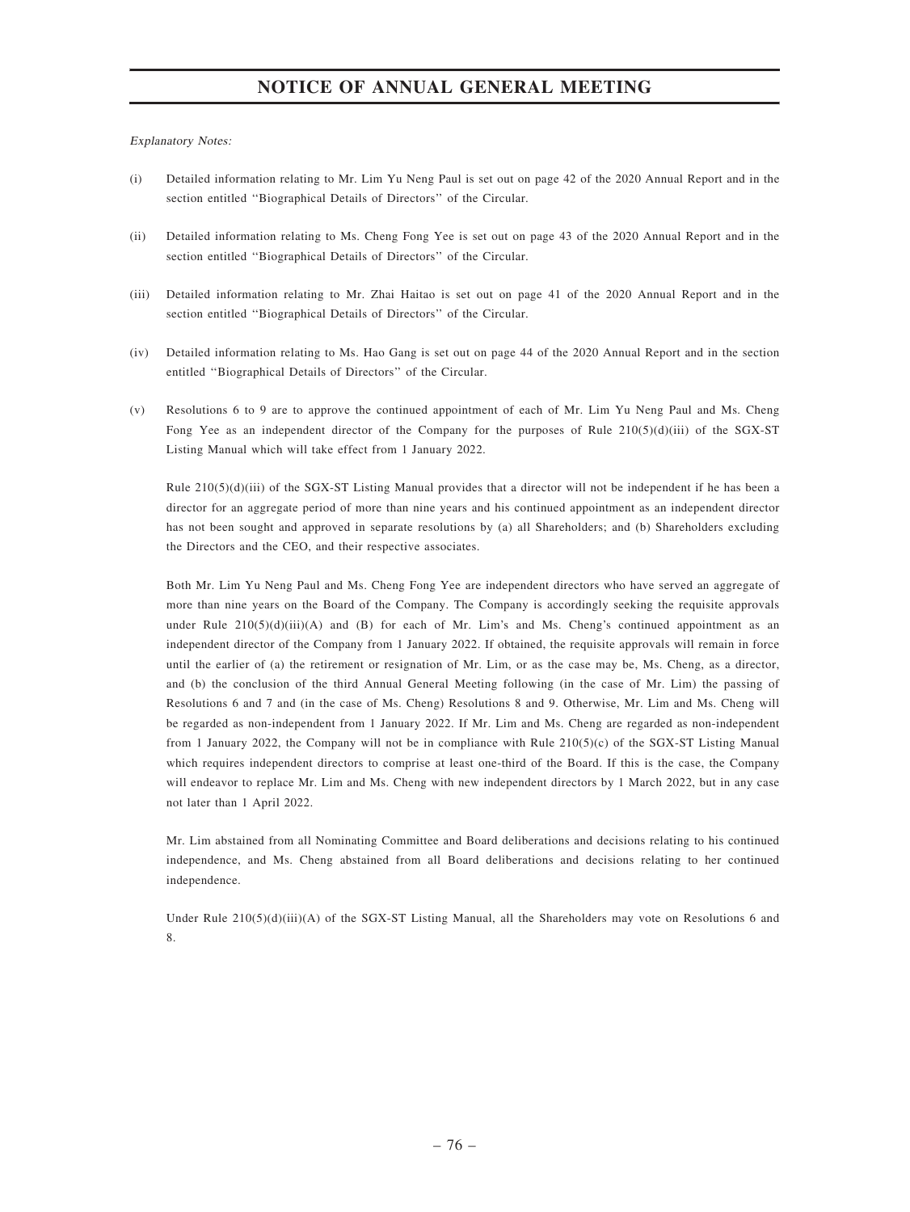# NOTICE OF ANNUAL GENERAL MEETING

*Explanatory Notes:*

(i) Detailed information relating to Mr. Lim Yu Neng Paul is set out on page 42 of the 2020 Annual Report and in the section entitled ''Biographical Details of Directors'' of the Circular.

(ii) Detailed information relating to Ms. Cheng Fong Yee is set out on page 43 of the 2020 Annual Report and in the section entitled ''Biographical Details of Directors'' of the Circular.

(iii) Detailed information relating to Mr. Zhai Haitao is set out on page 41 of the 2020 Annual Report and in the section entitled ''Biographical Details of Directors'' of the Circular.

(iv) Detailed information relating to Ms. Hao Gang is set out on page 44 of the 2020 Annual Report and in the section entitled ''Biographical Details of Directors'' of the Circular.

(v) Resolutions 6 to 9 are to approve the continued appointment of each of Mr. Lim Yu Neng Paul and Ms. Cheng Fong Yee as an independent director of the Company for the purposes of Rule 210(5)(d)(iii) of the SGX-ST Listing Manual which will take effect from 1 January 2022.

Rule 210(5)(d)(iii) of the SGX-ST Listing Manual provides that a director will not be independent if he has been a director for an aggregate period of more than nine years and his continued appointment as an independent director has not been sought and approved in separate resolutions by (a) all Shareholders; and (b) Shareholders excluding the Directors and the CEO, and their respective associates.

Both Mr. Lim Yu Neng Paul and Ms. Cheng Fong Yee are independent directors who have served an aggregate of more than nine years on the Board of the Company. The Company is accordingly seeking the requisite approvals under Rule 210(5)(d)(iii)(A) and (B) for each of Mr. Lim's and Ms. Cheng's continued appointment as an independent director of the Company from 1 January 2022. If obtained, the requisite approvals will remain in force until the earlier of (a) the retirement or resignation of Mr. Lim, or as the case may be, Ms. Cheng, as a director, and (b) the conclusion of the third Annual General Meeting following (in the case of Mr. Lim) the passing of Resolutions 6 and 7 and (in the case of Ms. Cheng) Resolutions 8 and 9. Otherwise, Mr. Lim and Ms. Cheng will be regarded as non-independent from 1 January 2022. If Mr. Lim and Ms. Cheng are regarded as non-independent from 1 January 2022, the Company will not be in compliance with Rule 210(5)(c) of the SGX-ST Listing Manual which requires independent directors to comprise at least one-third of the Board. If this is the case, the Company will endeavor to replace Mr. Lim and Ms. Cheng with new independent directors by 1 March 2022, but in any case not later than 1 April 2022.

Mr. Lim abstained from all Nominating Committee and Board deliberations and decisions relating to his continued independence, and Ms. Cheng abstained from all Board deliberations and decisions relating to her continued independence.

Under Rule 210(5)(d)(iii)(A) of the SGX-ST Listing Manual, all the Shareholders may vote on Resolutions 6 and 8.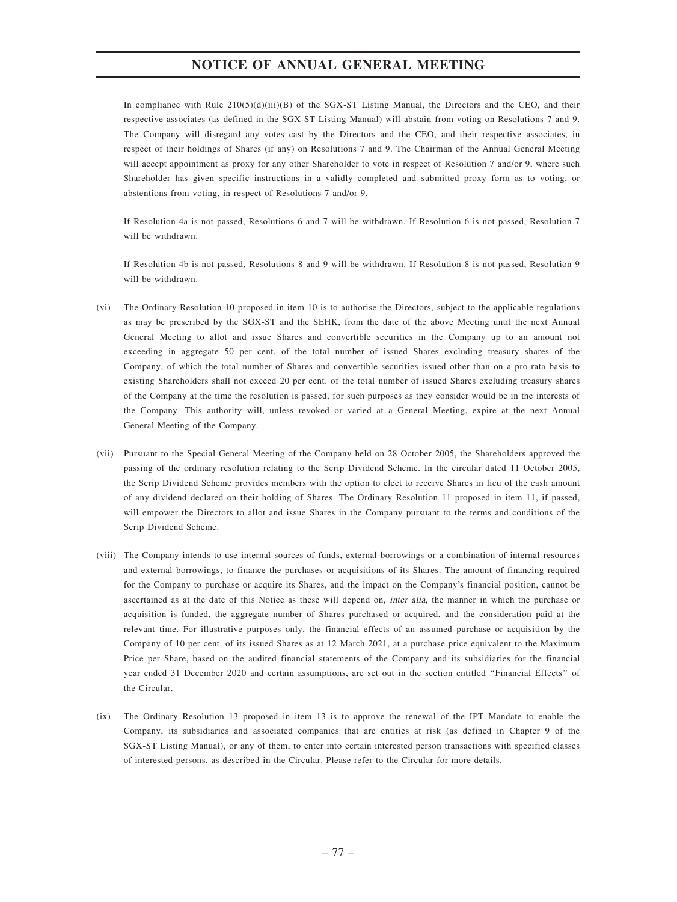# NOTICE OF ANNUAL GENERAL MEETING

In compliance with Rule 210(5)(d)(iii)(B) of the SGX-ST Listing Manual, the Directors and the CEO, and their respective associates (as defined in the SGX-ST Listing Manual) will abstain from voting on Resolutions 7 and 9. The Company will disregard any votes cast by the Directors and the CEO, and their respective associates, in respect of their holdings of Shares (if any) on Resolutions 7 and 9. The Chairman of the Annual General Meeting will accept appointment as proxy for any other Shareholder to vote in respect of Resolution 7 and/or 9, where such Shareholder has given specific instructions in a validly completed and submitted proxy form as to voting, or abstentions from voting, in respect of Resolutions 7 and/or 9.

If Resolution 4a is not passed, Resolutions 6 and 7 will be withdrawn. If Resolution 6 is not passed, Resolution 7 will be withdrawn.

If Resolution 4b is not passed, Resolutions 8 and 9 will be withdrawn. If Resolution 8 is not passed, Resolution 9 will be withdrawn.

(vi) The Ordinary Resolution 10 proposed in item 10 is to authorise the Directors, subject to the applicable regulations as may be prescribed by the SGX-ST and the SEHK, from the date of the above Meeting until the next Annual General Meeting to allot and issue Shares and convertible securities in the Company up to an amount not exceeding in aggregate 50 per cent. of the total number of issued Shares excluding treasury shares of the Company, of which the total number of Shares and convertible securities issued other than on a pro-rata basis to existing Shareholders shall not exceed 20 per cent. of the total number of issued Shares excluding treasury shares of the Company at the time the resolution is passed, for such purposes as they consider would be in the interests of the Company. This authority will, unless revoked or varied at a General Meeting, expire at the next Annual General Meeting of the Company.

(vii) Pursuant to the Special General Meeting of the Company held on 28 October 2005, the Shareholders approved the passing of the ordinary resolution relating to the Scrip Dividend Scheme. In the circular dated 11 October 2005, the Scrip Dividend Scheme provides members with the option to elect to receive Shares in lieu of the cash amount of any dividend declared on their holding of Shares. The Ordinary Resolution 11 proposed in item 11, if passed, will empower the Directors to allot and issue Shares in the Company pursuant to the terms and conditions of the Scrip Dividend Scheme.

(viii) The Company intends to use internal sources of funds, external borrowings or a combination of internal resources and external borrowings, to finance the purchases or acquisitions of its Shares. The amount of financing required for the Company to purchase or acquire its Shares, and the impact on the Company's financial position, cannot be ascertained as at the date of this Notice as these will depend on, *inter alia*, the manner in which the purchase or acquisition is funded, the aggregate number of Shares purchased or acquired, and the consideration paid at the relevant time. For illustrative purposes only, the financial effects of an assumed purchase or acquisition by the Company of 10 per cent. of its issued Shares as at 12 March 2021, at a purchase price equivalent to the Maximum Price per Share, based on the audited financial statements of the Company and its subsidiaries for the financial year ended 31 December 2020 and certain assumptions, are set out in the section entitled "Financial Effects" of the Circular.

(ix) The Ordinary Resolution 13 proposed in item 13 is to approve the renewal of the IPT Mandate to enable the Company, its subsidiaries and associated companies that are entities at risk (as defined in Chapter 9 of the SGX-ST Listing Manual), or any of them, to enter into certain interested person transactions with specified classes of interested persons, as described in the Circular. Please refer to the Circular for more details.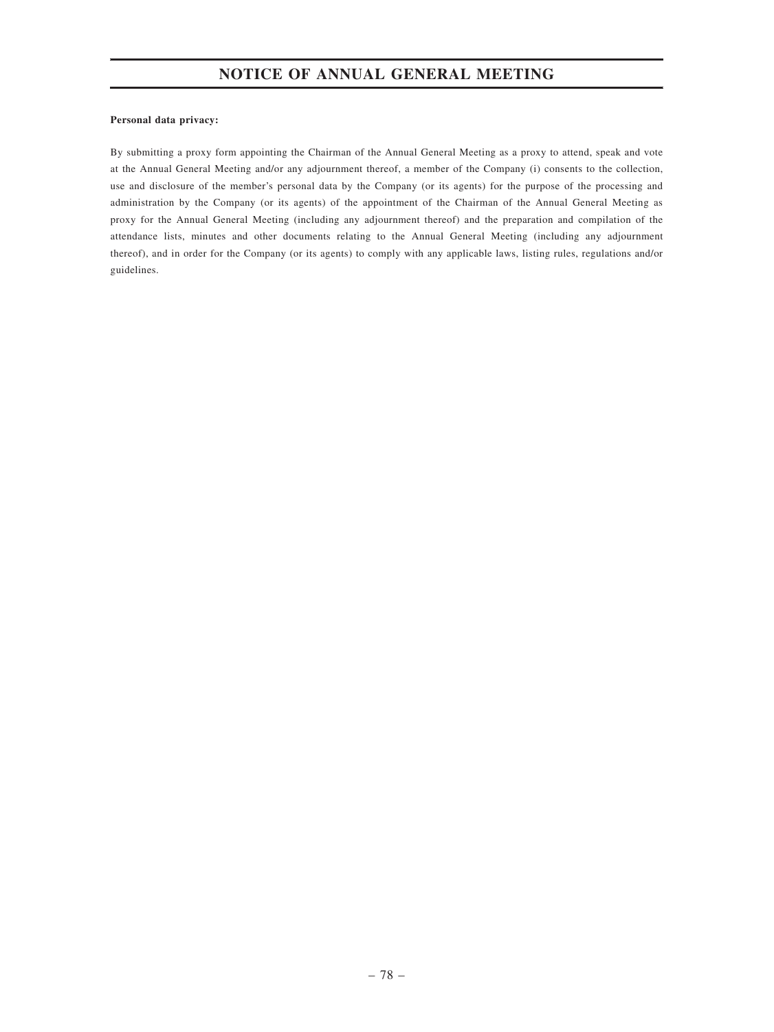**Personal data privacy:**

By submitting a proxy form appointing the Chairman of the Annual General Meeting as a proxy to attend, speak and vote at the Annual General Meeting and/or any adjournment thereof, a member of the Company (i) consents to the collection, use and disclosure of the member's personal data by the Company (or its agents) for the purpose of the processing and administration by the Company (or its agents) of the appointment of the Chairman of the Annual General Meeting as proxy for the Annual General Meeting (including any adjournment thereof) and the preparation and compilation of the attendance lists, minutes and other documents relating to the Annual General Meeting (including any adjournment thereof), and in order for the Company (or its agents) to comply with any applicable laws, listing rules, regulations and/or guidelines.